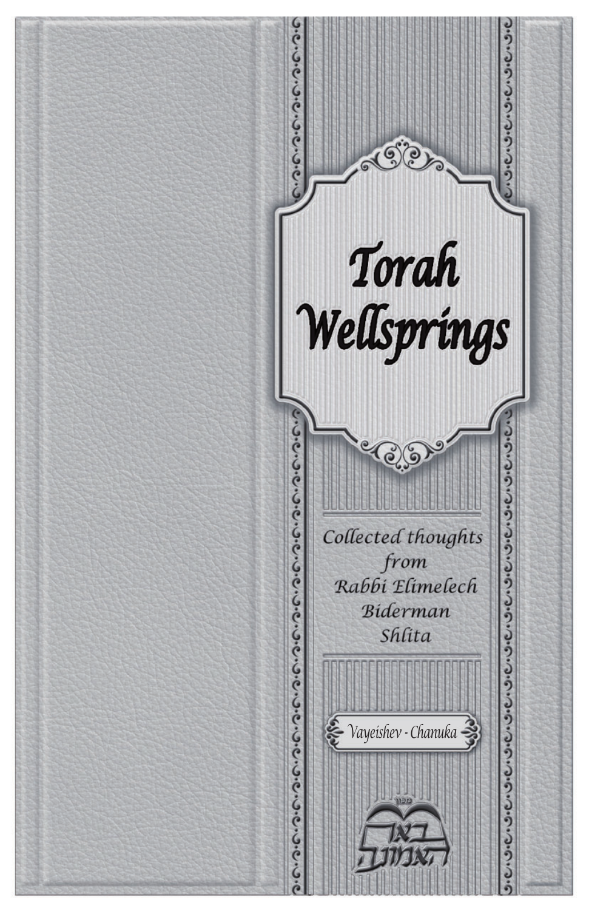# Torah Wellsprings

Collected thoughts from Rabbi Elimelech Biderman Shlita

Vayeishev - Chanuka

מכון באר האמונה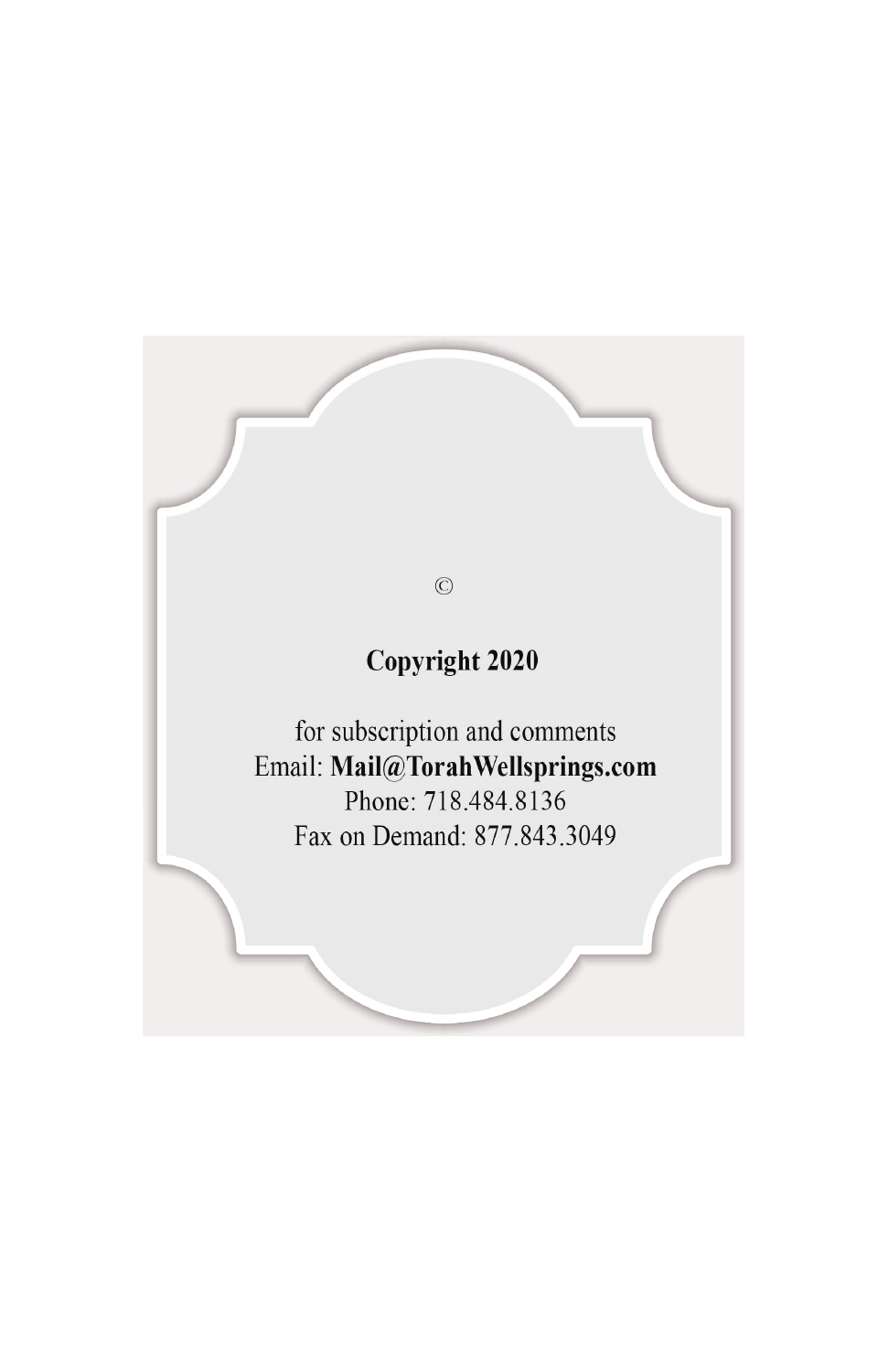©

**Copyright 2020**

for subscription and comments
Email: **Mail@TorahWellsprings.com**
Phone: 718.484.8136
Fax on Demand: 877.843.3049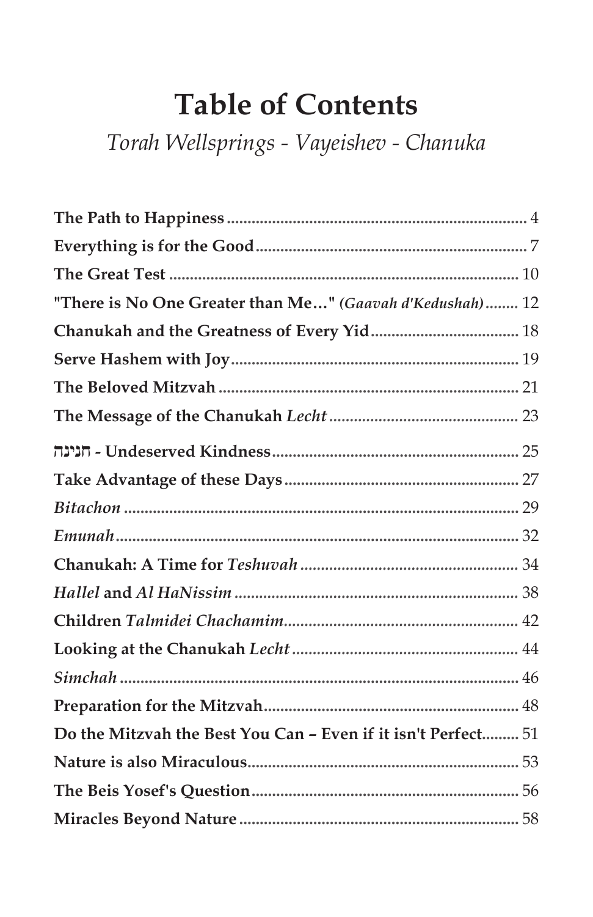# Table of Contents

*Torah Wellsprings - Vayeishev - Chanuka*

| | |
|---|---|
| **The Path to Happiness** | 4 |
| **Everything is for the Good** | 7 |
| **The Great Test** | 10 |
| **"There is No One Greater than Me…"** ***(Gaavah d'Kedushah)*** | 12 |
| **Chanukah and the Greatness of Every Yid** | 18 |
| **Serve Hashem with Joy** | 19 |
| **The Beloved Mitzvah** | 21 |
| **The Message of the Chanukah** ***Lecht*** | 23 |
| **חנינה - Undeserved Kindness** | 25 |
| **Take Advantage of these Days** | 27 |
| ***Bitachon*** | 29 |
| ***Emunah*** | 32 |
| **Chanukah: A Time for** ***Teshuvah*** | 34 |
| ***Hallel*** **and** ***Al HaNissim*** | 38 |
| **Children** ***Talmidei Chachamim*** | 42 |
| **Looking at the Chanukah** ***Lecht*** | 44 |
| ***Simchah*** | 46 |
| **Preparation for the Mitzvah** | 48 |
| **Do the Mitzvah the Best You Can – Even if it isn't Perfect** | 51 |
| **Nature is also Miraculous** | 53 |
| **The Beis Yosef's Question** | 56 |
| **Miracles Beyond Nature** | 58 |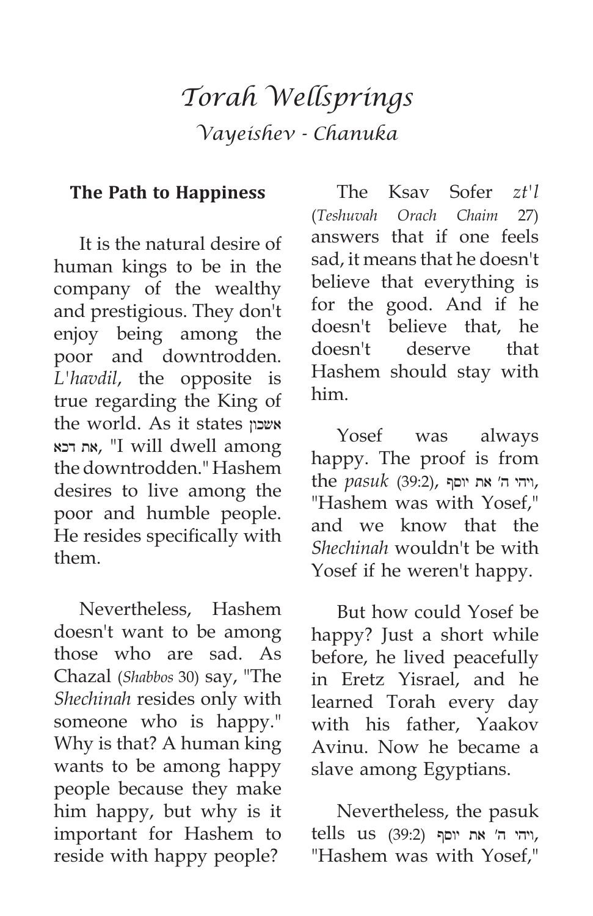# *Torah Wellsprings*

## *Vayeishev - Chanuka*

### The Path to Happiness

It is the natural desire of human kings to be in the company of the wealthy and prestigious. They don't enjoy being among the poor and downtrodden. *L'havdil*, the opposite is true regarding the King of the world. As it states אשכון את דכא, "I will dwell among the downtrodden." Hashem desires to live among the poor and humble people. He resides specifically with them.

Nevertheless, Hashem doesn't want to be among those who are sad. As Chazal (*Shabbos* 30) say, "The *Shechinah* resides only with someone who is happy." Why is that? A human king wants to be among happy people because they make him happy, but why is it important for Hashem to reside with happy people?

The Ksav Sofer *zt'l* (*Teshuvah Orach Chaim* 27) answers that if one feels sad, it means that he doesn't believe that everything is for the good. And if he doesn't believe that, he doesn't deserve that Hashem should stay with him.

Yosef was always happy. The proof is from the *pasuk* (39:2), ויהי ה' את יוסף, "Hashem was with Yosef," and we know that the *Shechinah* wouldn't be with Yosef if he weren't happy.

But how could Yosef be happy? Just a short while before, he lived peacefully in Eretz Yisrael, and he learned Torah every day with his father, Yaakov Avinu. Now he became a slave among Egyptians.

Nevertheless, the pasuk tells us (39:2) ויהי ה' את יוסף, "Hashem was with Yosef,"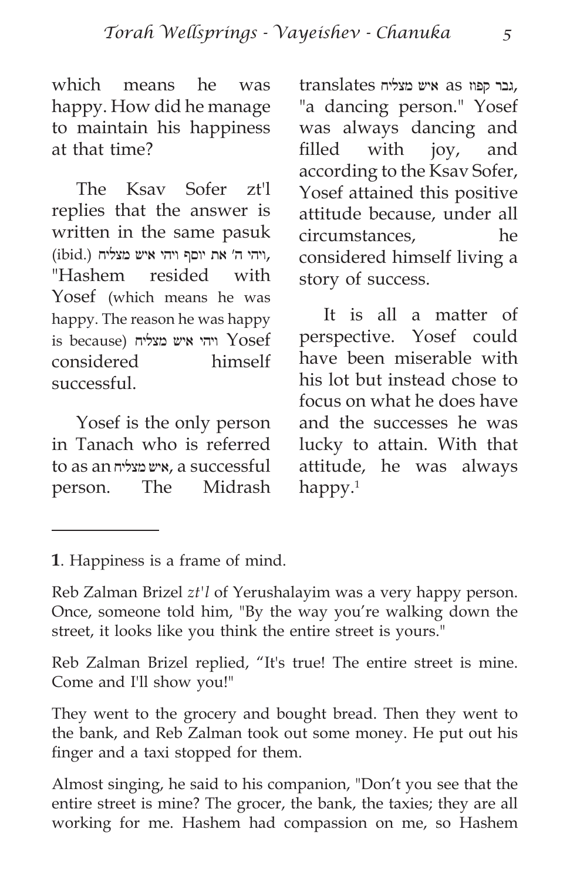which means he was happy. How did he manage to maintain his happiness at that time?

The Ksav Sofer zt'l replies that the answer is written in the same pasuk (ibid.) ויהי ה' את יוסף ויהי איש מצליח, "Hashem resided with Yosef (which means he was happy. The reason he was happy is because) ויהי איש מצליח Yosef considered himself successful.

Yosef is the only person in Tanach who is referred to as an איש מצליח, a successful person. The Midrash translates איש מצליח as גבר קפוז, "a dancing person." Yosef was always dancing and filled with joy, and according to the Ksav Sofer, Yosef attained this positive attitude because, under all circumstances, he considered himself living a story of success.

It is all a matter of perspective. Yosef could have been miserable with his lot but instead chose to focus on what he does have and the successes he was lucky to attain. With that attitude, he was always happy.[1]

---

**1**. Happiness is a frame of mind.

Reb Zalman Brizel *zt'l* of Yerushalayim was a very happy person. Once, someone told him, "By the way you're walking down the street, it looks like you think the entire street is yours."

Reb Zalman Brizel replied, "It's true! The entire street is mine. Come and I'll show you!"

They went to the grocery and bought bread. Then they went to the bank, and Reb Zalman took out some money. He put out his finger and a taxi stopped for them.

Almost singing, he said to his companion, "Don't you see that the entire street is mine? The grocer, the bank, the taxies; they are all working for me. Hashem had compassion on me, so Hashem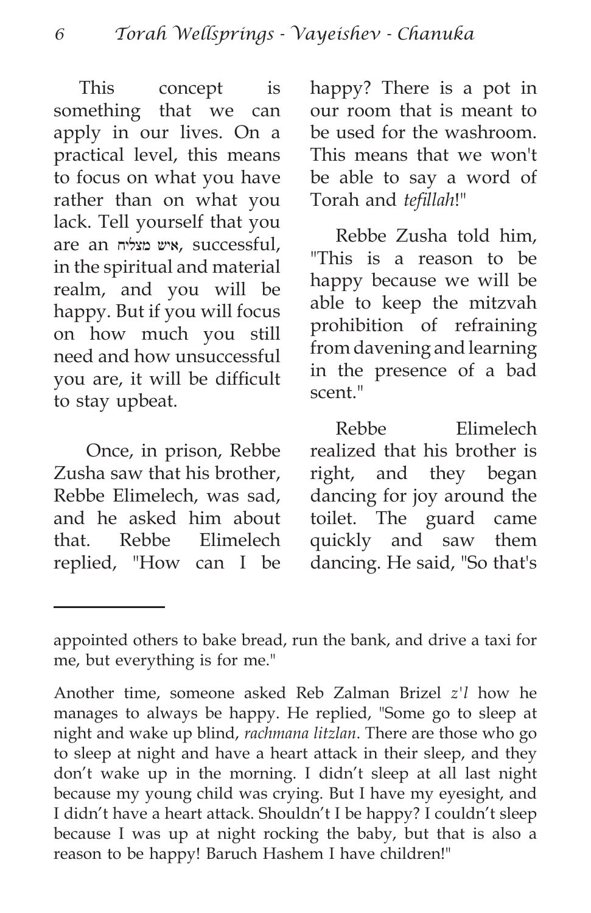This concept is something that we can apply in our lives. On a practical level, this means to focus on what you have rather than on what you lack. Tell yourself that you are an איש מצליח, successful, in the spiritual and material realm, and you will be happy. But if you will focus on how much you still need and how unsuccessful you are, it will be difficult to stay upbeat.

Once, in prison, Rebbe Zusha saw that his brother, Rebbe Elimelech, was sad, and he asked him about that. Rebbe Elimelech replied, "How can I be happy? There is a pot in our room that is meant to be used for the washroom. This means that we won't be able to say a word of Torah and *tefillah*!"

Rebbe Zusha told him, "This is a reason to be happy because we will be able to keep the mitzvah prohibition of refraining from davening and learning in the presence of a bad scent."

Rebbe Elimelech realized that his brother is right, and they began dancing for joy around the toilet. The guard came quickly and saw them dancing. He said, "So that's

---

appointed others to bake bread, run the bank, and drive a taxi for me, but everything is for me."

Another time, someone asked Reb Zalman Brizel *z'l* how he manages to always be happy. He replied, "Some go to sleep at night and wake up blind, *rachmana litzlan*. There are those who go to sleep at night and have a heart attack in their sleep, and they don't wake up in the morning. I didn't sleep at all last night because my young child was crying. But I have my eyesight, and I didn't have a heart attack. Shouldn't I be happy? I couldn't sleep because I was up at night rocking the baby, but that is also a reason to be happy! Baruch Hashem I have children!"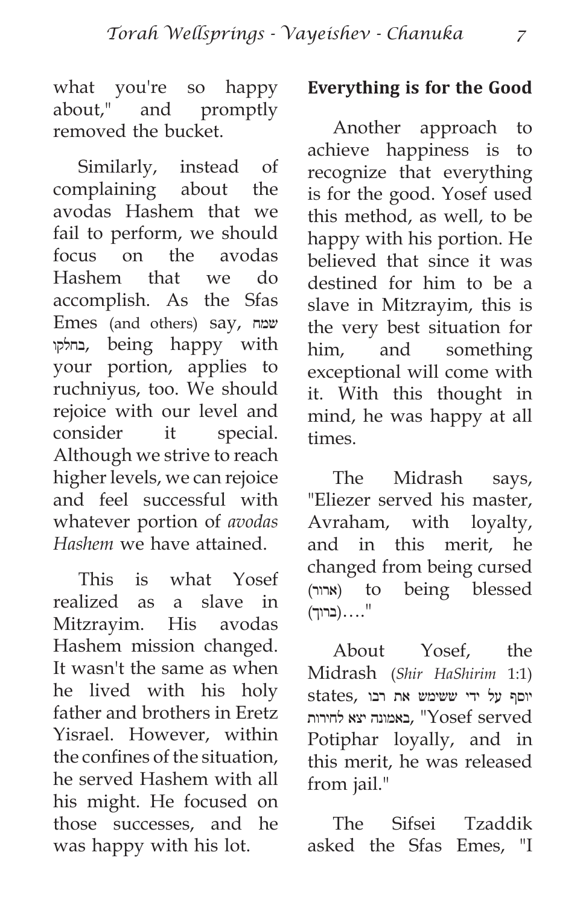what you're so happy about," and promptly removed the bucket.

Similarly, instead of complaining about the avodas Hashem that we fail to perform, we should focus on the avodas Hashem that we do accomplish. As the Sfas Emes (and others) say, שמח בחלקו, being happy with your portion, applies to ruchniyus, too. We should rejoice with our level and consider it special. Although we strive to reach higher levels, we can rejoice and feel successful with whatever portion of *avodas Hashem* we have attained.

This is what Yosef realized as a slave in Mitzrayim. His avodas Hashem mission changed. It wasn't the same as when he lived with his holy father and brothers in Eretz Yisrael. However, within the confines of the situation, he served Hashem with all his might. He focused on those successes, and he was happy with his lot.

**Everything is for the Good**

Another approach to achieve happiness is to recognize that everything is for the good. Yosef used this method, as well, to be happy with his portion. He believed that since it was destined for him to be a slave in Mitzrayim, this is the very best situation for him, and something exceptional will come with it. With this thought in mind, he was happy at all times.

The Midrash says, "Eliezer served his master, Avraham, with loyalty, and in this merit, he changed from being cursed (ארור) to being blessed (ברוך)…."

About Yosef, the Midrash (*Shir HaShirim* 1:1) states, יוסף על ידי ששימש את רבו באמונה יצא לחירות, "Yosef served Potiphar loyally, and in this merit, he was released from jail."

The Sifsei Tzaddik asked the Sfas Emes, "I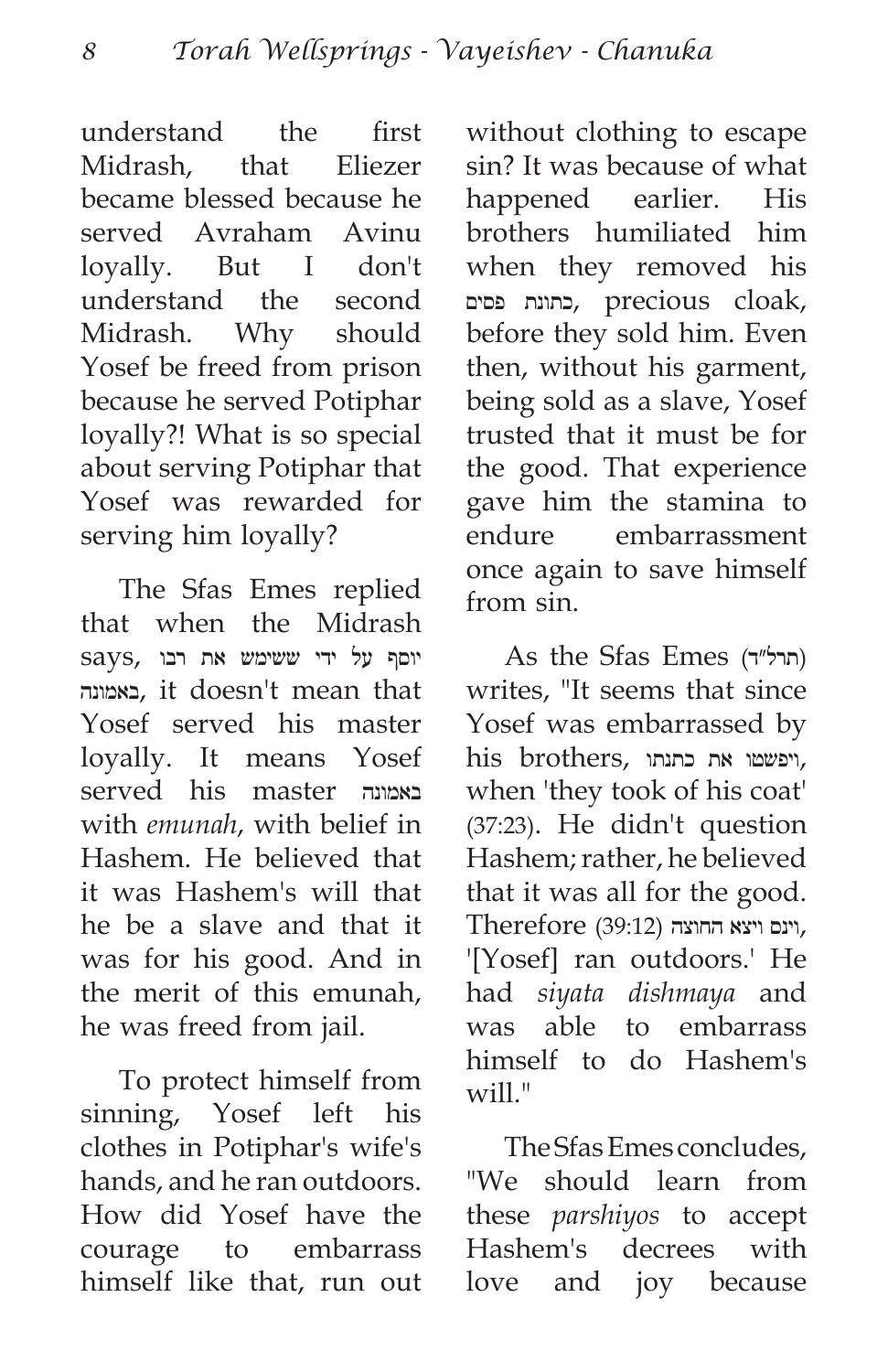understand the first Midrash, that Eliezer became blessed because he served Avraham Avinu loyally. But I don't understand the second Midrash. Why should Yosef be freed from prison because he served Potiphar loyally?! What is so special about serving Potiphar that Yosef was rewarded for serving him loyally?

The Sfas Emes replied that when the Midrash says, יוסף על ידי ששימש את רבו באמונה, it doesn't mean that Yosef served his master loyally. It means Yosef served his master באמונה with *emunah*, with belief in Hashem. He believed that it was Hashem's will that he be a slave and that it was for his good. And in the merit of this emunah, he was freed from jail.

To protect himself from sinning, Yosef left his clothes in Potiphar's wife's hands, and he ran outdoors. How did Yosef have the courage to embarrass himself like that, run out without clothing to escape sin? It was because of what happened earlier. His brothers humiliated him when they removed his כתונת פסים, precious cloak, before they sold him. Even then, without his garment, being sold as a slave, Yosef trusted that it must be for the good. That experience gave him the stamina to endure embarrassment once again to save himself from sin.

As the Sfas Emes (תרל"ד) writes, "It seems that since Yosef was embarrassed by his brothers, ויפשטו את כתנתו, when 'they took of his coat' (37:23). He didn't question Hashem; rather, he believed that it was all for the good. Therefore (39:12) וינס ויצא החוצה, '[Yosef] ran outdoors.' He had *siyata dishmaya* and was able to embarrass himself to do Hashem's will."

The Sfas Emes concludes, "We should learn from these *parshiyos* to accept Hashem's decrees with love and joy because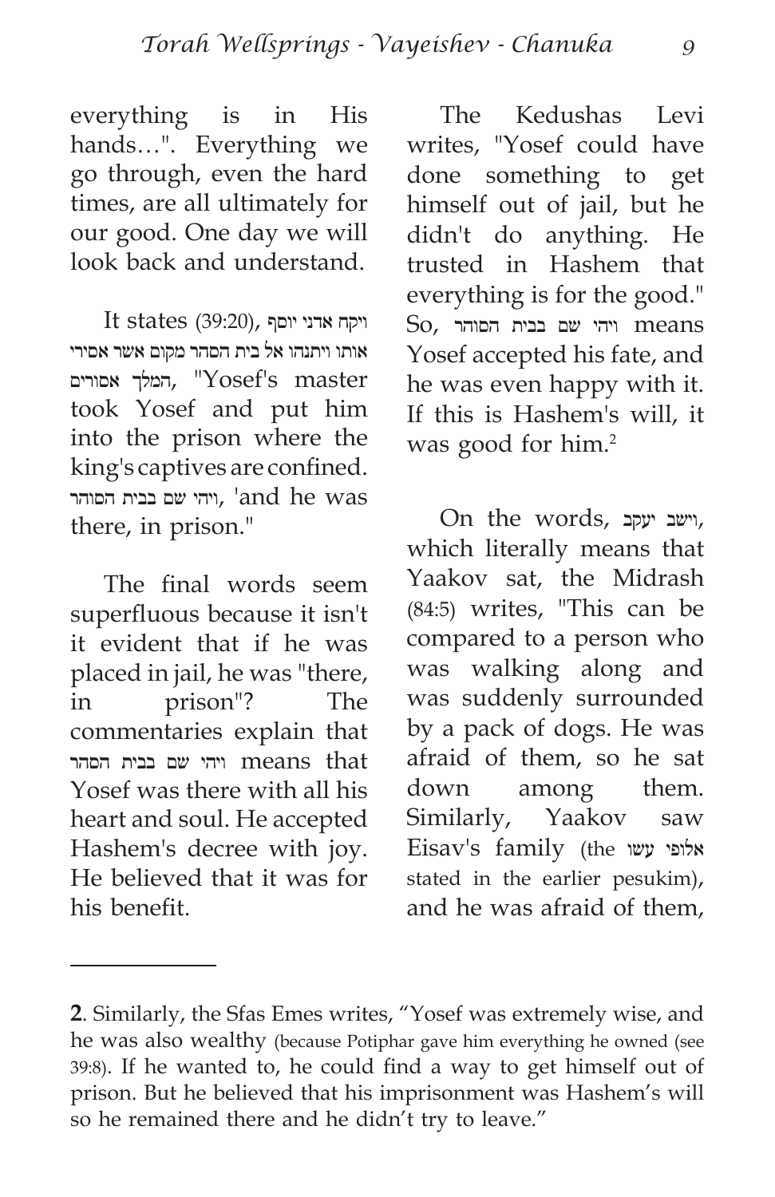everything is in His hands…". Everything we go through, even the hard times, are all ultimately for our good. One day we will look back and understand.

It states (39:20), ויקח אדני יוסף אותו ויתנהו אל בית הסהר מקום אשר אסירי המלך אסורים, "Yosef's master took Yosef and put him into the prison where the king's captives are confined. ויהי שם בבית הסוהר, 'and he was there, in prison."

The final words seem superfluous because it isn't it evident that if he was placed in jail, he was "there, in prison"? The commentaries explain that ויהי שם בבית הסהר means that Yosef was there with all his heart and soul. He accepted Hashem's decree with joy. He believed that it was for his benefit.

The Kedushas Levi writes, "Yosef could have done something to get himself out of jail, but he didn't do anything. He trusted in Hashem that everything is for the good." So, ויהי שם בבית הסוהר means Yosef accepted his fate, and he was even happy with it. If this is Hashem's will, it was good for him.[2]

On the words, וישב יעקב, which literally means that Yaakov sat, the Midrash (84:5) writes, "This can be compared to a person who was walking along and was suddenly surrounded by a pack of dogs. He was afraid of them, so he sat down among them. Similarly, Yaakov saw Eisav's family (the אלופי עשו stated in the earlier pesukim), and he was afraid of them,

---

**2**. Similarly, the Sfas Emes writes, "Yosef was extremely wise, and he was also wealthy (because Potiphar gave him everything he owned (see 39:8). If he wanted to, he could find a way to get himself out of prison. But he believed that his imprisonment was Hashem's will so he remained there and he didn't try to leave."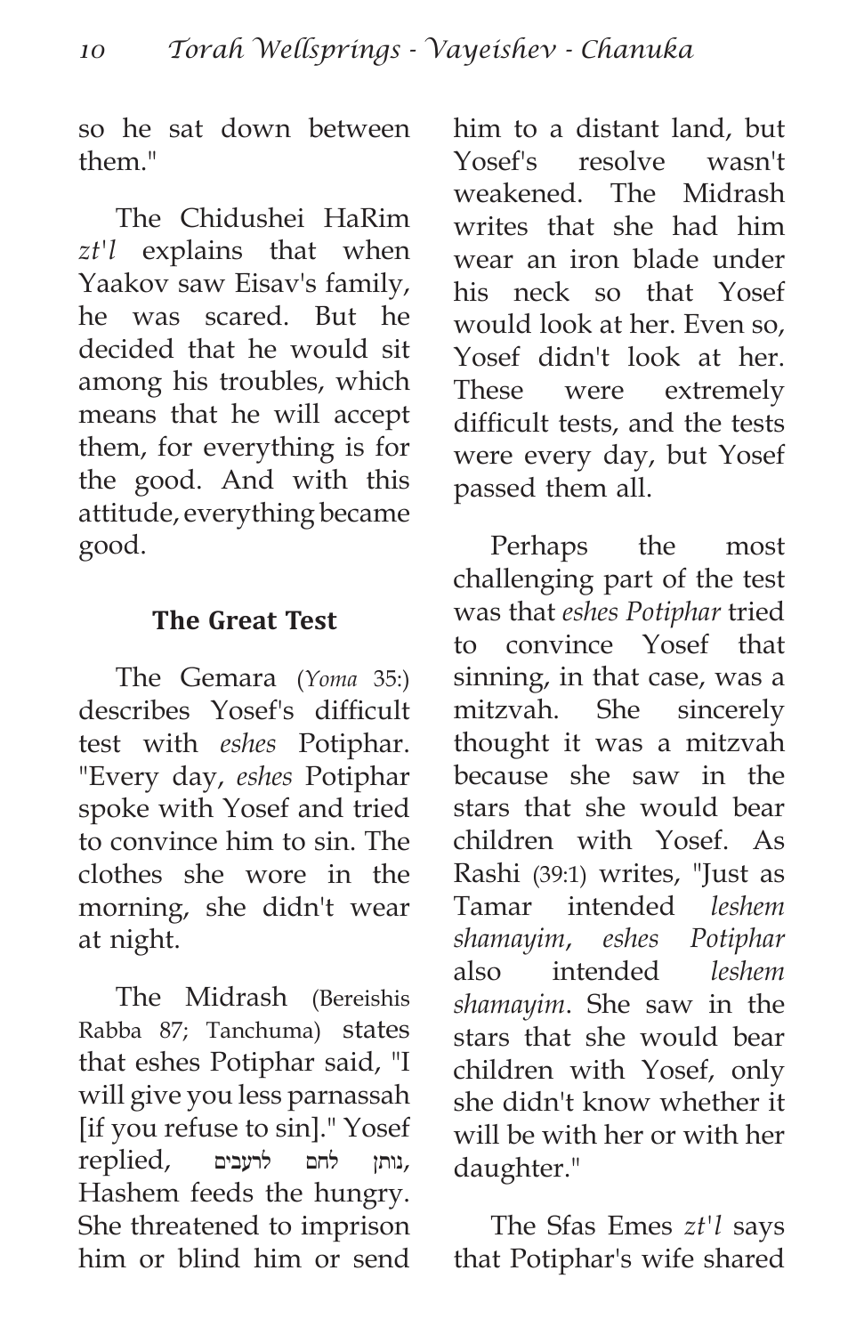so he sat down between them."

The Chidushei HaRim *zt'l* explains that when Yaakov saw Eisav's family, he was scared. But he decided that he would sit among his troubles, which means that he will accept them, for everything is for the good. And with this attitude, everything became good.

### The Great Test

The Gemara (*Yoma* 35:) describes Yosef's difficult test with *eshes* Potiphar. "Every day, *eshes* Potiphar spoke with Yosef and tried to convince him to sin. The clothes she wore in the morning, she didn't wear at night.

The Midrash (Bereishis Rabba 87; Tanchuma) states that eshes Potiphar said, "I will give you less parnassah [if you refuse to sin]." Yosef replied, נותן לחם לרעבים, Hashem feeds the hungry. She threatened to imprison him or blind him or send him to a distant land, but Yosef's resolve wasn't weakened. The Midrash writes that she had him wear an iron blade under his neck so that Yosef would look at her. Even so, Yosef didn't look at her. These were extremely difficult tests, and the tests were every day, but Yosef passed them all.

Perhaps the most challenging part of the test was that *eshes Potiphar* tried to convince Yosef that sinning, in that case, was a mitzvah. She sincerely thought it was a mitzvah because she saw in the stars that she would bear children with Yosef. As Rashi (39:1) writes, "Just as Tamar intended *leshem shamayim*, *eshes Potiphar* also intended *leshem shamayim*. She saw in the stars that she would bear children with Yosef, only she didn't know whether it will be with her or with her daughter."

The Sfas Emes *zt'l* says that Potiphar's wife shared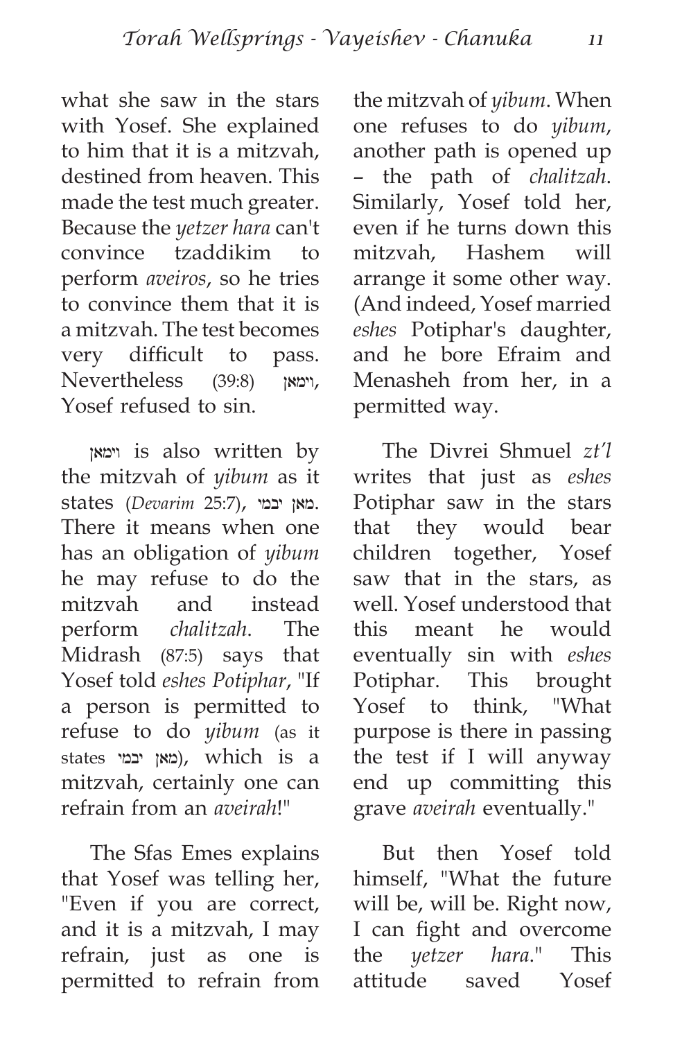what she saw in the stars with Yosef. She explained to him that it is a mitzvah, destined from heaven. This made the test much greater. Because the *yetzer hara* can't convince tzaddikim to perform *aveiros*, so he tries to convince them that it is a mitzvah. The test becomes very difficult to pass. Nevertheless (39:8) וימאן, Yosef refused to sin.

וימאן is also written by the mitzvah of *yibum* as it states (*Devarim* 25:7), מאן יבמי. There it means when one has an obligation of *yibum* he may refuse to do the mitzvah and instead perform *chalitzah*. The Midrash (87:5) says that Yosef told *eshes Potiphar*, "If a person is permitted to refuse to do *yibum* (as it states מאן יבמי), which is a mitzvah, certainly one can refrain from an *aveirah*!"

The Sfas Emes explains that Yosef was telling her, "Even if you are correct, and it is a mitzvah, I may refrain, just as one is permitted to refrain from the mitzvah of *yibum*. When one refuses to do *yibum*, another path is opened up – the path of *chalitzah*. Similarly, Yosef told her, even if he turns down this mitzvah, Hashem will arrange it some other way. (And indeed, Yosef married *eshes* Potiphar's daughter, and he bore Efraim and Menasheh from her, in a permitted way.

The Divrei Shmuel *zt'l* writes that just as *eshes* Potiphar saw in the stars that they would bear children together, Yosef saw that in the stars, as well. Yosef understood that this meant he would eventually sin with *eshes* Potiphar. This brought Yosef to think, "What purpose is there in passing the test if I will anyway end up committing this grave *aveirah* eventually."

But then Yosef told himself, "What the future will be, will be. Right now, I can fight and overcome the *yetzer hara*." This attitude saved Yosef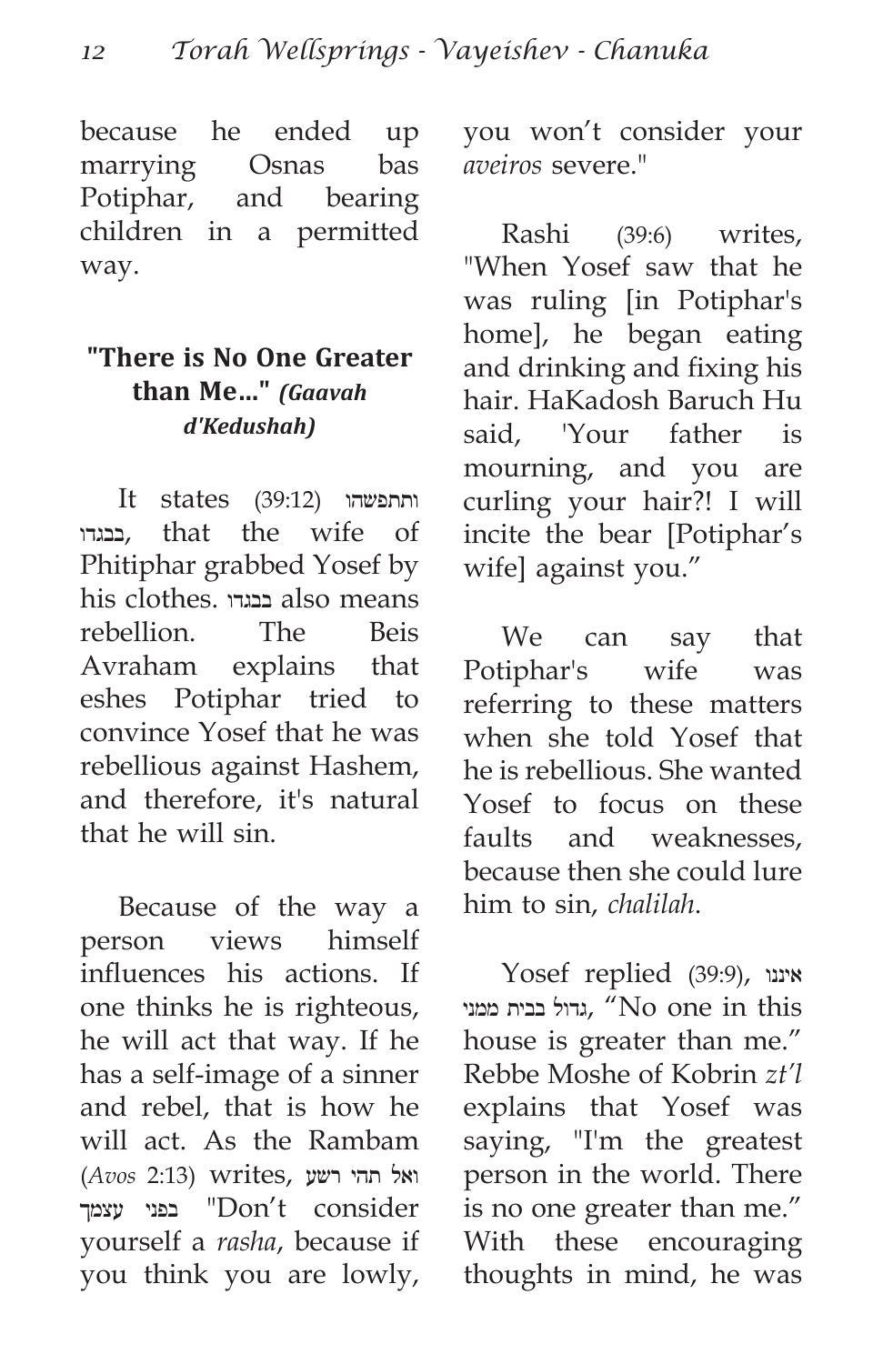because he ended up marrying Osnas bas Potiphar, and bearing children in a permitted way.

### "There is No One Greater than Me…" *(Gaavah d'Kedushah)*

It states (39:12) ותתפשהו בבגדו, that the wife of Phitiphar grabbed Yosef by his clothes. בבגדו also means rebellion. The Beis Avraham explains that eshes Potiphar tried to convince Yosef that he was rebellious against Hashem, and therefore, it's natural that he will sin.

Because of the way a person views himself influences his actions. If one thinks he is righteous, he will act that way. If he has a self-image of a sinner and rebel, that is how he will act. As the Rambam (*Avos* 2:13) writes, ואל תהי רשע בפני עצמך "Don't consider yourself a *rasha*, because if you think you are lowly, you won't consider your *aveiros* severe."

Rashi (39:6) writes, "When Yosef saw that he was ruling [in Potiphar's home], he began eating and drinking and fixing his hair. HaKadosh Baruch Hu said, 'Your father is mourning, and you are curling your hair?! I will incite the bear [Potiphar's wife] against you."

We can say that Potiphar's wife was referring to these matters when she told Yosef that he is rebellious. She wanted Yosef to focus on these faults and weaknesses, because then she could lure him to sin, *chalilah*.

Yosef replied (39:9), איננו גדול בבית ממני, "No one in this house is greater than me." Rebbe Moshe of Kobrin *zt'l* explains that Yosef was saying, "I'm the greatest person in the world. There is no one greater than me." With these encouraging thoughts in mind, he was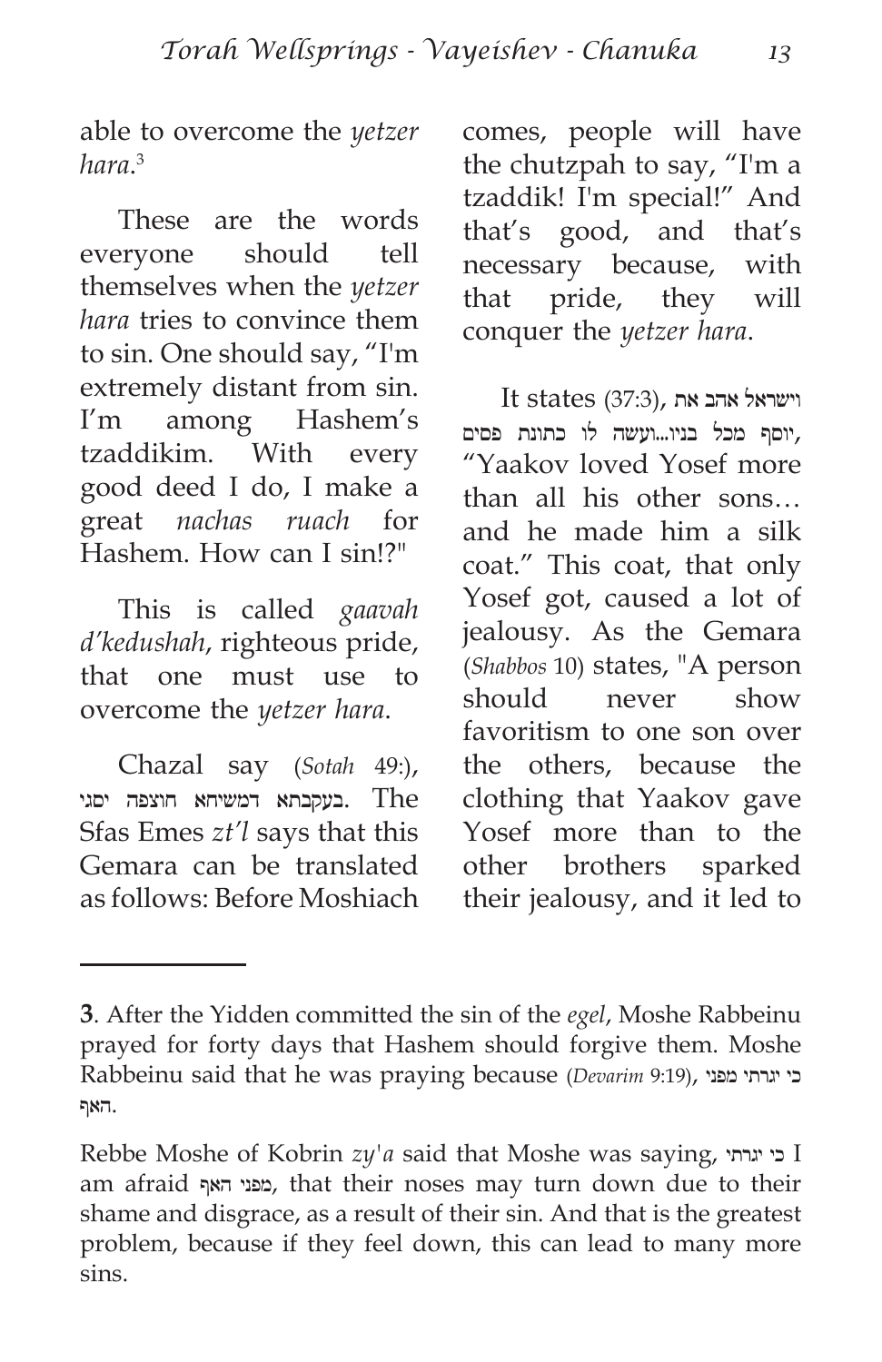able to overcome the *yetzer hara*.[3]

These are the words everyone should tell themselves when the *yetzer hara* tries to convince them to sin. One should say, "I'm extremely distant from sin. I'm among Hashem's tzaddikim. With every good deed I do, I make a great *nachas ruach* for Hashem. How can I sin!?"

This is called *gaavah d'kedushah*, righteous pride, that one must use to overcome the *yetzer hara*.

Chazal say (*Sotah* 49:), בעקבתא דמשיחא חוצפה יסגי. The Sfas Emes *zt'l* says that this Gemara can be translated as follows: Before Moshiach comes, people will have the chutzpah to say, "I'm a tzaddik! I'm special!" And that's good, and that's necessary because, with that pride, they will conquer the *yetzer hara*.

It states (37:3), וישראל אהב את יוסף מכל בניו...ועשה לו כתונת פסים, "Yaakov loved Yosef more than all his other sons… and he made him a silk coat." This coat, that only Yosef got, caused a lot of jealousy. As the Gemara (*Shabbos* 10) states, "A person should never show favoritism to one son over the others, because the clothing that Yaakov gave Yosef more than to the other brothers sparked their jealousy, and it led to

---

**3**. After the Yidden committed the sin of the *egel*, Moshe Rabbeinu prayed for forty days that Hashem should forgive them. Moshe Rabbeinu said that he was praying because (*Devarim* 9:19), כי יגרתי מפני האף.

Rebbe Moshe of Kobrin *zy'a* said that Moshe was saying, כי יגרתי I am afraid מפני האף, that their noses may turn down due to their shame and disgrace, as a result of their sin. And that is the greatest problem, because if they feel down, this can lead to many more sins.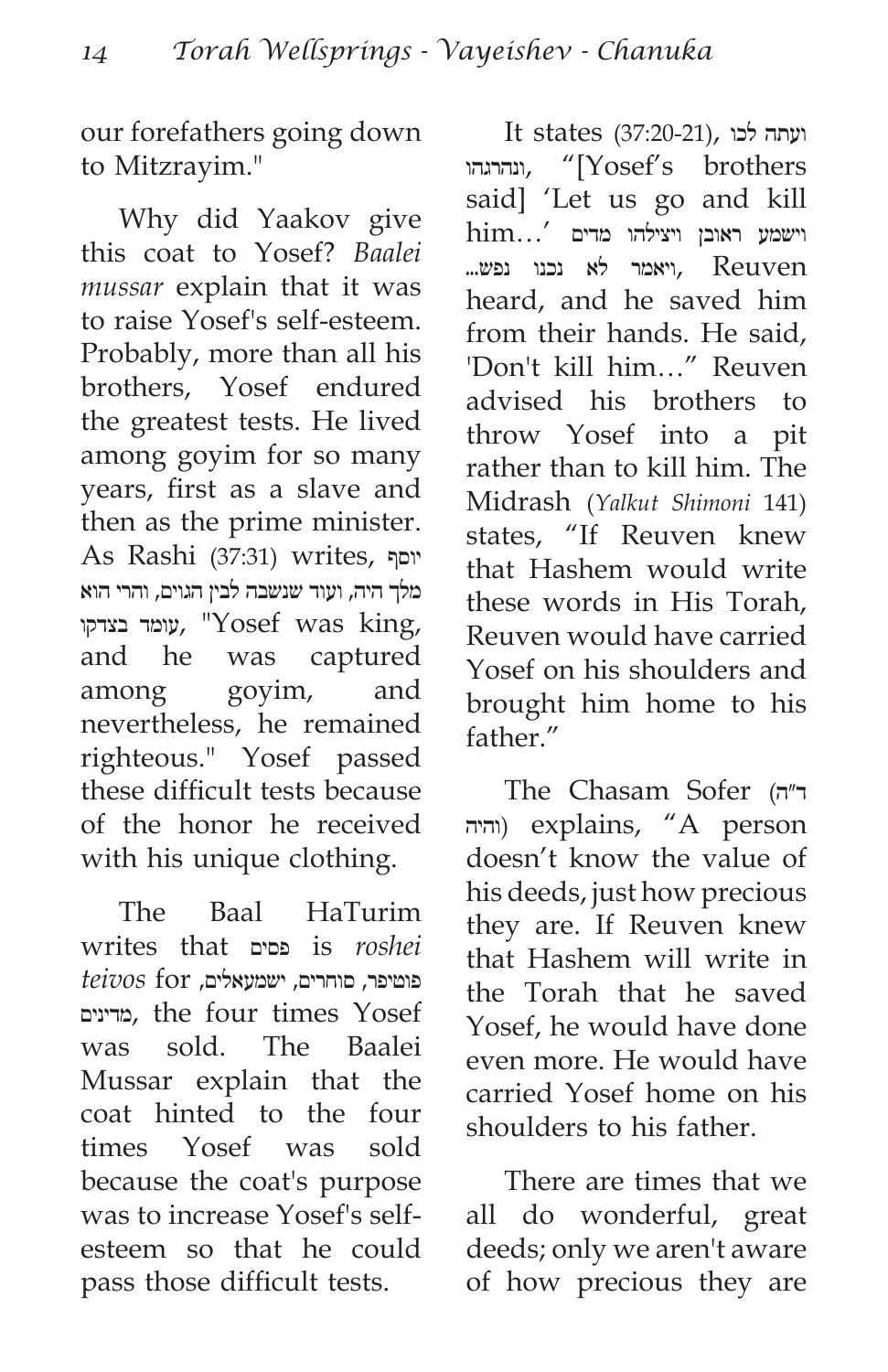our forefathers going down to Mitzrayim."

Why did Yaakov give this coat to Yosef? *Baalei mussar* explain that it was to raise Yosef's self-esteem. Probably, more than all his brothers, Yosef endured the greatest tests. He lived among goyim for so many years, first as a slave and then as the prime minister. As Rashi (37:31) writes, יוסף מלך היה, ועוד שנשבה לבין הגוים, והרי הוא עומד בצדקו, "Yosef was king, and he was captured among goyim, and nevertheless, he remained righteous." Yosef passed these difficult tests because of the honor he received with his unique clothing.

The Baal HaTurim writes that פסים is *roshei teivos* for פוטיפר, סוחרים, ישמעאלים, מדינים, the four times Yosef was sold. The Baalei Mussar explain that the coat hinted to the four times Yosef was sold because the coat's purpose was to increase Yosef's self-esteem so that he could pass those difficult tests.

It states (37:20-21), ועתה לכו ונהרגהו, "[Yosef's brothers said] 'Let us go and kill him…' וישמע ראובן ויצילהו מדים ויאמר לא נכנו נפש..., Reuven heard, and he saved him from their hands. He said, 'Don't kill him…" Reuven advised his brothers to throw Yosef into a pit rather than to kill him. The Midrash (*Yalkut Shimoni* 141) states, "If Reuven knew that Hashem would write these words in His Torah, Reuven would have carried Yosef on his shoulders and brought him home to his father."

The Chasam Sofer (ד"ה והיה) explains, "A person doesn't know the value of his deeds, just how precious they are. If Reuven knew that Hashem will write in the Torah that he saved Yosef, he would have done even more. He would have carried Yosef home on his shoulders to his father.

There are times that we all do wonderful, great deeds; only we aren't aware of how precious they are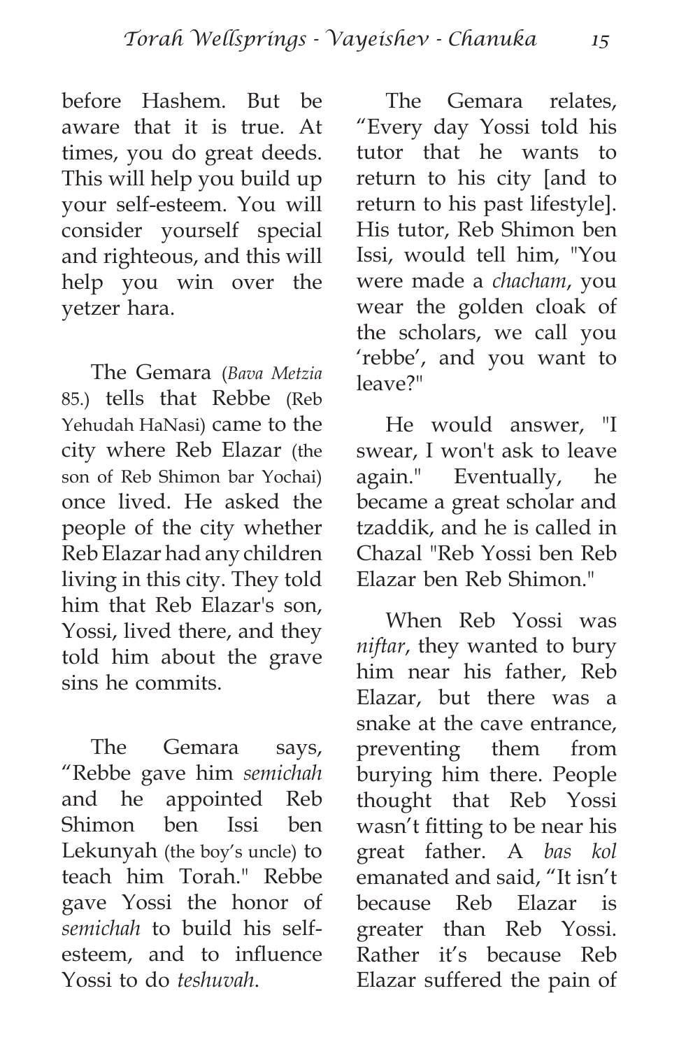before Hashem. But be aware that it is true. At times, you do great deeds. This will help you build up your self-esteem. You will consider yourself special and righteous, and this will help you win over the yetzer hara.

The Gemara (*Bava Metzia* 85.) tells that Rebbe (Reb Yehudah HaNasi) came to the city where Reb Elazar (the son of Reb Shimon bar Yochai) once lived. He asked the people of the city whether Reb Elazar had any children living in this city. They told him that Reb Elazar's son, Yossi, lived there, and they told him about the grave sins he commits.

The Gemara says, "Rebbe gave him *semichah* and he appointed Reb Shimon ben Issi ben Lekunyah (the boy's uncle) to teach him Torah." Rebbe gave Yossi the honor of *semichah* to build his self-esteem, and to influence Yossi to do *teshuvah*.

The Gemara relates, "Every day Yossi told his tutor that he wants to return to his city [and to return to his past lifestyle]. His tutor, Reb Shimon ben Issi, would tell him, "You were made a *chacham*, you wear the golden cloak of the scholars, we call you 'rebbe', and you want to leave?"

He would answer, "I swear, I won't ask to leave again." Eventually, he became a great scholar and tzaddik, and he is called in Chazal "Reb Yossi ben Reb Elazar ben Reb Shimon."

When Reb Yossi was *niftar*, they wanted to bury him near his father, Reb Elazar, but there was a snake at the cave entrance, preventing them from burying him there. People thought that Reb Yossi wasn't fitting to be near his great father. A *bas kol* emanated and said, "It isn't because Reb Elazar is greater than Reb Yossi. Rather it's because Reb Elazar suffered the pain of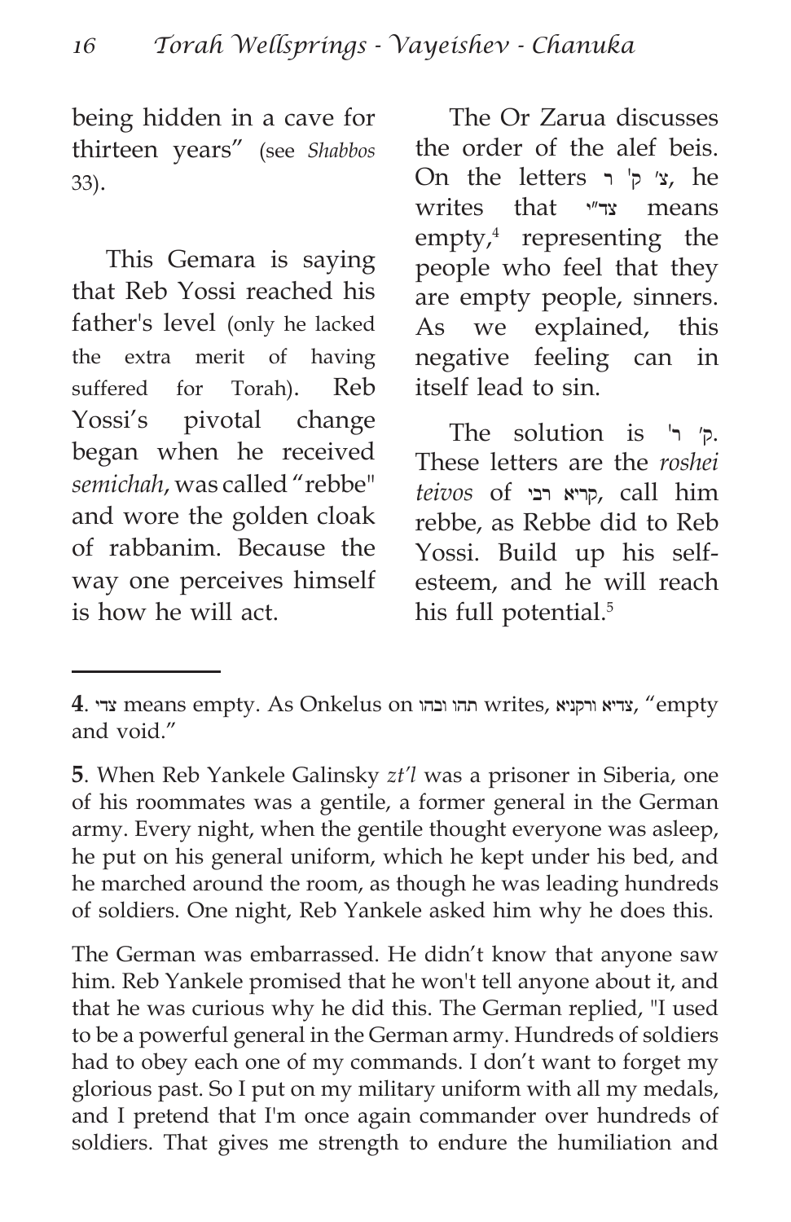being hidden in a cave for thirteen years" (see *Shabbos* 33).

This Gemara is saying that Reb Yossi reached his father's level (only he lacked the extra merit of having suffered for Torah). Reb Yossi's pivotal change began when he received *semichah*, was called "rebbe" and wore the golden cloak of rabbanim. Because the way one perceives himself is how he will act.

The Or Zarua discusses the order of the alef beis. On the letters צ' ק' ר, he writes that צד"י means empty,[4] representing the people who feel that they are empty people, sinners. As we explained, this negative feeling can in itself lead to sin.

The solution is ק' ר'. These letters are the *roshei teivos* of קריא רבי, call him rebbe, as Rebbe did to Reb Yossi. Build up his self-esteem, and he will reach his full potential.[5]

---

**4**. צדי means empty. As Onkelus on תהו ובהו writes, צדיא ורקניא, "empty and void."

**5**. When Reb Yankele Galinsky *zt'l* was a prisoner in Siberia, one of his roommates was a gentile, a former general in the German army. Every night, when the gentile thought everyone was asleep, he put on his general uniform, which he kept under his bed, and he marched around the room, as though he was leading hundreds of soldiers. One night, Reb Yankele asked him why he does this.

The German was embarrassed. He didn't know that anyone saw him. Reb Yankele promised that he won't tell anyone about it, and that he was curious why he did this. The German replied, "I used to be a powerful general in the German army. Hundreds of soldiers had to obey each one of my commands. I don't want to forget my glorious past. So I put on my military uniform with all my medals, and I pretend that I'm once again commander over hundreds of soldiers. That gives me strength to endure the humiliation and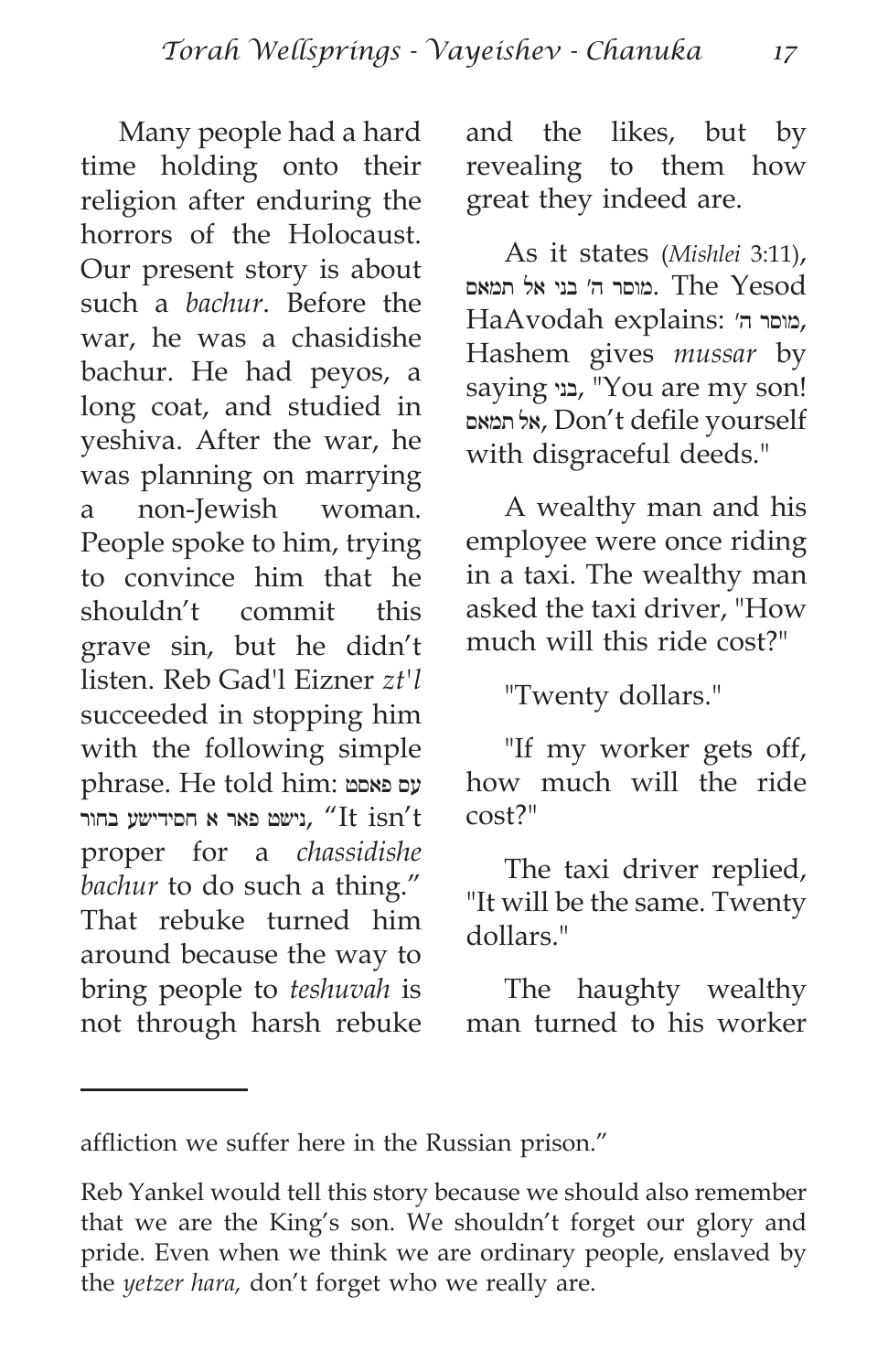Many people had a hard time holding onto their religion after enduring the horrors of the Holocaust. Our present story is about such a *bachur*. Before the war, he was a chasidishe bachur. He had peyos, a long coat, and studied in yeshiva. After the war, he was planning on marrying a non-Jewish woman. People spoke to him, trying to convince him that he shouldn't commit this grave sin, but he didn't listen. Reb Gad'l Eizner *zt'l* succeeded in stopping him with the following simple phrase. He told him: עס פאסט נישט פאר א חסידישע בחור, "It isn't proper for a *chassidishe bachur* to do such a thing." That rebuke turned him around because the way to bring people to *teshuvah* is not through harsh rebuke and the likes, but by revealing to them how great they indeed are.

As it states (*Mishlei* 3:11), מוסר ה' בני אל תמאס. The Yesod HaAvodah explains: מוסר ה', Hashem gives *mussar* by saying בני, "You are my son! אל תמאס, Don't defile yourself with disgraceful deeds."

A wealthy man and his employee were once riding in a taxi. The wealthy man asked the taxi driver, "How much will this ride cost?"

"Twenty dollars."

"If my worker gets off, how much will the ride cost?"

The taxi driver replied, "It will be the same. Twenty dollars."

The haughty wealthy man turned to his worker

---

affliction we suffer here in the Russian prison."

Reb Yankel would tell this story because we should also remember that we are the King's son. We shouldn't forget our glory and pride. Even when we think we are ordinary people, enslaved by the *yetzer hara,* don't forget who we really are.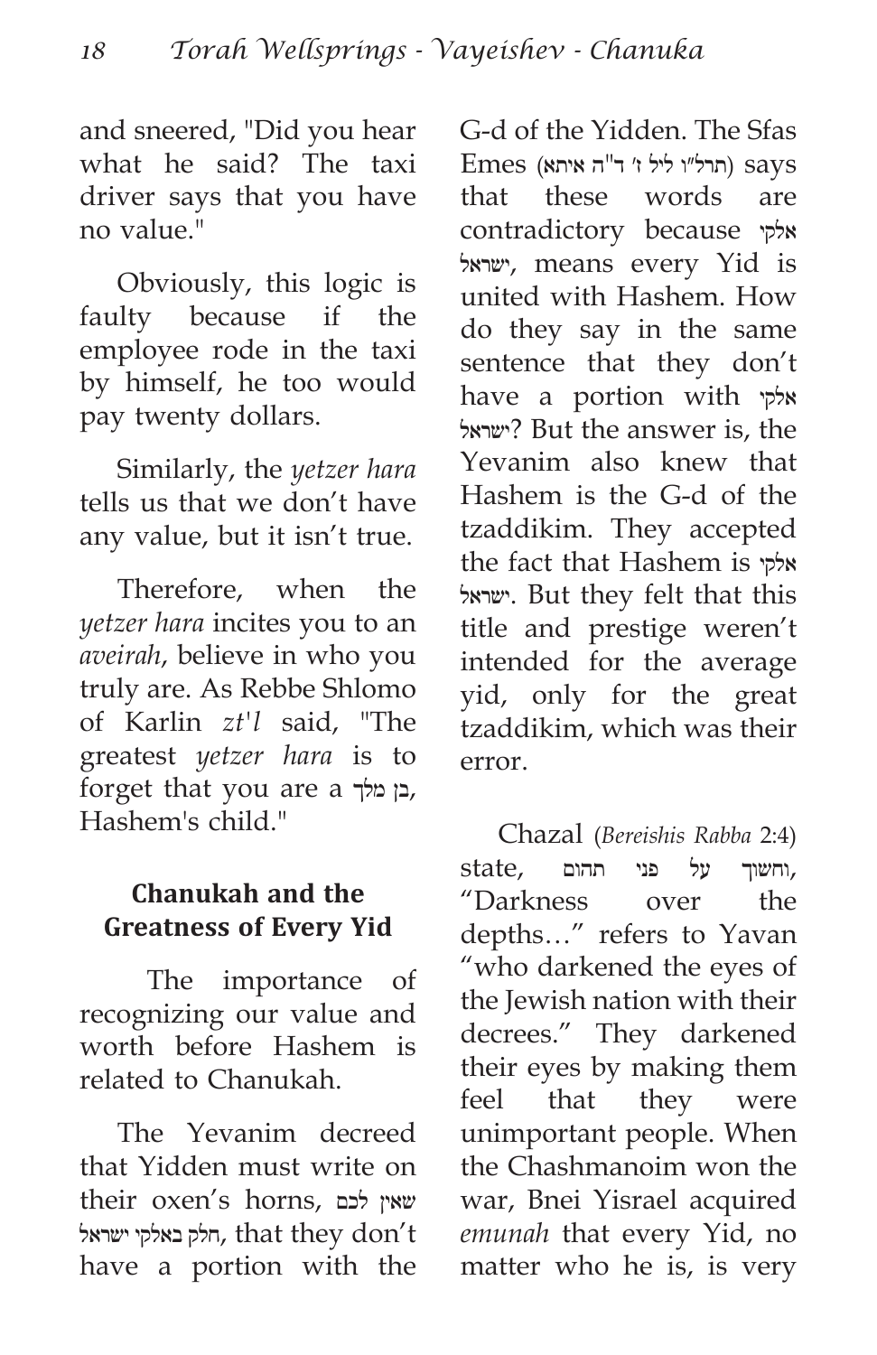and sneered, "Did you hear what he said? The taxi driver says that you have no value."

Obviously, this logic is faulty because if the employee rode in the taxi by himself, he too would pay twenty dollars.

Similarly, the *yetzer hara* tells us that we don't have any value, but it isn't true.

Therefore, when the *yetzer hara* incites you to an *aveirah*, believe in who you truly are. As Rebbe Shlomo of Karlin *zt'l* said, "The greatest *yetzer hara* is to forget that you are a בן מלך, Hashem's child."

## Chanukah and the Greatness of Every Yid

The importance of recognizing our value and worth before Hashem is related to Chanukah.

The Yevanim decreed that Yidden must write on their oxen's horns, שאין לכם חלק באלקי ישראל, that they don't have a portion with the G-d of the Yidden. The Sfas Emes (תרל"ו ליל ז' ד"ה איתא) says that these words are contradictory because אלקי ישראל, means every Yid is united with Hashem. How do they say in the same sentence that they don't have a portion with אלקי ישראל? But the answer is, the Yevanim also knew that Hashem is the G-d of the tzaddikim. They accepted the fact that Hashem is אלקי ישראל. But they felt that this title and prestige weren't intended for the average yid, only for the great tzaddikim, which was their error.

Chazal (*Bereishis Rabba* 2:4) state, וחשוך על פני תהום, "Darkness over the depths…" refers to Yavan "who darkened the eyes of the Jewish nation with their decrees." They darkened their eyes by making them feel that they were unimportant people. When the Chashmanoim won the war, Bnei Yisrael acquired *emunah* that every Yid, no matter who he is, is very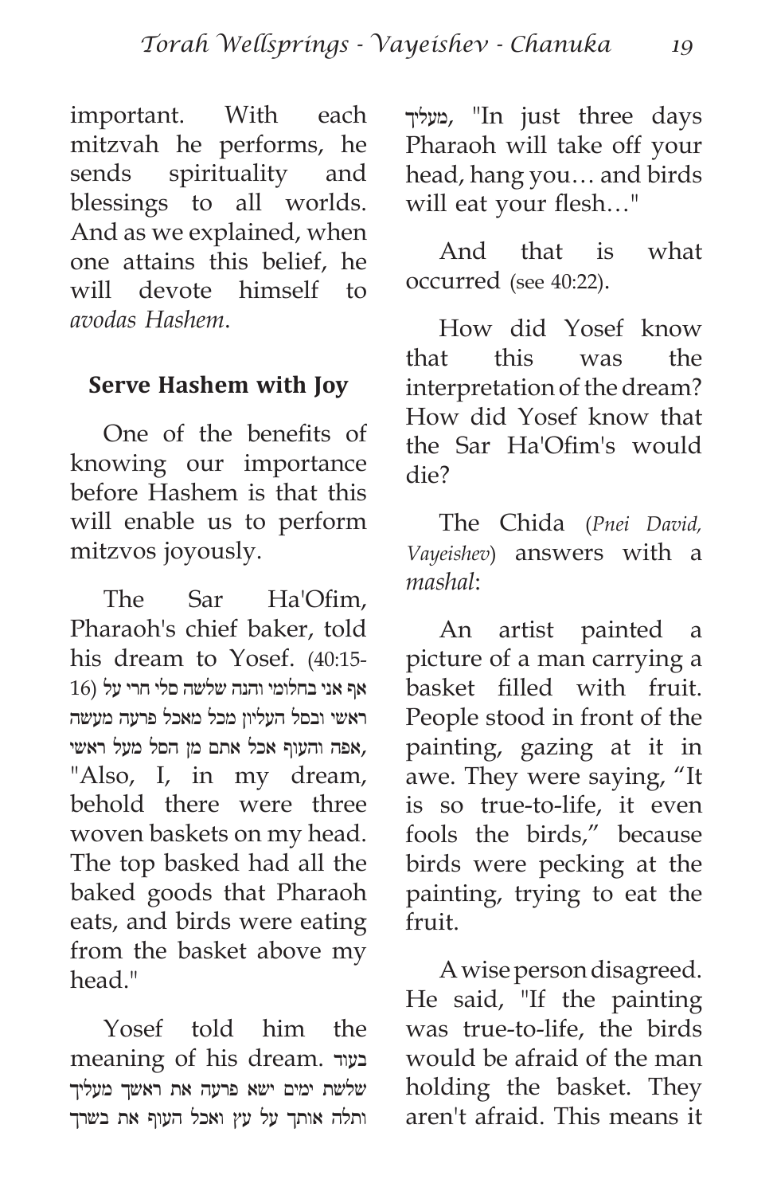important. With each mitzvah he performs, he sends spirituality and blessings to all worlds. And as we explained, when one attains this belief, he will devote himself to *avodas Hashem*.

## Serve Hashem with Joy

One of the benefits of knowing our importance before Hashem is that this will enable us to perform mitzvos joyously.

The Sar Ha'Ofim, Pharaoh's chief baker, told his dream to Yosef. (40:15-16) אף אני בחלומי והנה שלשה סלי חרי על ראשי ובסל העליון מכל מאכל פרעה מעשה אפה והעוף אכל אתם מן הסל מעל ראשי, "Also, I, in my dream, behold there were three woven baskets on my head. The top basked had all the baked goods that Pharaoh eats, and birds were eating from the basket above my head."

Yosef told him the meaning of his dream. בעוד שלשת ימים ישא פרעה את ראשך מעליך ותלה אותך על עץ ואכל העוף את בשרך מעליך, "In just three days Pharaoh will take off your head, hang you… and birds will eat your flesh…"

And that is what occurred (see 40:22).

How did Yosef know that this was the interpretation of the dream? How did Yosef know that the Sar Ha'Ofim's would die?

The Chida (*Pnei David, Vayeishev*) answers with a *mashal*:

An artist painted a picture of a man carrying a basket filled with fruit. People stood in front of the painting, gazing at it in awe. They were saying, "It is so true-to-life, it even fools the birds," because birds were pecking at the painting, trying to eat the fruit.

A wise person disagreed. He said, "If the painting was true-to-life, the birds would be afraid of the man holding the basket. They aren't afraid. This means it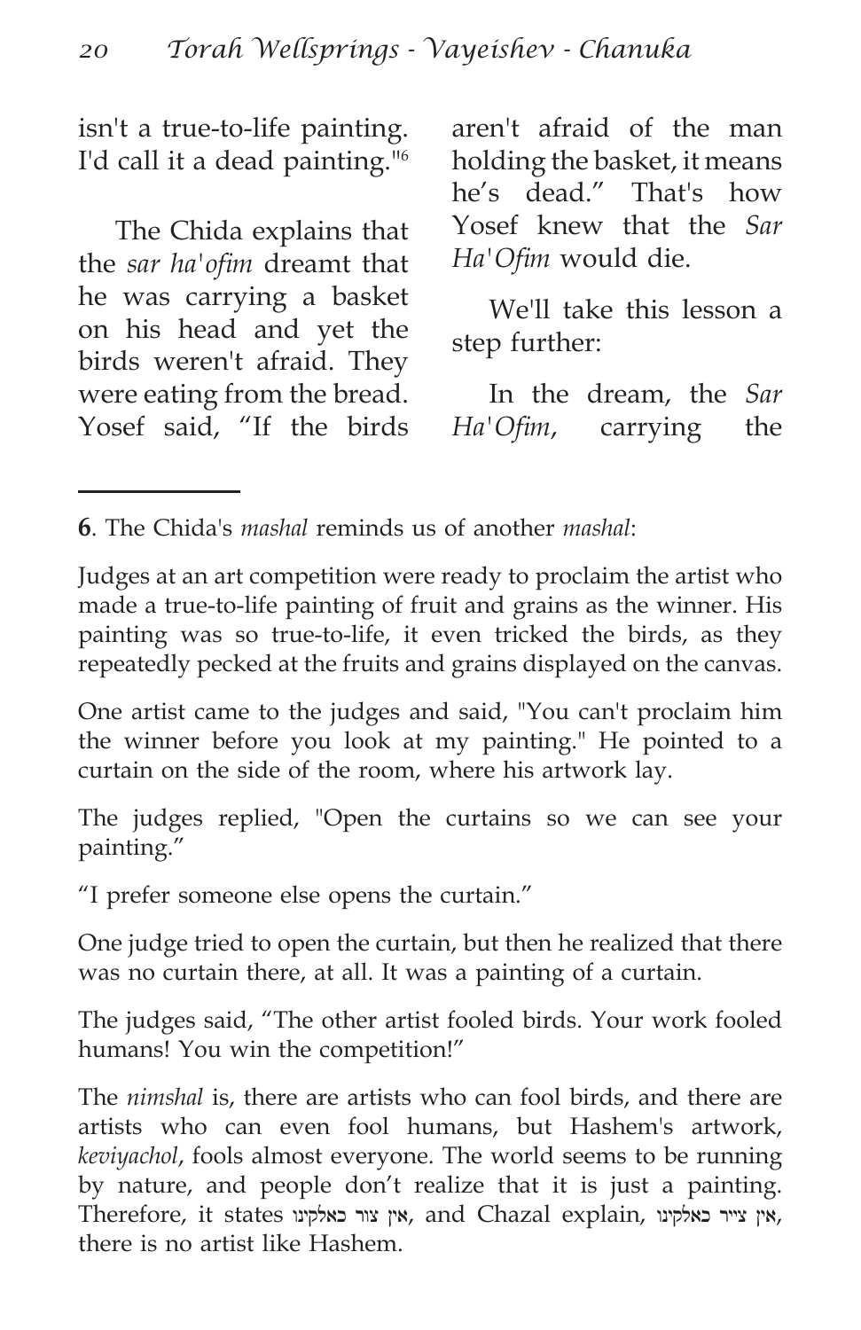isn't a true-to-life painting. I'd call it a dead painting."[6]

The Chida explains that the *sar ha'ofim* dreamt that he was carrying a basket on his head and yet the birds weren't afraid. They were eating from the bread. Yosef said, "If the birds aren't afraid of the man holding the basket, it means he's dead." That's how Yosef knew that the *Sar Ha'Ofim* would die.

We'll take this lesson a step further:

In the dream, the *Sar Ha'Ofim*, carrying the

---

**6**. The Chida's *mashal* reminds us of another *mashal*:

Judges at an art competition were ready to proclaim the artist who made a true-to-life painting of fruit and grains as the winner. His painting was so true-to-life, it even tricked the birds, as they repeatedly pecked at the fruits and grains displayed on the canvas.

One artist came to the judges and said, "You can't proclaim him the winner before you look at my painting." He pointed to a curtain on the side of the room, where his artwork lay.

The judges replied, "Open the curtains so we can see your painting."

"I prefer someone else opens the curtain."

One judge tried to open the curtain, but then he realized that there was no curtain there, at all. It was a painting of a curtain.

The judges said, "The other artist fooled birds. Your work fooled humans! You win the competition!"

The *nimshal* is, there are artists who can fool birds, and there are artists who can even fool humans, but Hashem's artwork, *keviyachol*, fools almost everyone. The world seems to be running by nature, and people don't realize that it is just a painting. Therefore, it states אין צור כאלקינו, and Chazal explain, אין צייר כאלקינו, there is no artist like Hashem.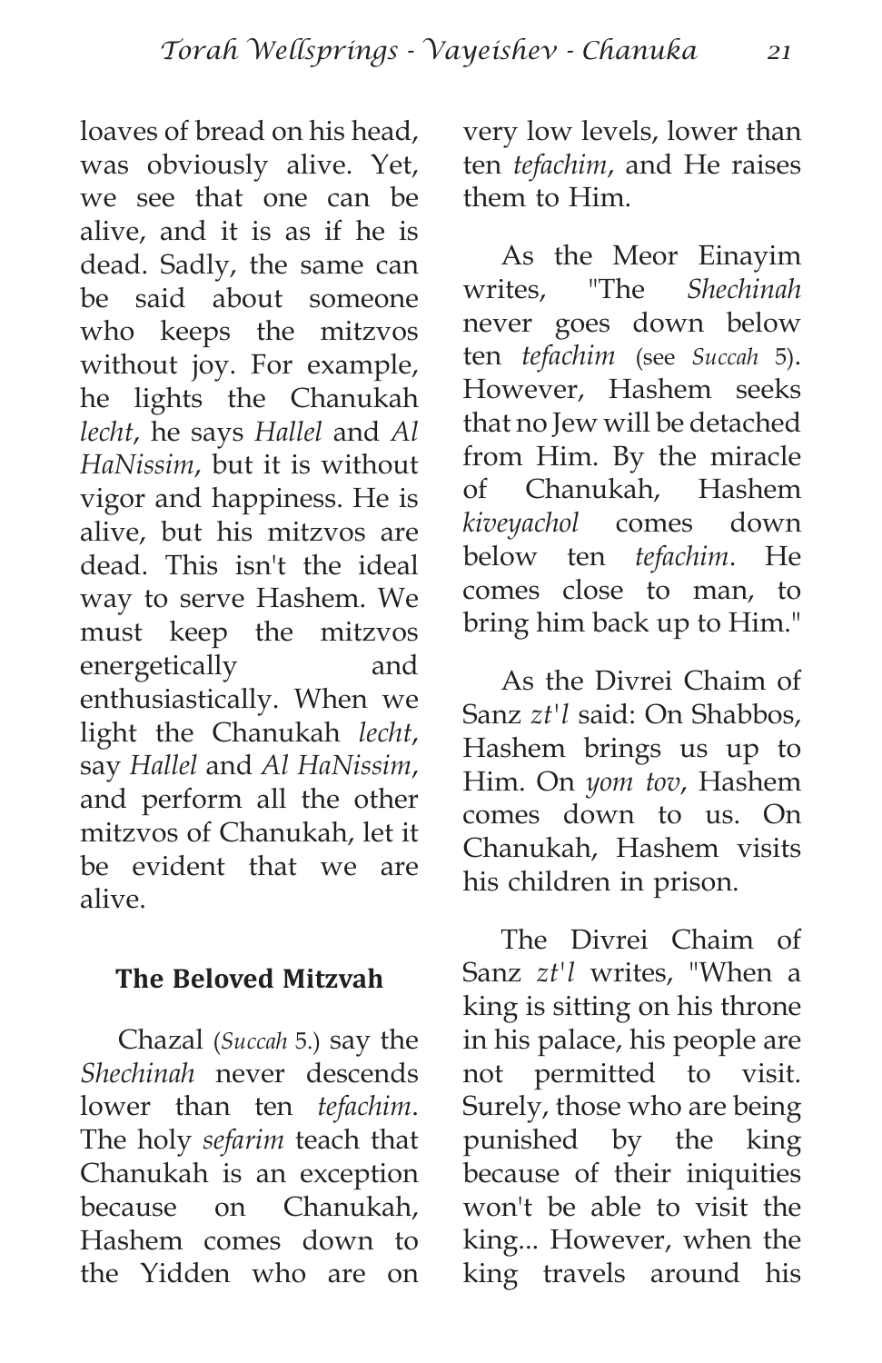loaves of bread on his head, was obviously alive. Yet, we see that one can be alive, and it is as if he is dead. Sadly, the same can be said about someone who keeps the mitzvos without joy. For example, he lights the Chanukah *lecht*, he says *Hallel* and *Al HaNissim*, but it is without vigor and happiness. He is alive, but his mitzvos are dead. This isn't the ideal way to serve Hashem. We must keep the mitzvos energetically and enthusiastically. When we light the Chanukah *lecht*, say *Hallel* and *Al HaNissim*, and perform all the other mitzvos of Chanukah, let it be evident that we are alive.

### The Beloved Mitzvah

Chazal (*Succah* 5.) say the *Shechinah* never descends lower than ten *tefachim*. The holy *sefarim* teach that Chanukah is an exception because on Chanukah, Hashem comes down to the Yidden who are on very low levels, lower than ten *tefachim*, and He raises them to Him.

As the Meor Einayim writes, "The *Shechinah* never goes down below ten *tefachim* (see *Succah* 5). However, Hashem seeks that no Jew will be detached from Him. By the miracle of Chanukah, Hashem *kiveyachol* comes down below ten *tefachim*. He comes close to man, to bring him back up to Him."

As the Divrei Chaim of Sanz *zt'l* said: On Shabbos, Hashem brings us up to Him. On *yom tov*, Hashem comes down to us. On Chanukah, Hashem visits his children in prison.

The Divrei Chaim of Sanz *zt'l* writes, "When a king is sitting on his throne in his palace, his people are not permitted to visit. Surely, those who are being punished by the king because of their iniquities won't be able to visit the king... However, when the king travels around his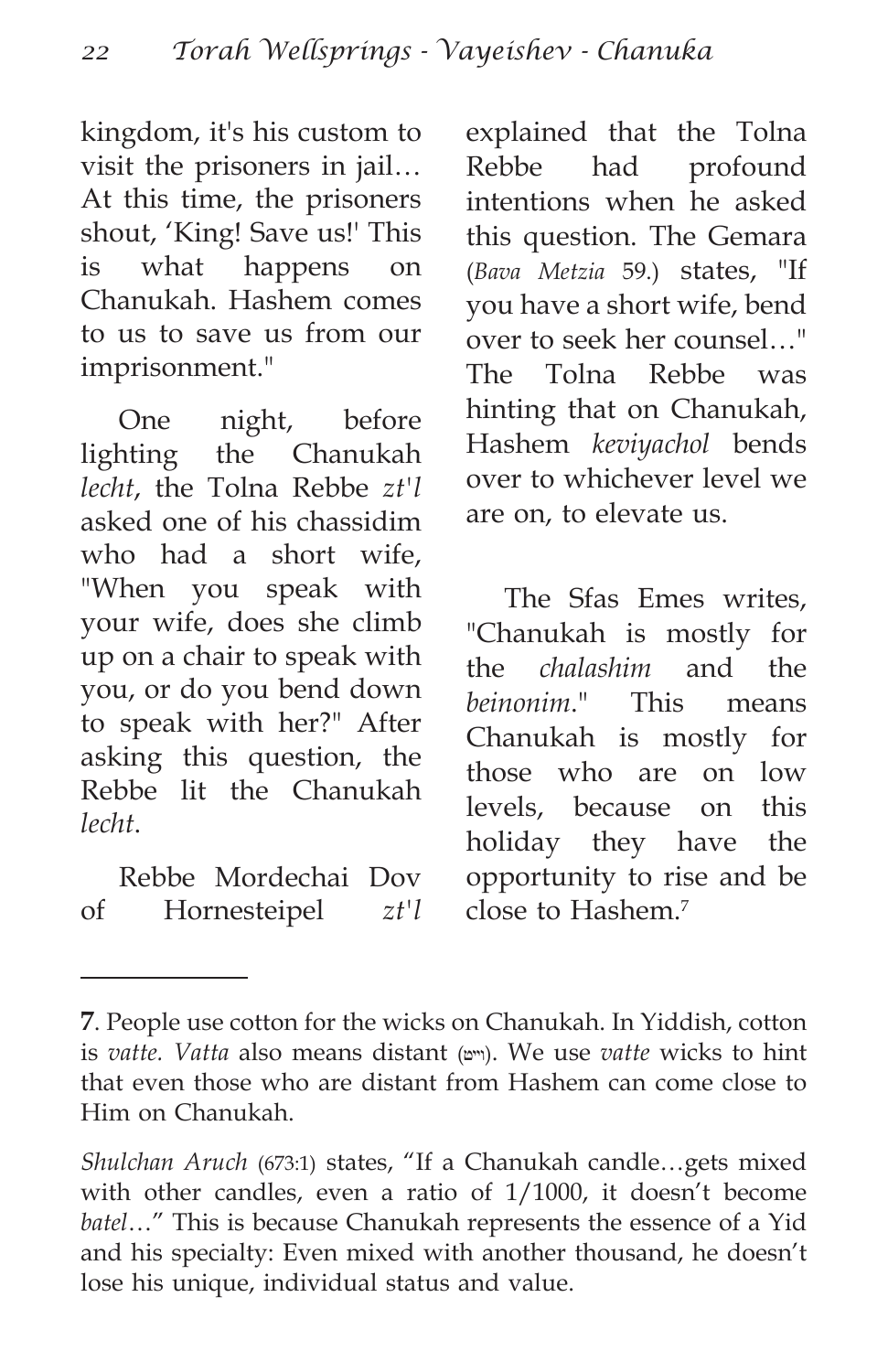kingdom, it's his custom to visit the prisoners in jail… At this time, the prisoners shout, 'King! Save us!' This is what happens on Chanukah. Hashem comes to us to save us from our imprisonment."

One night, before lighting the Chanukah *lecht*, the Tolna Rebbe *zt'l* asked one of his chassidim who had a short wife, "When you speak with your wife, does she climb up on a chair to speak with you, or do you bend down to speak with her?" After asking this question, the Rebbe lit the Chanukah *lecht*.

Rebbe Mordechai Dov of Hornesteipel *zt'l* explained that the Tolna Rebbe had profound intentions when he asked this question. The Gemara (*Bava Metzia* 59.) states, "If you have a short wife, bend over to seek her counsel…" The Tolna Rebbe was hinting that on Chanukah, Hashem *keviyachol* bends over to whichever level we are on, to elevate us.

The Sfas Emes writes, "Chanukah is mostly for the *chalashim* and the *beinonim*." This means Chanukah is mostly for those who are on low levels, because on this holiday they have the opportunity to rise and be close to Hashem.[7]

---

**7**. People use cotton for the wicks on Chanukah. In Yiddish, cotton is *vatte. Vatta* also means distant (ווייט). We use *vatte* wicks to hint that even those who are distant from Hashem can come close to Him on Chanukah.

*Shulchan Aruch* (673:1) states, "If a Chanukah candle…gets mixed with other candles, even a ratio of 1/1000, it doesn't become *batel*…" This is because Chanukah represents the essence of a Yid and his specialty: Even mixed with another thousand, he doesn't lose his unique, individual status and value.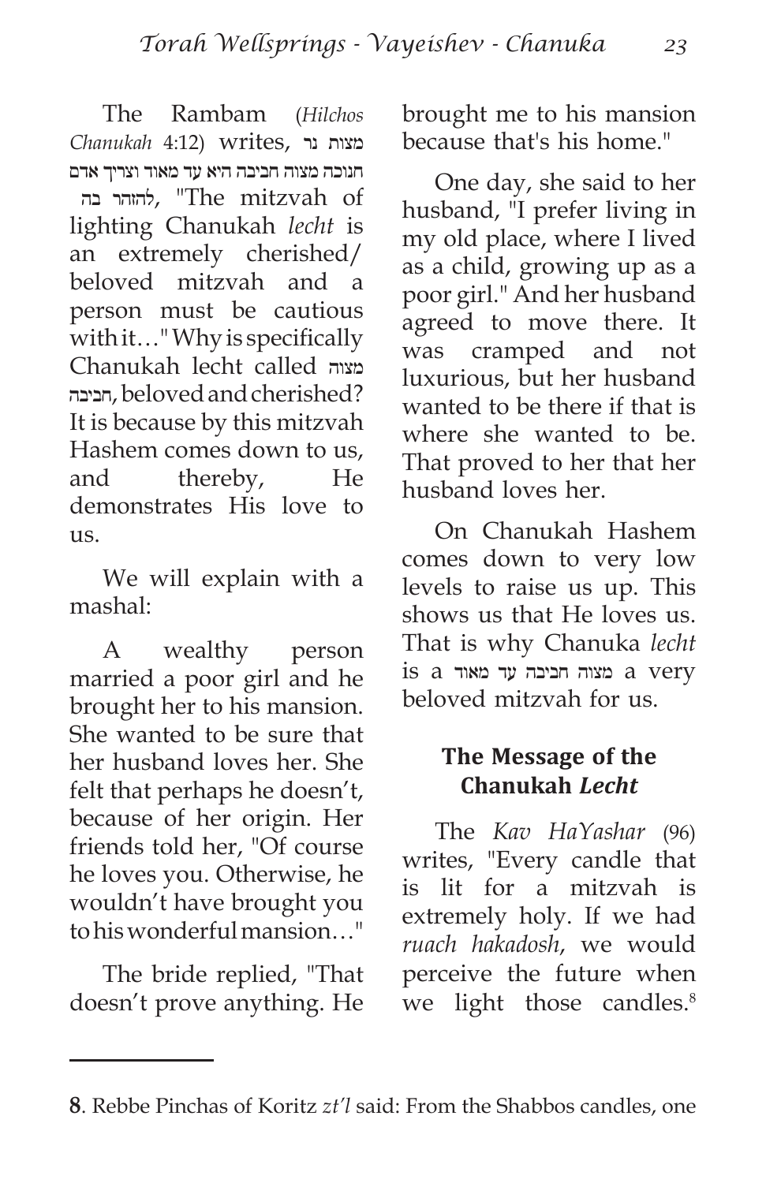The Rambam (*Hilchos Chanukah* 4:12) writes, מצות נר חנוכה מצוה חביבה היא עד מאוד וצריך אדם להזהר בה, "The mitzvah of lighting Chanukah *lecht* is an extremely cherished/ beloved mitzvah and a person must be cautious with it…" Why is specifically Chanukah lecht called מצוה חביבה, beloved and cherished? It is because by this mitzvah Hashem comes down to us, and thereby, He demonstrates His love to us.

We will explain with a mashal:

A wealthy person married a poor girl and he brought her to his mansion. She wanted to be sure that her husband loves her. She felt that perhaps he doesn't, because of her origin. Her friends told her, "Of course he loves you. Otherwise, he wouldn't have brought you to his wonderful mansion…"

The bride replied, "That doesn't prove anything. He brought me to his mansion because that's his home."

One day, she said to her husband, "I prefer living in my old place, where I lived as a child, growing up as a poor girl." And her husband agreed to move there. It was cramped and not luxurious, but her husband wanted to be there if that is where she wanted to be. That proved to her that her husband loves her.

On Chanukah Hashem comes down to very low levels to raise us up. This shows us that He loves us. That is why Chanuka *lecht* is a מצוה חביבה עד מאוד a very beloved mitzvah for us.

## The Message of the Chanukah *Lecht*

The *Kav HaYashar* (96) writes, "Every candle that is lit for a mitzvah is extremely holy. If we had *ruach hakadosh*, we would perceive the future when we light those candles.[8]

---

**8**. Rebbe Pinchas of Koritz *zt'l* said: From the Shabbos candles, one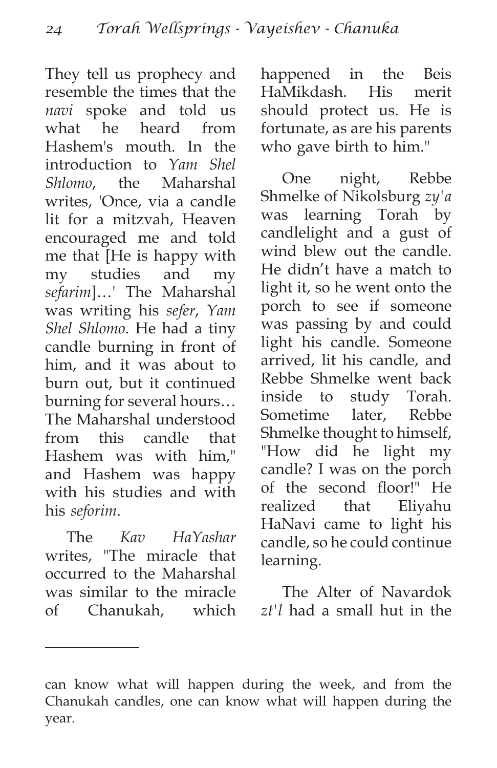They tell us prophecy and resemble the times that the *navi* spoke and told us what he heard from Hashem's mouth. In the introduction to *Yam Shel Shlomo*, the Maharshal writes, 'Once, via a candle lit for a mitzvah, Heaven encouraged me and told me that [He is happy with my studies and my *sefarim*]…' The Maharshal was writing his *sefer*, *Yam Shel Shlomo*. He had a tiny candle burning in front of him, and it was about to burn out, but it continued burning for several hours… The Maharshal understood from this candle that Hashem was with him," and Hashem was happy with his studies and with his *seforim*.

The *Kav HaYashar* writes, "The miracle that occurred to the Maharshal was similar to the miracle of Chanukah, which happened in the Beis HaMikdash. His merit should protect us. He is fortunate, as are his parents who gave birth to him."

One night, Rebbe Shmelke of Nikolsburg *zy'a* was learning Torah by candlelight and a gust of wind blew out the candle. He didn't have a match to light it, so he went onto the porch to see if someone was passing by and could light his candle. Someone arrived, lit his candle, and Rebbe Shmelke went back inside to study Torah. Sometime later, Rebbe Shmelke thought to himself, "How did he light my candle? I was on the porch of the second floor!" He realized that Eliyahu HaNavi came to light his candle, so he could continue learning.

The Alter of Navardok *zt'l* had a small hut in the

---

can know what will happen during the week, and from the Chanukah candles, one can know what will happen during the year.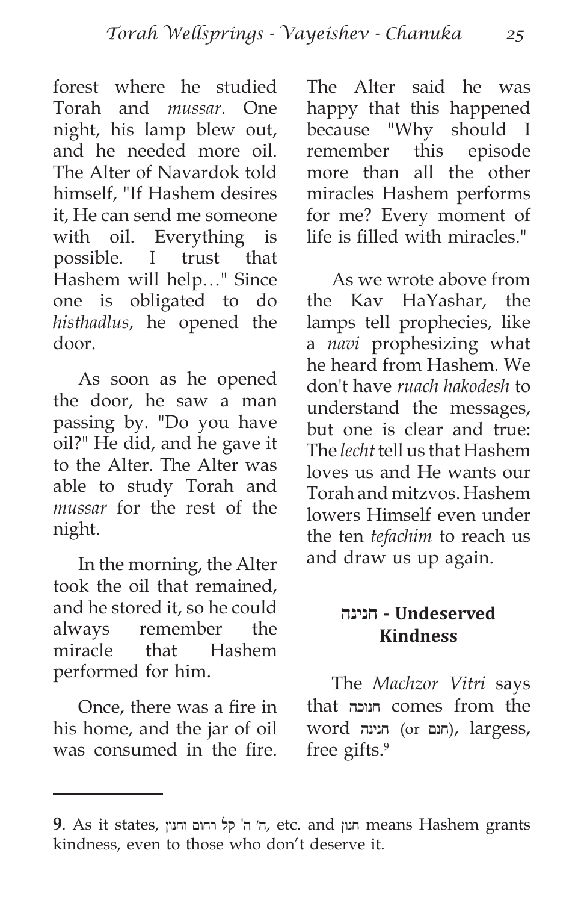forest where he studied Torah and *mussar*. One night, his lamp blew out, and he needed more oil. The Alter of Navardok told himself, "If Hashem desires it, He can send me someone with oil. Everything is possible. I trust that Hashem will help…" Since one is obligated to do *histhadlus*, he opened the door.

As soon as he opened the door, he saw a man passing by. "Do you have oil?" He did, and he gave it to the Alter. The Alter was able to study Torah and *mussar* for the rest of the night.

In the morning, the Alter took the oil that remained, and he stored it, so he could always remember the miracle that Hashem performed for him.

Once, there was a fire in his home, and the jar of oil was consumed in the fire. The Alter said he was happy that this happened because "Why should I remember this episode more than all the other miracles Hashem performs for me? Every moment of life is filled with miracles."

As we wrote above from the Kav HaYashar, the lamps tell prophecies, like a *navi* prophesizing what he heard from Hashem. We don't have *ruach hakodesh* to understand the messages, but one is clear and true: The *lecht* tell us that Hashem loves us and He wants our Torah and mitzvos. Hashem lowers Himself even under the ten *tefachim* to reach us and draw us up again.

### חנינה - Undeserved Kindness

The *Machzor Vitri* says that חנוכה comes from the word חנינה (or חנם), largess, free gifts.[9]

---

**9**. As it states, ה׳ ה׳ קל רחום וחנון, etc. and חנון means Hashem grants kindness, even to those who don't deserve it.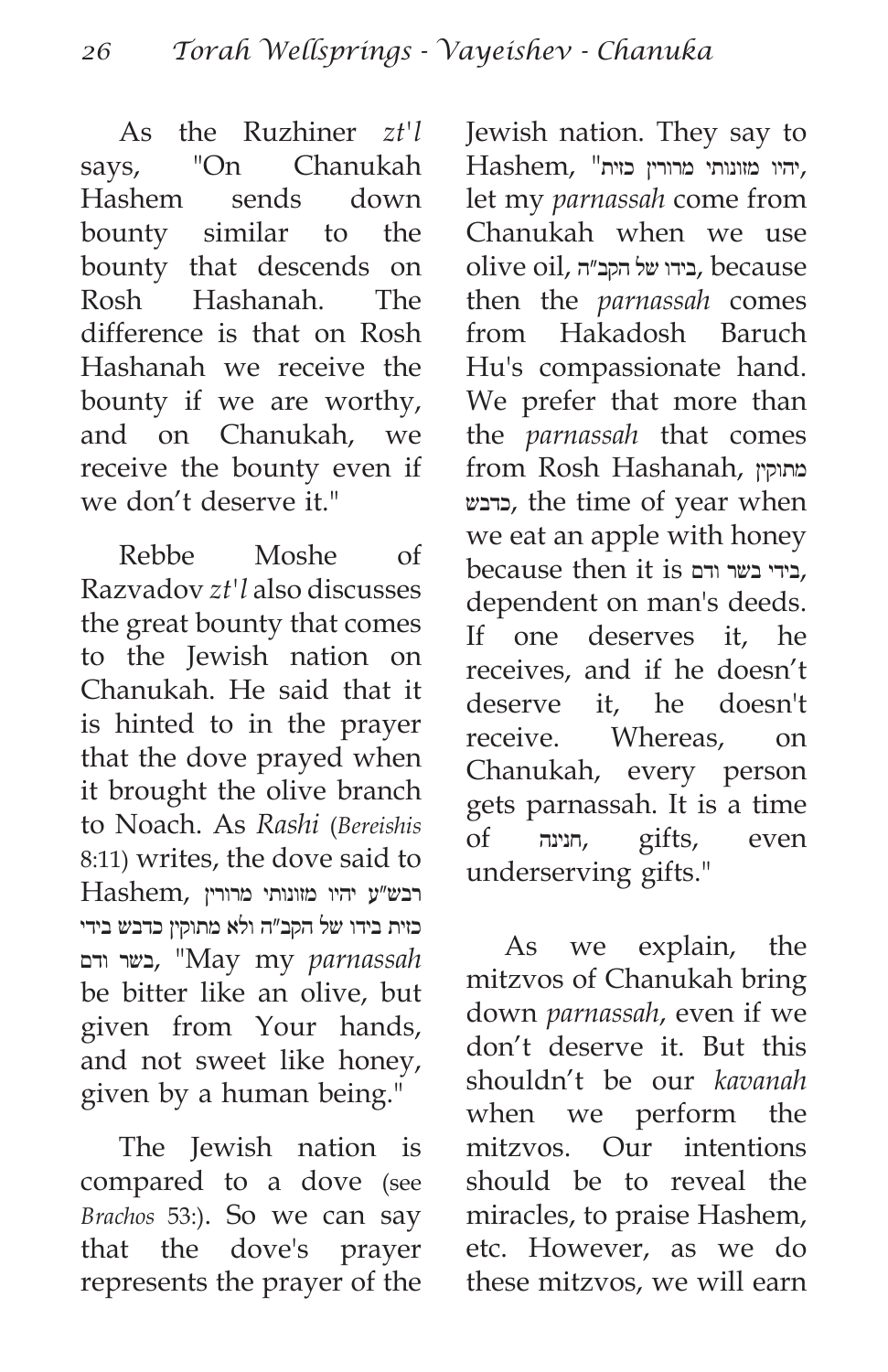As the Ruzhiner *zt'l* says, "On Chanukah Hashem sends down bounty similar to the bounty that descends on Rosh Hashanah. The difference is that on Rosh Hashanah we receive the bounty if we are worthy, and on Chanukah, we receive the bounty even if we don't deserve it."

Rebbe Moshe of Razvadov *zt'l* also discusses the great bounty that comes to the Jewish nation on Chanukah. He said that it is hinted to in the prayer that the dove prayed when it brought the olive branch to Noach. As *Rashi* (*Bereishis* 8:11) writes, the dove said to Hashem, רבש"ע יהיו מזונותי מרורין כזית בידו של הקב"ה ולא מתוקין כדבש בידי בשר ודם, "May my *parnassah* be bitter like an olive, but given from Your hands, and not sweet like honey, given by a human being."

The Jewish nation is compared to a dove (see *Brachos* 53:). So we can say that the dove's prayer represents the prayer of the Jewish nation. They say to Hashem, "יהיו מזונותי מרורין כזית, let my *parnassah* come from Chanukah when we use olive oil, בידו של הקב"ה, because then the *parnassah* comes from Hakadosh Baruch Hu's compassionate hand. We prefer that more than the *parnassah* that comes from Rosh Hashanah, מתוקין כדבש, the time of year when we eat an apple with honey because then it is בידי בשר ודם, dependent on man's deeds. If one deserves it, he receives, and if he doesn't deserve it, he doesn't receive. Whereas, on Chanukah, every person gets parnassah. It is a time of חנינה, gifts, even underserving gifts."

As we explain, the mitzvos of Chanukah bring down *parnassah*, even if we don't deserve it. But this shouldn't be our *kavanah* when we perform the mitzvos. Our intentions should be to reveal the miracles, to praise Hashem, etc. However, as we do these mitzvos, we will earn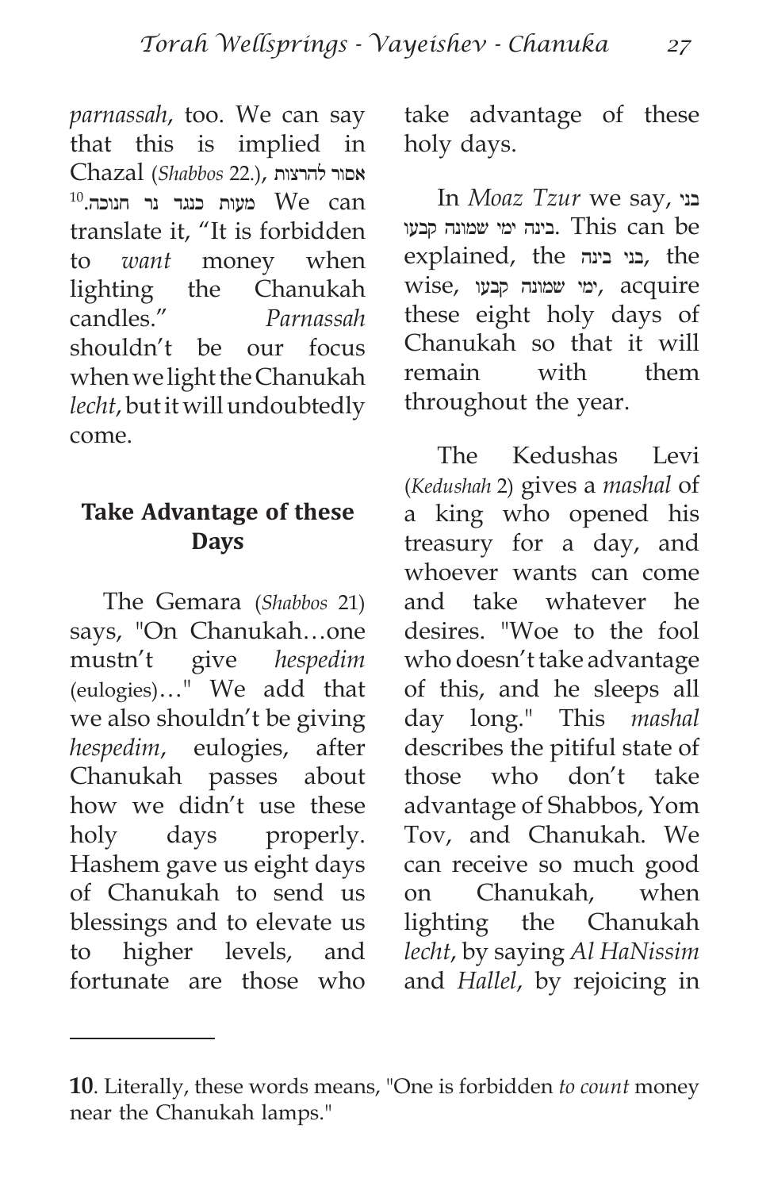*parnassah*, too. We can say that this is implied in Chazal (*Shabbos* 22.), אסור להרצות מעות כנגד נר חנוכה.[10] We can translate it, "It is forbidden to *want* money when lighting the Chanukah candles." *Parnassah* shouldn't be our focus when we light the Chanukah *lecht*, but it will undoubtedly come.

## Take Advantage of these Days

The Gemara (*Shabbos* 21) says, "On Chanukah…one mustn't give *hespedim* (eulogies)…" We add that we also shouldn't be giving *hespedim*, eulogies, after Chanukah passes about how we didn't use these holy days properly. Hashem gave us eight days of Chanukah to send us blessings and to elevate us to higher levels, and fortunate are those who take advantage of these holy days.

In *Moaz Tzur* we say, בני בינה ימי שמונה קבעו. This can be explained, the בני בינה, the wise, ימי שמונה קבעו, acquire these eight holy days of Chanukah so that it will remain with them throughout the year.

The Kedushas Levi (*Kedushah* 2) gives a *mashal* of a king who opened his treasury for a day, and whoever wants can come and take whatever he desires. "Woe to the fool who doesn't take advantage of this, and he sleeps all day long." This *mashal* describes the pitiful state of those who don't take advantage of Shabbos, Yom Tov, and Chanukah. We can receive so much good on Chanukah, when lighting the Chanukah *lecht*, by saying *Al HaNissim* and *Hallel*, by rejoicing in

---

**10**. Literally, these words means, "One is forbidden *to count* money near the Chanukah lamps."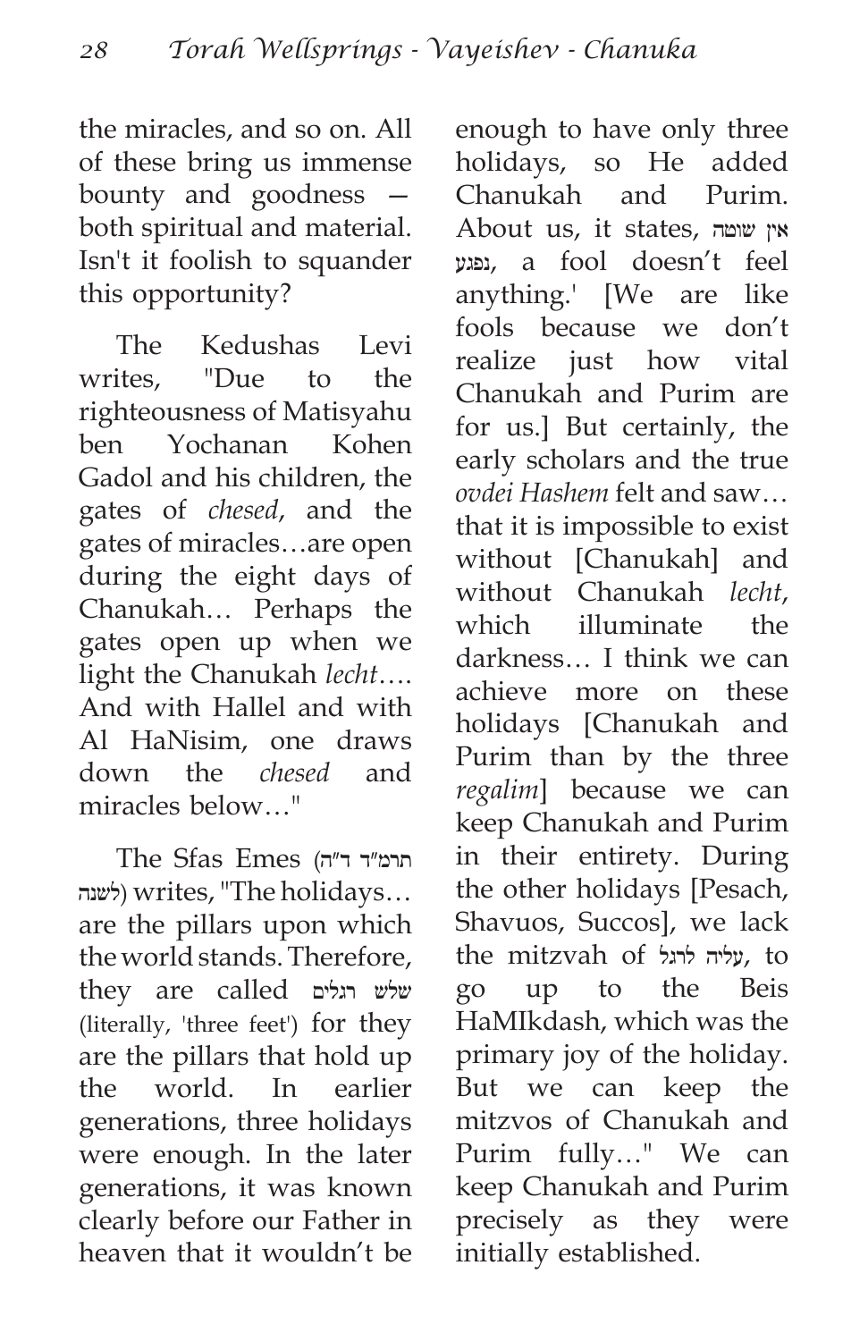the miracles, and so on. All of these bring us immense bounty and goodness — both spiritual and material. Isn't it foolish to squander this opportunity?

The Kedushas Levi writes, "Due to the righteousness of Matisyahu ben Yochanan Kohen Gadol and his children, the gates of *chesed*, and the gates of miracles…are open during the eight days of Chanukah… Perhaps the gates open up when we light the Chanukah *lecht*…. And with Hallel and with Al HaNisim, one draws down the *chesed* and miracles below…"

The Sfas Emes (תרמ"ד ד"ה לשנה) writes, "The holidays… are the pillars upon which the world stands. Therefore, they are called שלש רגלים (literally, 'three feet') for they are the pillars that hold up the world. In earlier generations, three holidays were enough. In the later generations, it was known clearly before our Father in heaven that it wouldn't be enough to have only three holidays, so He added Chanukah and Purim. About us, it states, אין שוטה נפגע, a fool doesn't feel anything.' [We are like fools because we don't realize just how vital Chanukah and Purim are for us.] But certainly, the early scholars and the true *ovdei Hashem* felt and saw… that it is impossible to exist without [Chanukah] and without Chanukah *lecht*, which illuminate the darkness… I think we can achieve more on these holidays [Chanukah and Purim than by the three *regalim*] because we can keep Chanukah and Purim in their entirety. During the other holidays [Pesach, Shavuos, Succos], we lack the mitzvah of עליה לרגל, to go up to the Beis HaMIkdash, which was the primary joy of the holiday. But we can keep the mitzvos of Chanukah and Purim fully…" We can keep Chanukah and Purim precisely as they were initially established.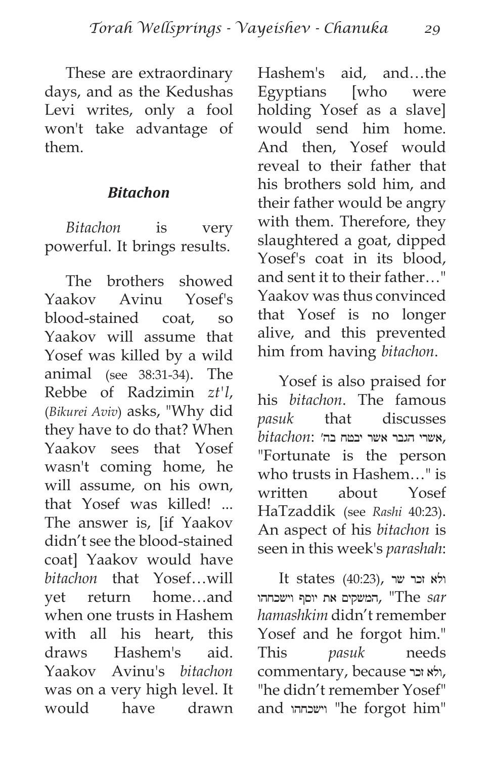These are extraordinary days, and as the Kedushas Levi writes, only a fool won't take advantage of them.

### *Bitachon*

*Bitachon* is very powerful. It brings results.

The brothers showed Yaakov Avinu Yosef's blood-stained coat, so Yaakov will assume that Yosef was killed by a wild animal (see 38:31-34). The Rebbe of Radzimin *zt'l*, (*Bikurei Aviv*) asks, "Why did they have to do that? When Yaakov sees that Yosef wasn't coming home, he will assume, on his own, that Yosef was killed! ... The answer is, [if Yaakov didn't see the blood-stained coat] Yaakov would have *bitachon* that Yosef…will yet return home…and when one trusts in Hashem with all his heart, this draws Hashem's aid. Yaakov Avinu's *bitachon* was on a very high level. It would have drawn Hashem's aid, and…the Egyptians [who were holding Yosef as a slave] would send him home. And then, Yosef would reveal to their father that his brothers sold him, and their father would be angry with them. Therefore, they slaughtered a goat, dipped Yosef's coat in its blood, and sent it to their father…" Yaakov was thus convinced that Yosef is no longer alive, and this prevented him from having *bitachon*.

Yosef is also praised for his *bitachon*. The famous *pasuk* that discusses *bitachon*: אשרי הגבר אשר יבטח בה', "Fortunate is the person who trusts in Hashem…" is written about Yosef HaTzaddik (see *Rashi* 40:23). An aspect of his *bitachon* is seen in this week's *parashah*:

It states (40:23), ולא זכר שר המשקים את יוסף וישכחהו, "The *sar hamashkim* didn't remember Yosef and he forgot him." This *pasuk* needs commentary, because ולא זכר, "he didn't remember Yosef" and וישכחהו "he forgot him"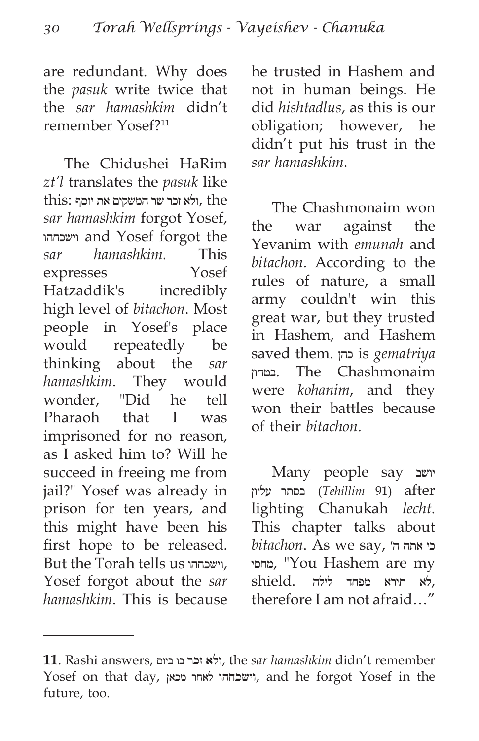are redundant. Why does the *pasuk* write twice that the *sar hamashkim* didn't remember Yosef?[11]

The Chidushei HaRim *zt'l* translates the *pasuk* like this: ולא זכר שר המשקים את יוסף, the *sar hamashkim* forgot Yosef, וישכחהו and Yosef forgot the *sar hamashkim.* This expresses Yosef Hatzaddik's incredibly high level of *bitachon*. Most people in Yosef's place would repeatedly be thinking about the *sar hamashkim*. They would wonder, "Did he tell Pharaoh that I was imprisoned for no reason, as I asked him to? Will he succeed in freeing me from jail?" Yosef was already in prison for ten years, and this might have been his first hope to be released. But the Torah tells us וישכחהו, Yosef forgot about the *sar hamashkim*. This is because he trusted in Hashem and not in human beings. He did *hishtadlus*, as this is our obligation; however, he didn't put his trust in the *sar hamashkim*.

The Chashmonaim won the war against the Yevanim with *emunah* and *bitachon*. According to the rules of nature, a small army couldn't win this great war, but they trusted in Hashem, and Hashem saved them. כהן is *gematriya* בטחון. The Chashmonaim were *kohanim*, and they won their battles because of their *bitachon*.

Many people say יושב בסתר עליון (*Tehillim* 91) after lighting Chanukah *lecht*. This chapter talks about *bitachon*. As we say, כי אתה ה' מחסי, "You Hashem are my shield. לא תירא מפחד לילה, therefore I am not afraid…"

---

**11**. Rashi answers, **ולא זכר** בו ביום, the *sar hamashkim* didn't remember Yosef on that day, **וישכחהו** לאחר מכאן, and he forgot Yosef in the future, too.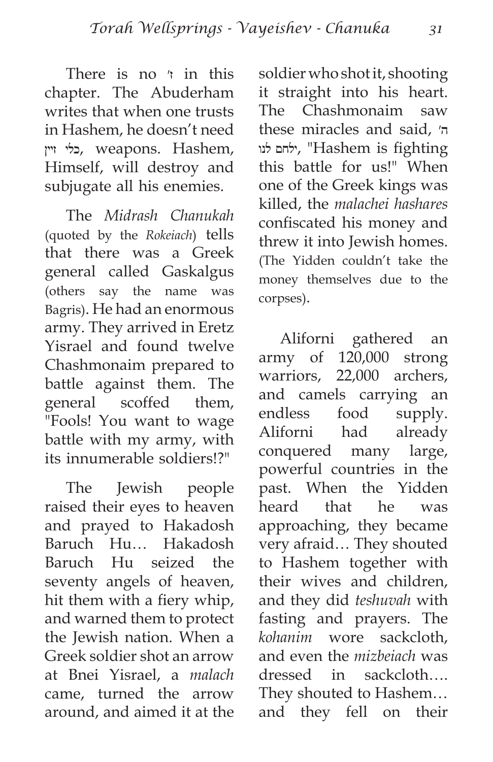There is no ז' in this chapter. The Abuderham writes that when one trusts in Hashem, he doesn't need כלי זיין, weapons. Hashem, Himself, will destroy and subjugate all his enemies.

The *Midrash Chanukah* (quoted by the *Rokeiach*) tells that there was a Greek general called Gaskalgus (others say the name was Bagris). He had an enormous army. They arrived in Eretz Yisrael and found twelve Chashmonaim prepared to battle against them. The general scoffed them, "Fools! You want to wage battle with my army, with its innumerable soldiers!?"

The Jewish people raised their eyes to heaven and prayed to Hakadosh Baruch Hu… Hakadosh Baruch Hu seized the seventy angels of heaven, hit them with a fiery whip, and warned them to protect the Jewish nation. When a Greek soldier shot an arrow at Bnei Yisrael, a *malach* came, turned the arrow around, and aimed it at the soldier who shot it, shooting it straight into his heart. The Chashmonaim saw these miracles and said, ה' ילחם לנו, "Hashem is fighting this battle for us!" When one of the Greek kings was killed, the *malachei hashares* confiscated his money and threw it into Jewish homes. (The Yidden couldn't take the money themselves due to the corpses).

Aliforni gathered an army of 120,000 strong warriors, 22,000 archers, and camels carrying an endless food supply. Aliforni had already conquered many large, powerful countries in the past. When the Yidden heard that he was approaching, they became very afraid… They shouted to Hashem together with their wives and children, and they did *teshuvah* with fasting and prayers. The *kohanim* wore sackcloth, and even the *mizbeiach* was dressed in sackcloth…. They shouted to Hashem… and they fell on their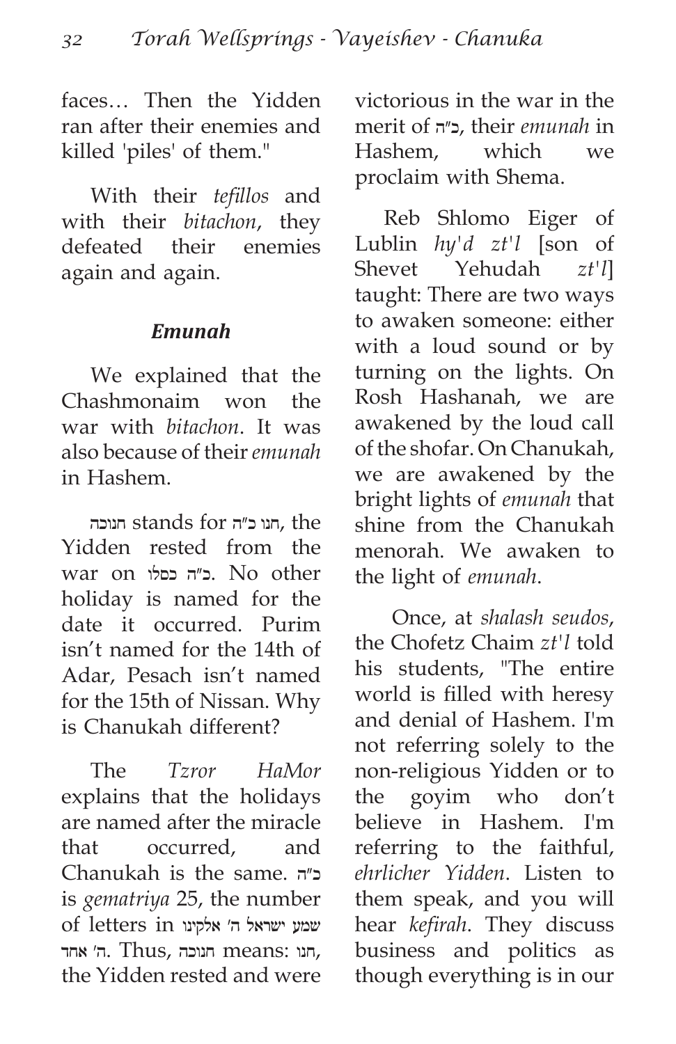faces… Then the Yidden ran after their enemies and killed 'piles' of them."

With their *tefillos* and with their *bitachon*, they defeated their enemies again and again.

### *Emunah*

We explained that the Chashmonaim won the war with *bitachon*. It was also because of their *emunah* in Hashem.

חנוכה stands for חנו כ"ה, the Yidden rested from the war on כ"ה כסלו. No other holiday is named for the date it occurred. Purim isn't named for the 14th of Adar, Pesach isn't named for the 15th of Nissan. Why is Chanukah different?

The *Tzror HaMor* explains that the holidays are named after the miracle that occurred, and Chanukah is the same. כ"ה is *gematriya* 25, the number of letters in שמע ישראל ה' אלקינו ה' אחד. Thus, חנוכה means: חנו, the Yidden rested and were victorious in the war in the merit of כ"ה, their *emunah* in Hashem, which we proclaim with Shema.

Reb Shlomo Eiger of Lublin *hy'd zt'l* [son of Shevet Yehudah *zt'l*] taught: There are two ways to awaken someone: either with a loud sound or by turning on the lights. On Rosh Hashanah, we are awakened by the loud call of the shofar. On Chanukah, we are awakened by the bright lights of *emunah* that shine from the Chanukah menorah. We awaken to the light of *emunah*.

Once, at *shalash seudos*, the Chofetz Chaim *zt'l* told his students, "The entire world is filled with heresy and denial of Hashem. I'm not referring solely to the non-religious Yidden or to the goyim who don't believe in Hashem. I'm referring to the faithful, *ehrlicher Yidden*. Listen to them speak, and you will hear *kefirah*. They discuss business and politics as though everything is in our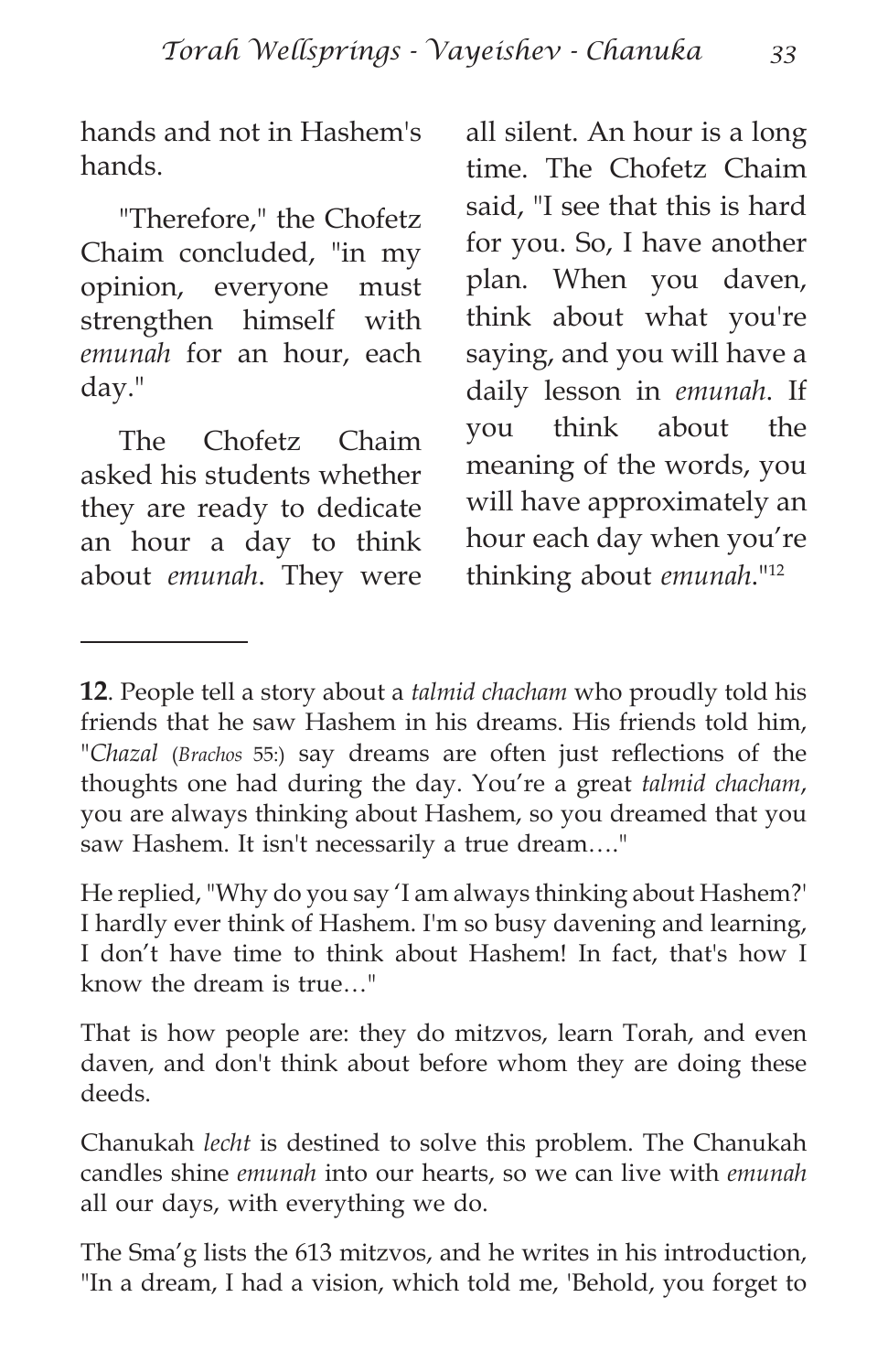hands and not in Hashem's hands.

"Therefore," the Chofetz Chaim concluded, "in my opinion, everyone must strengthen himself with *emunah* for an hour, each day."

The Chofetz Chaim asked his students whether they are ready to dedicate an hour a day to think about *emunah*. They were all silent. An hour is a long time. The Chofetz Chaim said, "I see that this is hard for you. So, I have another plan. When you daven, think about what you're saying, and you will have a daily lesson in *emunah*. If you think about the meaning of the words, you will have approximately an hour each day when you're thinking about *emunah*."[12]

---

**12**. People tell a story about a *talmid chacham* who proudly told his friends that he saw Hashem in his dreams. His friends told him, "*Chazal* (*Brachos* 55:) say dreams are often just reflections of the thoughts one had during the day. You're a great *talmid chacham*, you are always thinking about Hashem, so you dreamed that you saw Hashem. It isn't necessarily a true dream…."

He replied, "Why do you say 'I am always thinking about Hashem?' I hardly ever think of Hashem. I'm so busy davening and learning, I don't have time to think about Hashem! In fact, that's how I know the dream is true…"

That is how people are: they do mitzvos, learn Torah, and even daven, and don't think about before whom they are doing these deeds.

Chanukah *lecht* is destined to solve this problem. The Chanukah candles shine *emunah* into our hearts, so we can live with *emunah* all our days, with everything we do.

The Sma'g lists the 613 mitzvos, and he writes in his introduction, "In a dream, I had a vision, which told me, 'Behold, you forget to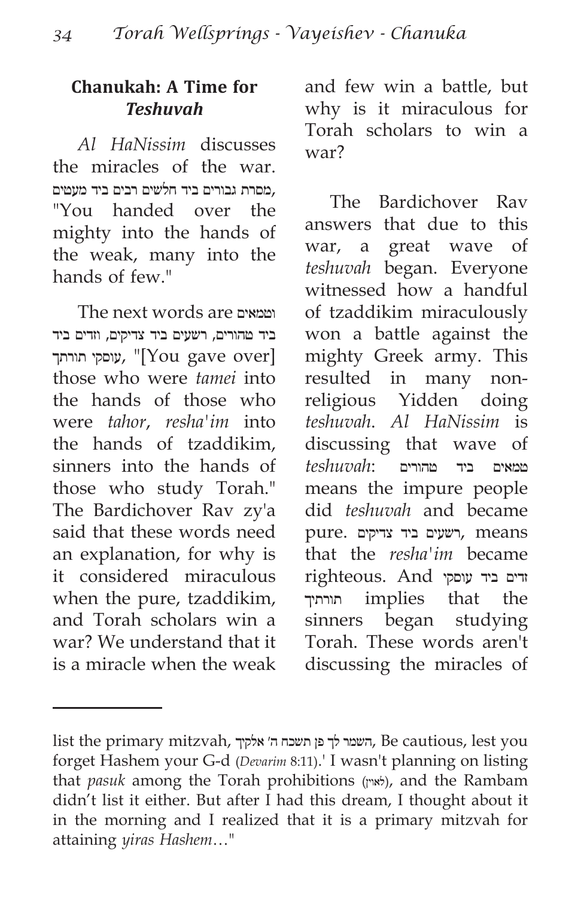## Chanukah: A Time for *Teshuvah*

*Al HaNissim* discusses the miracles of the war. מסרת גבורים ביד חלשים רבים ביד מעטים, "You handed over the mighty into the hands of the weak, many into the hands of few."

The next words are וטמאים ביד טהורים, רשעים ביד צדיקים, וזדים ביד עוסקי תורתך, "[You gave over] those who were *tamei* into the hands of those who were *tahor*, *resha'im* into the hands of tzaddikim, sinners into the hands of those who study Torah." The Bardichover Rav zy'a said that these words need an explanation, for why is it considered miraculous when the pure, tzaddikim, and Torah scholars win a war? We understand that it is a miracle when the weak and few win a battle, but why is it miraculous for Torah scholars to win a war?

The Bardichover Rav answers that due to this war, a great wave of *teshuvah* began. Everyone witnessed how a handful of tzaddikim miraculously won a battle against the mighty Greek army. This resulted in many non-religious Yidden doing *teshuvah*. *Al HaNissim* is discussing that wave of *teshuvah*: טמאים ביד טהורים means the impure people did *teshuvah* and became pure. רשעים ביד צדיקים, means that the *resha'im* became righteous. And זדים ביד עוסקי תורתך implies that the sinners began studying Torah. These words aren't discussing the miracles of

---

list the primary mitzvah, השמר לך פן תשכח ה' אלקיך, Be cautious, lest you forget Hashem your G-d (*Devarim* 8:11).' I wasn't planning on listing that *pasuk* among the Torah prohibitions (לאוין), and the Rambam didn't list it either. But after I had this dream, I thought about it in the morning and I realized that it is a primary mitzvah for attaining *yiras Hashem*…"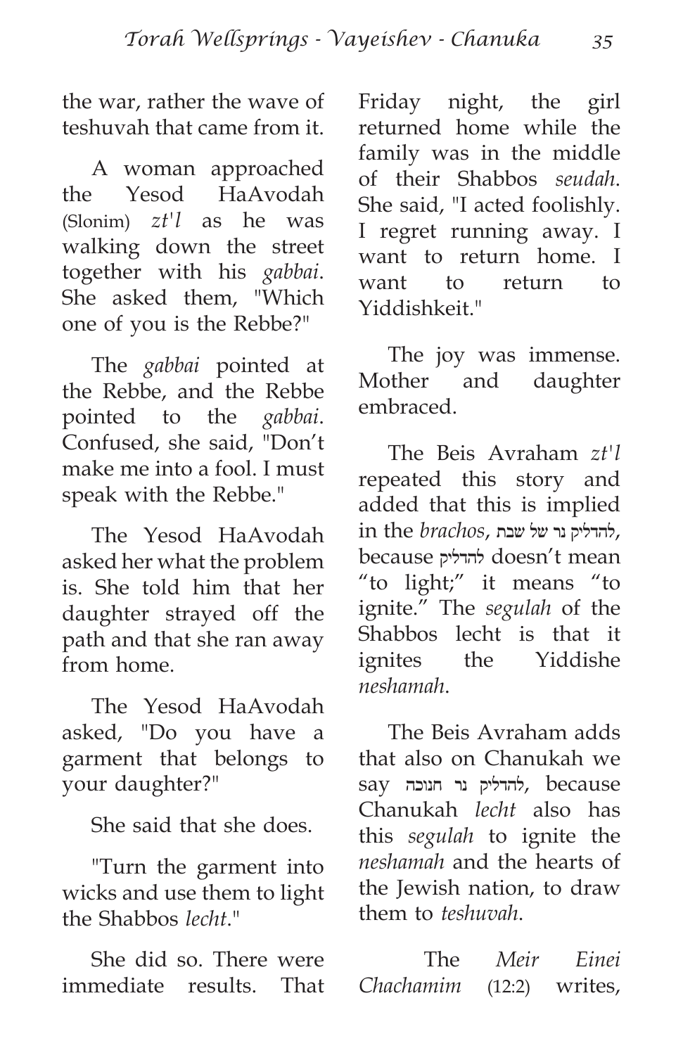the war, rather the wave of teshuvah that came from it.

A woman approached the Yesod HaAvodah (Slonim) *zt'l* as he was walking down the street together with his *gabbai*. She asked them, "Which one of you is the Rebbe?"

The *gabbai* pointed at the Rebbe, and the Rebbe pointed to the *gabbai*. Confused, she said, "Don't make me into a fool. I must speak with the Rebbe."

The Yesod HaAvodah asked her what the problem is. She told him that her daughter strayed off the path and that she ran away from home.

The Yesod HaAvodah asked, "Do you have a garment that belongs to your daughter?"

She said that she does.

"Turn the garment into wicks and use them to light the Shabbos *lecht*."

She did so. There were immediate results. That Friday night, the girl returned home while the family was in the middle of their Shabbos *seudah*. She said, "I acted foolishly. I regret running away. I want to return home. I want to return to Yiddishkeit."

The joy was immense. Mother and daughter embraced.

The Beis Avraham *zt'l* repeated this story and added that this is implied in the *brachos*, להדליק נר של שבת, because להדליק doesn't mean "to light;" it means "to ignite." The *segulah* of the Shabbos lecht is that it ignites the Yiddishe *neshamah*.

The Beis Avraham adds that also on Chanukah we say להדליק נר חנוכה, because Chanukah *lecht* also has this *segulah* to ignite the *neshamah* and the hearts of the Jewish nation, to draw them to *teshuvah*.

The *Meir Einei Chachamim* (12:2) writes,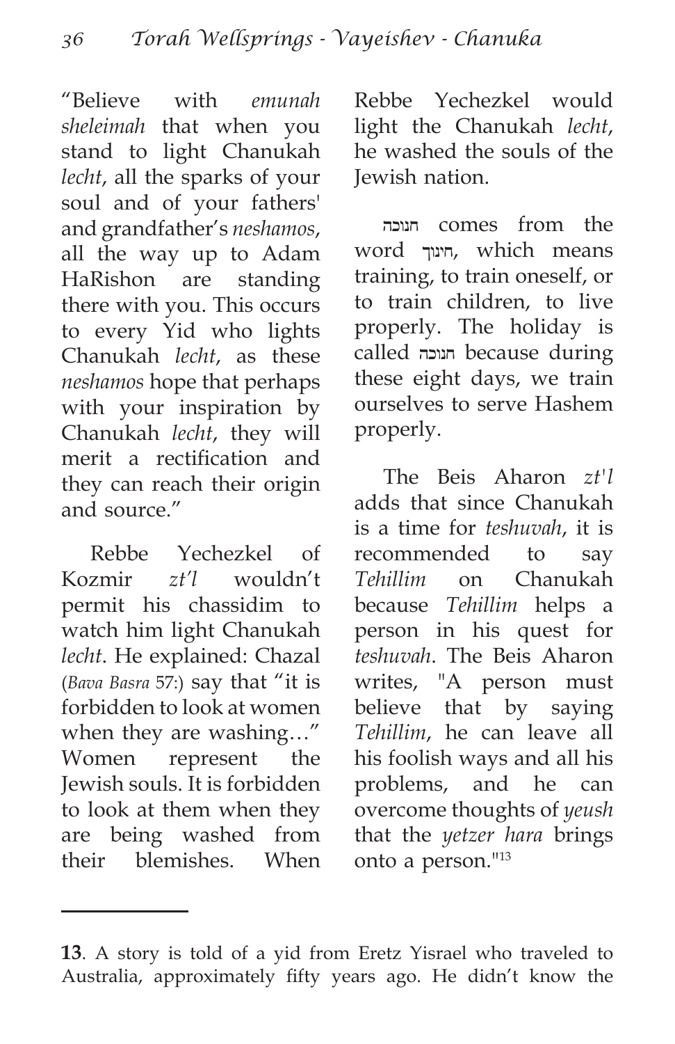"Believe with *emunah sheleimah* that when you stand to light Chanukah *lecht*, all the sparks of your soul and of your fathers' and grandfather's *neshamos*, all the way up to Adam HaRishon are standing there with you. This occurs to every Yid who lights Chanukah *lecht*, as these *neshamos* hope that perhaps with your inspiration by Chanukah *lecht*, they will merit a rectification and they can reach their origin and source."

Rebbe Yechezkel of Kozmir *zt'l* wouldn't permit his chassidim to watch him light Chanukah *lecht*. He explained: Chazal (*Bava Basra* 57:) say that "it is forbidden to look at women when they are washing…" Women represent the Jewish souls. It is forbidden to look at them when they are being washed from their blemishes. When Rebbe Yechezkel would light the Chanukah *lecht*, he washed the souls of the Jewish nation.

חנוכה comes from the word חינוך, which means training, to train oneself, or to train children, to live properly. The holiday is called חנוכה because during these eight days, we train ourselves to serve Hashem properly.

The Beis Aharon *zt'l* adds that since Chanukah is a time for *teshuvah*, it is recommended to say *Tehillim* on Chanukah because *Tehillim* helps a person in his quest for *teshuvah*. The Beis Aharon writes, "A person must believe that by saying *Tehillim*, he can leave all his foolish ways and all his problems, and he can overcome thoughts of *yeush* that the *yetzer hara* brings onto a person."[13]

---

**13**. A story is told of a yid from Eretz Yisrael who traveled to Australia, approximately fifty years ago. He didn't know the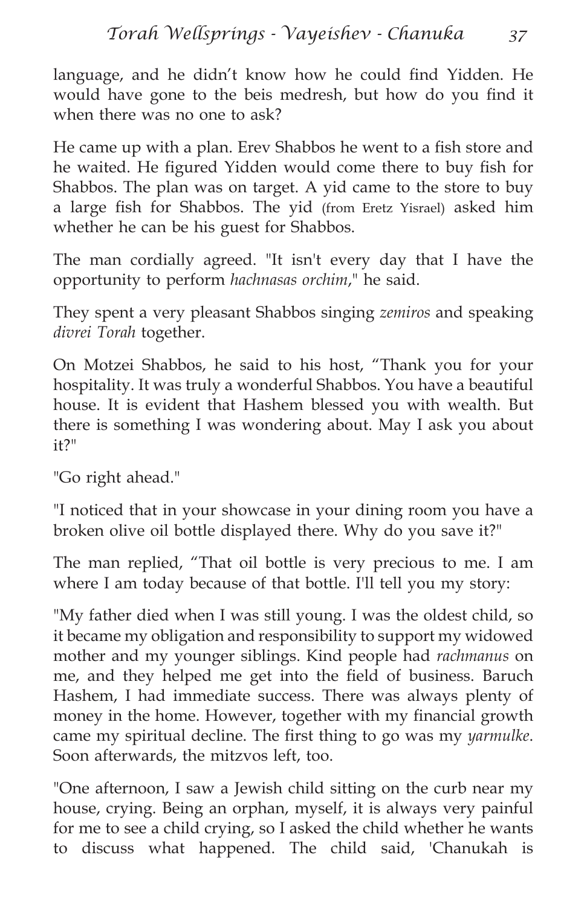language, and he didn't know how he could find Yidden. He would have gone to the beis medresh, but how do you find it when there was no one to ask?

He came up with a plan. Erev Shabbos he went to a fish store and he waited. He figured Yidden would come there to buy fish for Shabbos. The plan was on target. A yid came to the store to buy a large fish for Shabbos. The yid (from Eretz Yisrael) asked him whether he can be his guest for Shabbos.

The man cordially agreed. "It isn't every day that I have the opportunity to perform *hachnasas orchim*," he said.

They spent a very pleasant Shabbos singing *zemiros* and speaking *divrei Torah* together.

On Motzei Shabbos, he said to his host, "Thank you for your hospitality. It was truly a wonderful Shabbos. You have a beautiful house. It is evident that Hashem blessed you with wealth. But there is something I was wondering about. May I ask you about it?"

"Go right ahead."

"I noticed that in your showcase in your dining room you have a broken olive oil bottle displayed there. Why do you save it?"

The man replied, "That oil bottle is very precious to me. I am where I am today because of that bottle. I'll tell you my story:

"My father died when I was still young. I was the oldest child, so it became my obligation and responsibility to support my widowed mother and my younger siblings. Kind people had *rachmanus* on me, and they helped me get into the field of business. Baruch Hashem, I had immediate success. There was always plenty of money in the home. However, together with my financial growth came my spiritual decline. The first thing to go was my *yarmulke*. Soon afterwards, the mitzvos left, too.

"One afternoon, I saw a Jewish child sitting on the curb near my house, crying. Being an orphan, myself, it is always very painful for me to see a child crying, so I asked the child whether he wants to discuss what happened. The child said, 'Chanukah is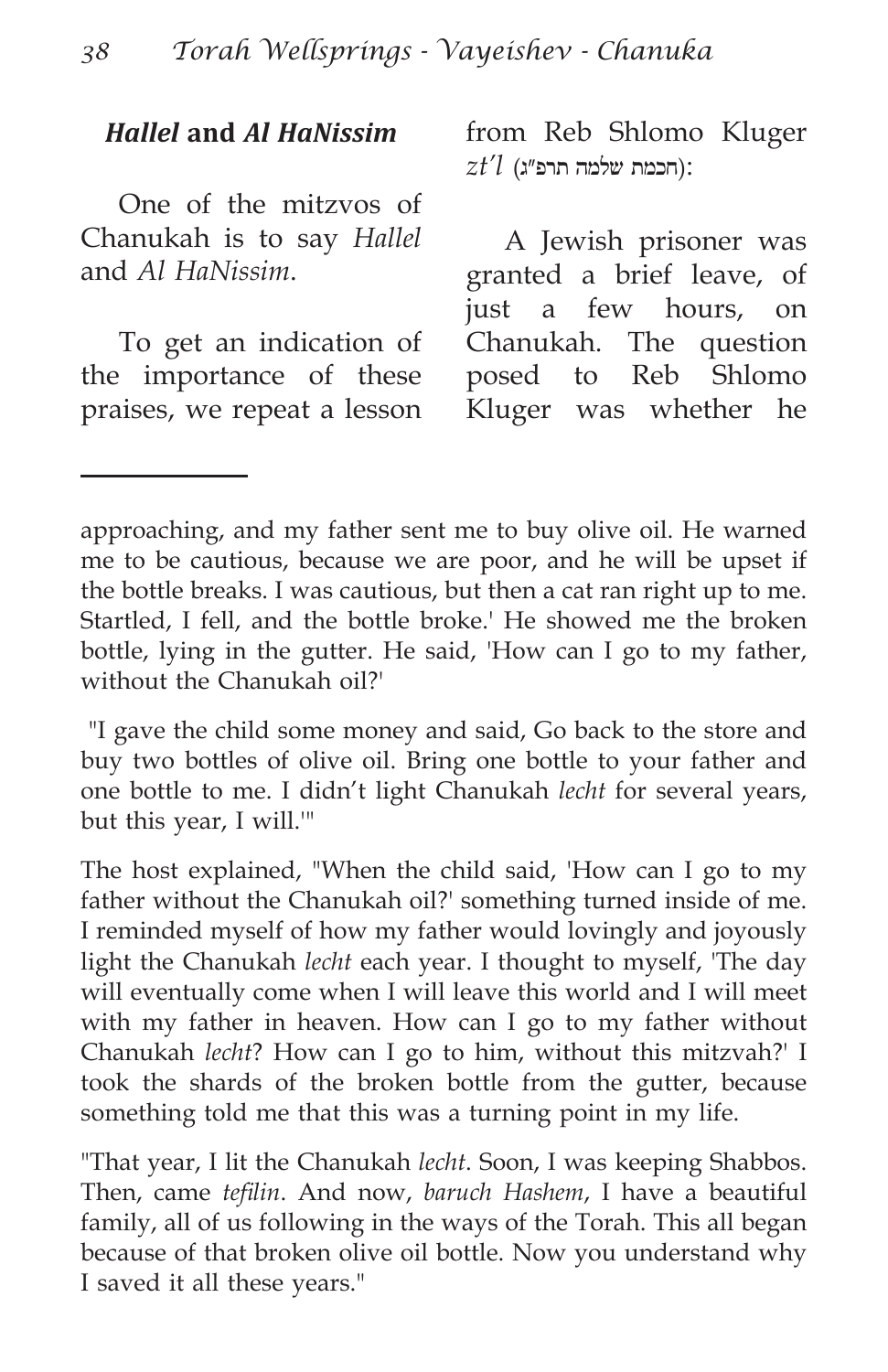### *Hallel* and *Al HaNissim*

One of the mitzvos of Chanukah is to say *Hallel* and *Al HaNissim*.

To get an indication of the importance of these praises, we repeat a lesson from Reb Shlomo Kluger *zt'l* (חכמת שלמה תרפ"ג):

A Jewish prisoner was granted a brief leave, of just a few hours, on Chanukah. The question posed to Reb Shlomo Kluger was whether he

---

approaching, and my father sent me to buy olive oil. He warned me to be cautious, because we are poor, and he will be upset if the bottle breaks. I was cautious, but then a cat ran right up to me. Startled, I fell, and the bottle broke.' He showed me the broken bottle, lying in the gutter. He said, 'How can I go to my father, without the Chanukah oil?'

"I gave the child some money and said, Go back to the store and buy two bottles of olive oil. Bring one bottle to your father and one bottle to me. I didn't light Chanukah *lecht* for several years, but this year, I will.'"

The host explained, "When the child said, 'How can I go to my father without the Chanukah oil?' something turned inside of me. I reminded myself of how my father would lovingly and joyously light the Chanukah *lecht* each year. I thought to myself, 'The day will eventually come when I will leave this world and I will meet with my father in heaven. How can I go to my father without Chanukah *lecht*? How can I go to him, without this mitzvah?' I took the shards of the broken bottle from the gutter, because something told me that this was a turning point in my life.

"That year, I lit the Chanukah *lecht*. Soon, I was keeping Shabbos. Then, came *tefilin*. And now, *baruch Hashem*, I have a beautiful family, all of us following in the ways of the Torah. This all began because of that broken olive oil bottle. Now you understand why I saved it all these years."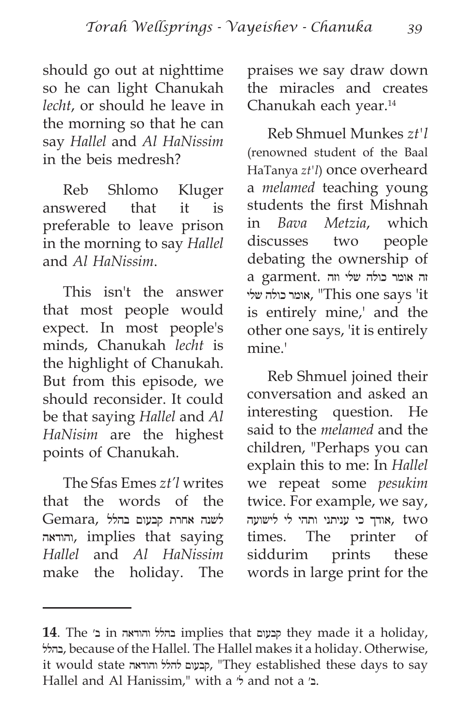should go out at nighttime so he can light Chanukah *lecht*, or should he leave in the morning so that he can say *Hallel* and *Al HaNissim* in the beis medresh?

Reb Shlomo Kluger answered that it is preferable to leave prison in the morning to say *Hallel* and *Al HaNissim*.

This isn't the answer that most people would expect. In most people's minds, Chanukah *lecht* is the highlight of Chanukah. But from this episode, we should reconsider. It could be that saying *Hallel* and *Al HaNisim* are the highest points of Chanukah.

The Sfas Emes *zt'l* writes that the words of the Gemara, לשנה אחרת קבעום בהלל והודאה, implies that saying *Hallel* and *Al HaNissim* make the holiday. The praises we say draw down the miracles and creates Chanukah each year.[14]

Reb Shmuel Munkes *zt'l* (renowned student of the Baal HaTanya *zt'l*) once overheard a *melamed* teaching young students the first Mishnah in *Bava Metzia*, which discusses two people debating the ownership of a garment. זה אומר כולה שלי וזה אומר כולה שלי, "This one says 'it is entirely mine,' and the other one says, 'it is entirely mine.'

Reb Shmuel joined their conversation and asked an interesting question. He said to the *melamed* and the children, "Perhaps you can explain this to me: In *Hallel* we repeat some *pesukim* twice. For example, we say, אודך כי עניתני ותהי לי לישועה, two times. The printer of siddurim prints these words in large print for the

---

**14**. The ב׳ in בהלל והודאה implies that קבעום they made it a holiday, בהלל, because of the Hallel. The Hallel makes it a holiday. Otherwise, it would state קבעום להלל והודאה, "They established these days to say Hallel and Al Hanissim," with a ל׳ and not a ב׳.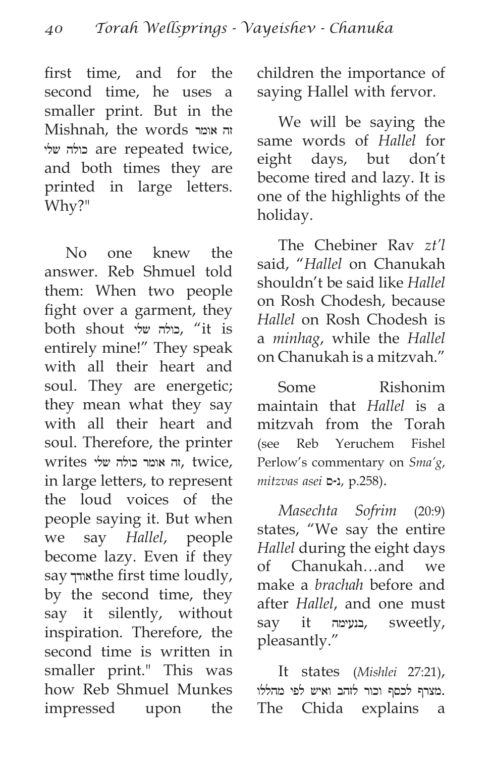first time, and for the second time, he uses a smaller print. But in the Mishnah, the words זה אומר כולה שלי are repeated twice, and both times they are printed in large letters. Why?"

No one knew the answer. Reb Shmuel told them: When two people fight over a garment, they both shout כולה שלי, "it is entirely mine!" They speak with all their heart and soul. They are energetic; they mean what they say with all their heart and soul. Therefore, the printer writes זה אומר כולה שלי, twice, in large letters, to represent the loud voices of the people saying it. But when we say *Hallel*, people become lazy. Even if they say אודךthe first time loudly, by the second time, they say it silently, without inspiration. Therefore, the second time is written in smaller print." This was how Reb Shmuel Munkes impressed upon the children the importance of saying Hallel with fervor.

We will be saying the same words of *Hallel* for eight days, but don't become tired and lazy. It is one of the highlights of the holiday.

The Chebiner Rav *zt'l* said, "*Hallel* on Chanukah shouldn't be said like *Hallel* on Rosh Chodesh, because *Hallel* on Rosh Chodesh is a *minhag*, while the *Hallel* on Chanukah is a mitzvah."

Some Rishonim maintain that *Hallel* is a mitzvah from the Torah (see Reb Yeruchem Fishel Perlow's commentary on *Sma'g, mitzvas asei* נ-ם, p.258).

*Masechta Sofrim* (20:9) states, "We say the entire *Hallel* during the eight days of Chanukah…and we make a *brachah* before and after *Hallel*, and one must say it בנעימה, sweetly, pleasantly."

It states (*Mishlei* 27:21), מצרף לכסף וכור לזהב ואיש לפי מהללו. The Chida explains a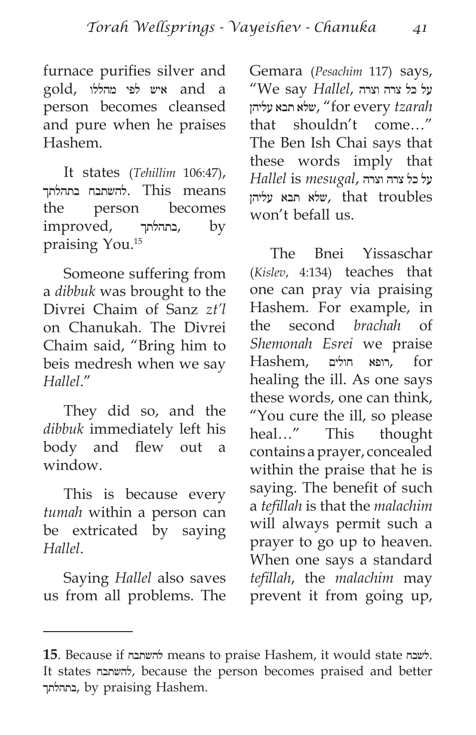furnace purifies silver and gold, איש לפי מהללו and a person becomes cleansed and pure when he praises Hashem.

It states (*Tehillim* 106:47), להשתבח בתהלתך. This means the person becomes improved, בתהלתך, by praising You.[15]

Someone suffering from a *dibbuk* was brought to the Divrei Chaim of Sanz *zt'l* on Chanukah. The Divrei Chaim said, "Bring him to beis medresh when we say *Hallel*."

They did so, and the *dibbuk* immediately left his body and flew out a window.

This is because every *tumah* within a person can be extricated by saying *Hallel*.

Saying *Hallel* also saves us from all problems. The Gemara (*Pesachim* 117) says, "We say *Hallel*, על כל צרה וצרה שלא תבא עליהן, "for every *tzarah* that shouldn't come…" The Ben Ish Chai says that these words imply that *Hallel* is *mesugal*, על כל צרה וצרה שלא תבא עליהן, that troubles won't befall us.

The Bnei Yissaschar (*Kislev*, 4:134) teaches that one can pray via praising Hashem. For example, in the second *brachah* of *Shemonah Esrei* we praise Hashem, רופא חולים, for healing the ill. As one says these words, one can think, "You cure the ill, so please heal…" This thought contains a prayer, concealed within the praise that he is saying. The benefit of such a *tefillah* is that the *malachim* will always permit such a prayer to go up to heaven. When one says a standard *tefillah*, the *malachim* may prevent it from going up,

---

**15**. Because if להשתבח means to praise Hashem, it would state לשבח. It states להשתבח, because the person becomes praised and better בתהלתך, by praising Hashem.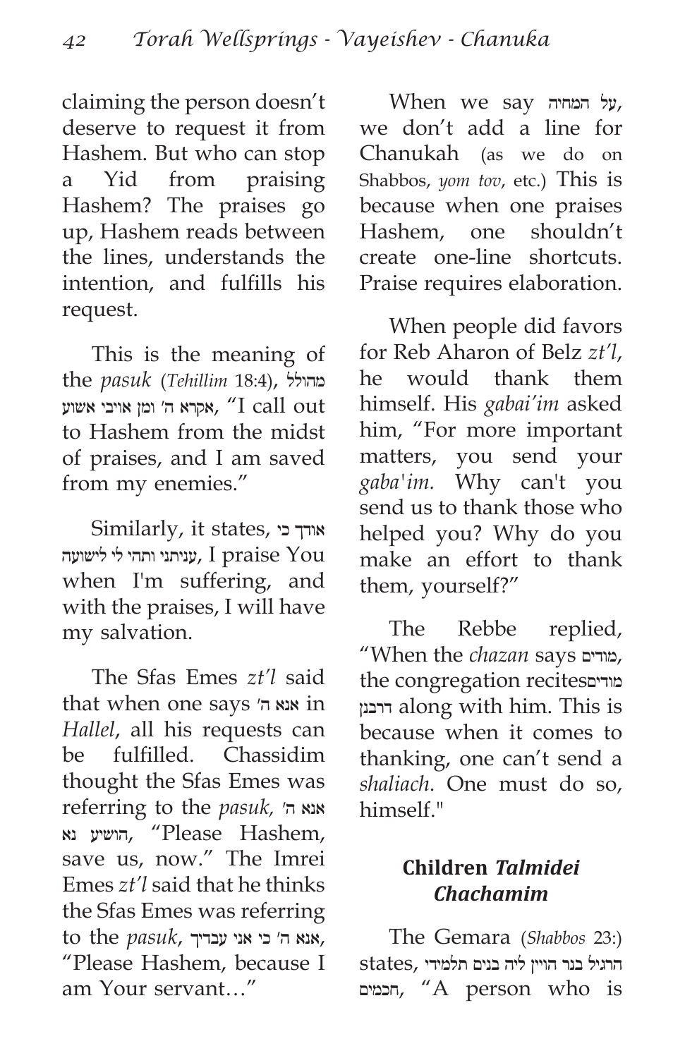claiming the person doesn't deserve to request it from Hashem. But who can stop a Yid from praising Hashem? The praises go up, Hashem reads between the lines, understands the intention, and fulfills his request.

This is the meaning of the *pasuk* (*Tehillim* 18:4), מהולל אקרא ה' ומן אויבי אשוע, "I call out to Hashem from the midst of praises, and I am saved from my enemies."

Similarly, it states, אודך כי עניתני ותהי לי לישועה, I praise You when I'm suffering, and with the praises, I will have my salvation.

The Sfas Emes *zt'l* said that when one says אנא ה' in *Hallel*, all his requests can be fulfilled. Chassidim thought the Sfas Emes was referring to the *pasuk,* אנא ה' הושיע נא, "Please Hashem, save us, now." The Imrei Emes *zt'l* said that he thinks the Sfas Emes was referring to the *pasuk*, אנא ה' כי אני עבדיך, "Please Hashem, because I am Your servant…"

When we say על המחיה, we don't add a line for Chanukah (as we do on Shabbos, *yom tov*, etc.) This is because when one praises Hashem, one shouldn't create one-line shortcuts. Praise requires elaboration.

When people did favors for Reb Aharon of Belz *zt'l*, he would thank them himself. His *gabai'im* asked him, "For more important matters, you send your *gaba'im.* Why can't you send us to thank those who helped you? Why do you make an effort to thank them, yourself?"

The Rebbe replied, "When the *chazan* says מודים, the congregation recitesמודים דרבנן along with him. This is because when it comes to thanking, one can't send a *shaliach*. One must do so, himself."

## Children *Talmidei Chachamim*

The Gemara (*Shabbos* 23:) states, הרגיל בנר הויין ליה בנים תלמידי חכמים, "A person who is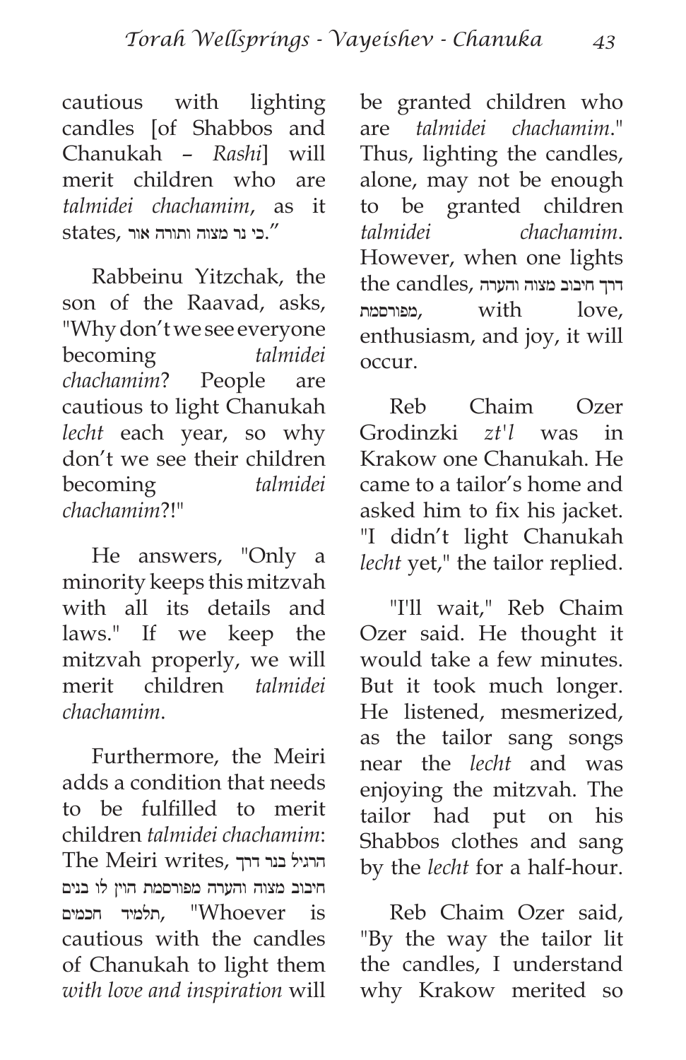cautious with lighting candles [of Shabbos and Chanukah – *Rashi*] will merit children who are *talmidei chachamim*, as it states, כי נר מצוה ותורה אור."

Rabbeinu Yitzchak, the son of the Raavad, asks, "Why don't we see everyone becoming *talmidei chachamim*? People are cautious to light Chanukah *lecht* each year, so why don't we see their children becoming *talmidei chachamim*?!"

He answers, "Only a minority keeps this mitzvah with all its details and laws." If we keep the mitzvah properly, we will merit children *talmidei chachamim*.

Furthermore, the Meiri adds a condition that needs to be fulfilled to merit children *talmidei chachamim*: The Meiri writes, הרגיל בנר דרך חיבוב מצוה והערה מפורסמת הוין לו בנים תלמיד חכמים, "Whoever is cautious with the candles of Chanukah to light them *with love and inspiration* will be granted children who are *talmidei chachamim*." Thus, lighting the candles, alone, may not be enough to be granted children *talmidei chachamim*. However, when one lights the candles, דרך חיבוב מצוה והערה מפורסמת, with love, enthusiasm, and joy, it will occur.

Reb Chaim Ozer Grodinzki *zt'l* was in Krakow one Chanukah. He came to a tailor's home and asked him to fix his jacket. "I didn't light Chanukah *lecht* yet," the tailor replied.

"I'll wait," Reb Chaim Ozer said. He thought it would take a few minutes. But it took much longer. He listened, mesmerized, as the tailor sang songs near the *lecht* and was enjoying the mitzvah. The tailor had put on his Shabbos clothes and sang by the *lecht* for a half-hour.

Reb Chaim Ozer said, "By the way the tailor lit the candles, I understand why Krakow merited so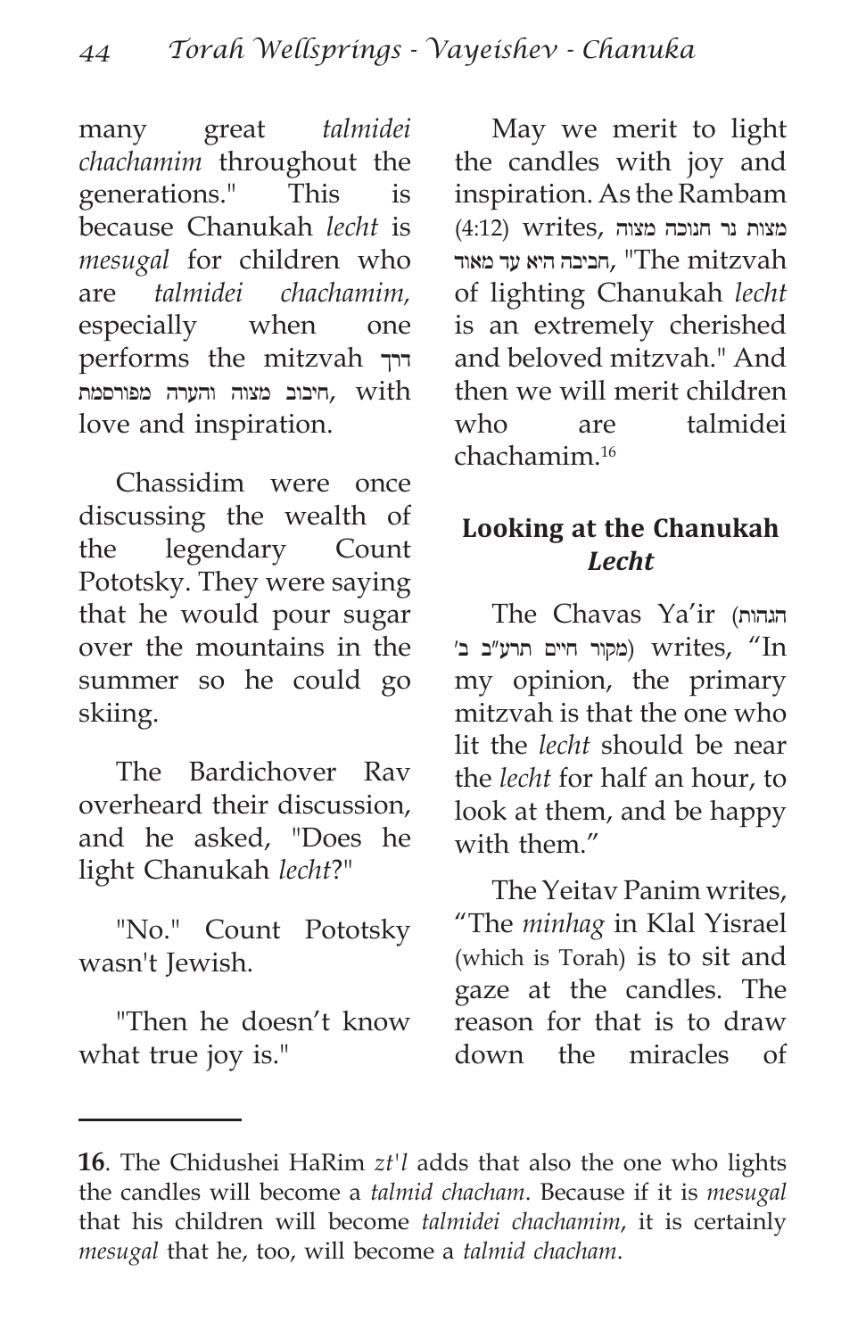many great *talmidei chachamim* throughout the generations." This is because Chanukah *lecht* is *mesugal* for children who are *talmidei chachamim,* especially when one performs the mitzvah דרך חיבוב מצוה והערה מפורסמת, with love and inspiration.

Chassidim were once discussing the wealth of the legendary Count Pototsky. They were saying that he would pour sugar over the mountains in the summer so he could go skiing.

The Bardichover Rav overheard their discussion, and he asked, "Does he light Chanukah *lecht*?"

"No." Count Pototsky wasn't Jewish.

"Then he doesn't know what true joy is."

May we merit to light the candles with joy and inspiration. As the Rambam (4:12) writes, מצות נר חנוכה מצוה חביבה היא עד מאוד, "The mitzvah of lighting Chanukah *lecht* is an extremely cherished and beloved mitzvah." And then we will merit children who are talmidei chachamim.[16]

## Looking at the Chanukah *Lecht*

The Chavas Ya'ir (הגהות מקור חיים תרע"ב ב') writes, "In my opinion, the primary mitzvah is that the one who lit the *lecht* should be near the *lecht* for half an hour, to look at them, and be happy with them."

The Yeitav Panim writes, "The *minhag* in Klal Yisrael (which is Torah) is to sit and gaze at the candles. The reason for that is to draw down the miracles of

---

**16**. The Chidushei HaRim *zt'l* adds that also the one who lights the candles will become a *talmid chacham*. Because if it is *mesugal* that his children will become *talmidei chachamim*, it is certainly *mesugal* that he, too, will become a *talmid chacham*.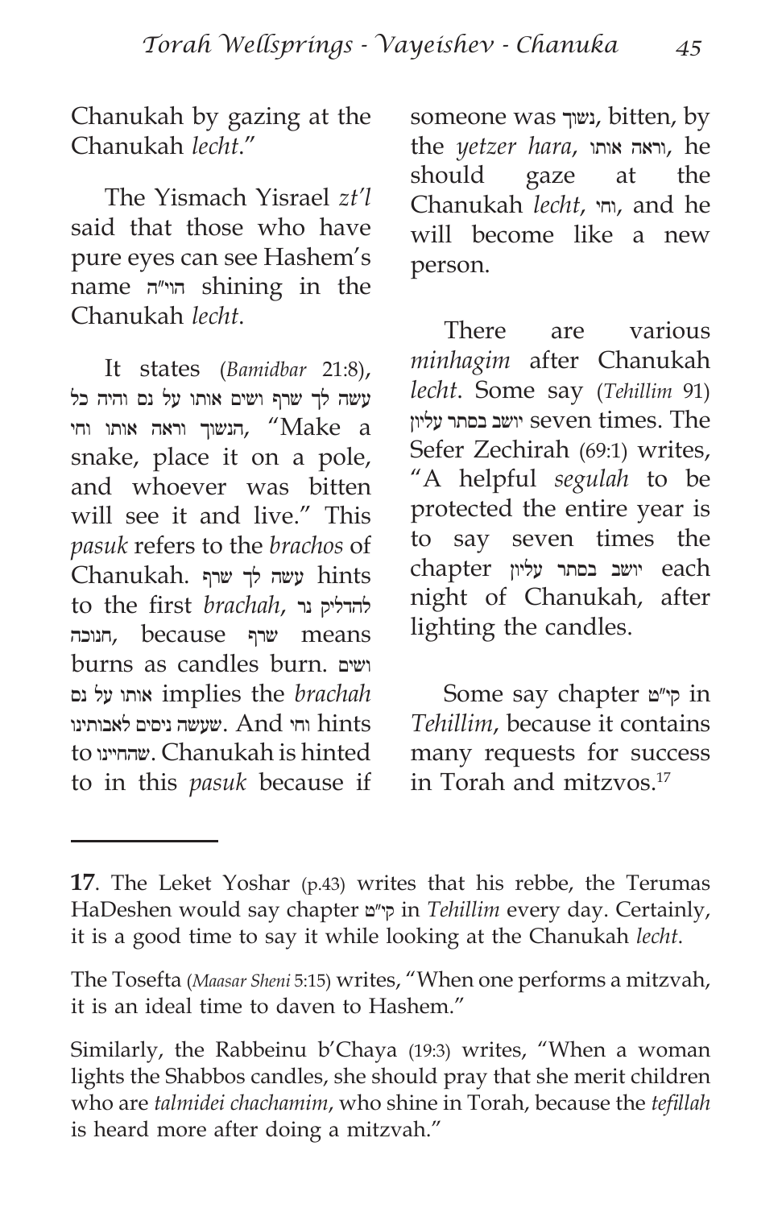Chanukah by gazing at the Chanukah *lecht*."

The Yismach Yisrael *zt'l* said that those who have pure eyes can see Hashem's name הוי"ה shining in the Chanukah *lecht*.

It states (*Bamidbar* 21:8), עשה לך שרף ושים אותו על נס והיה כל הנשוך וראה אותו וחי, "Make a snake, place it on a pole, and whoever was bitten will see it and live." This *pasuk* refers to the *brachos* of Chanukah. עשה לך שרף hints to the first *brachah*, להדליק נר חנוכה, because שרף means burns as candles burn. ושים אותו על נס implies the *brachah* שעשה ניסים לאבותינו. And וחי hints to שהחיינו. Chanukah is hinted to in this *pasuk* because if someone was נשוך, bitten, by the *yetzer hara*, וראה אותו, he should gaze at the Chanukah *lecht*, וחי, and he will become like a new person.

There are various *minhagim* after Chanukah *lecht*. Some say (*Tehillim* 91) יושב בסתר עליון seven times. The Sefer Zechirah (69:1) writes, "A helpful *segulah* to be protected the entire year is to say seven times the chapter יושב בסתר עליון each night of Chanukah, after lighting the candles.

Some say chapter קי"ט in *Tehillim*, because it contains many requests for success in Torah and mitzvos.[17]

---

**17**. The Leket Yoshar (p.43) writes that his rebbe, the Terumas HaDeshen would say chapter קי"ט in *Tehillim* every day. Certainly, it is a good time to say it while looking at the Chanukah *lecht*.

The Tosefta (*Maasar Sheni* 5:15) writes, "When one performs a mitzvah, it is an ideal time to daven to Hashem."

Similarly, the Rabbeinu b'Chaya (19:3) writes, "When a woman lights the Shabbos candles, she should pray that she merit children who are *talmidei chachamim*, who shine in Torah, because the *tefillah* is heard more after doing a mitzvah."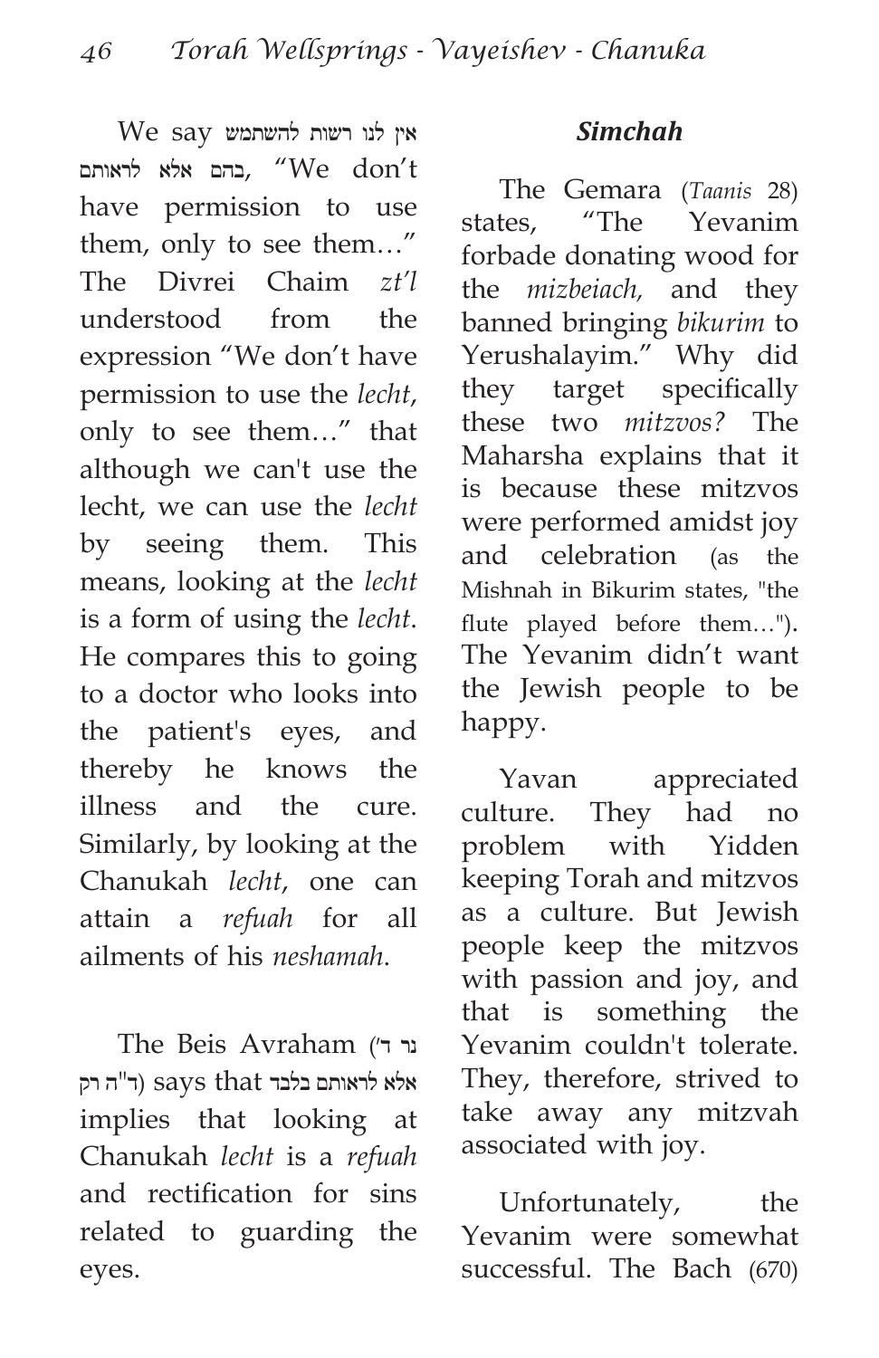We say אין לנו רשות להשתמש בהם אלא לראותם, "We don't have permission to use them, only to see them…" The Divrei Chaim *zt'l* understood from the expression "We don't have permission to use the *lecht*, only to see them…" that although we can't use the lecht, we can use the *lecht* by seeing them. This means, looking at the *lecht* is a form of using the *lecht*. He compares this to going to a doctor who looks into the patient's eyes, and thereby he knows the illness and the cure. Similarly, by looking at the Chanukah *lecht*, one can attain a *refuah* for all ailments of his *neshamah*.

The Beis Avraham (נר ד' ד"ה רק) says that אלא לראותם בלבד implies that looking at Chanukah *lecht* is a *refuah* and rectification for sins related to guarding the eyes.

### *Simchah*

The Gemara (*Taanis* 28) states, "The Yevanim forbade donating wood for the *mizbeiach,* and they banned bringing *bikurim* to Yerushalayim." Why did they target specifically these two *mitzvos?* The Maharsha explains that it is because these mitzvos were performed amidst joy and celebration (as the Mishnah in Bikurim states, "the flute played before them…"). The Yevanim didn't want the Jewish people to be happy.

Yavan appreciated culture. They had no problem with Yidden keeping Torah and mitzvos as a culture. But Jewish people keep the mitzvos with passion and joy, and that is something the Yevanim couldn't tolerate. They, therefore, strived to take away any mitzvah associated with joy.

Unfortunately, the Yevanim were somewhat successful. The Bach (670)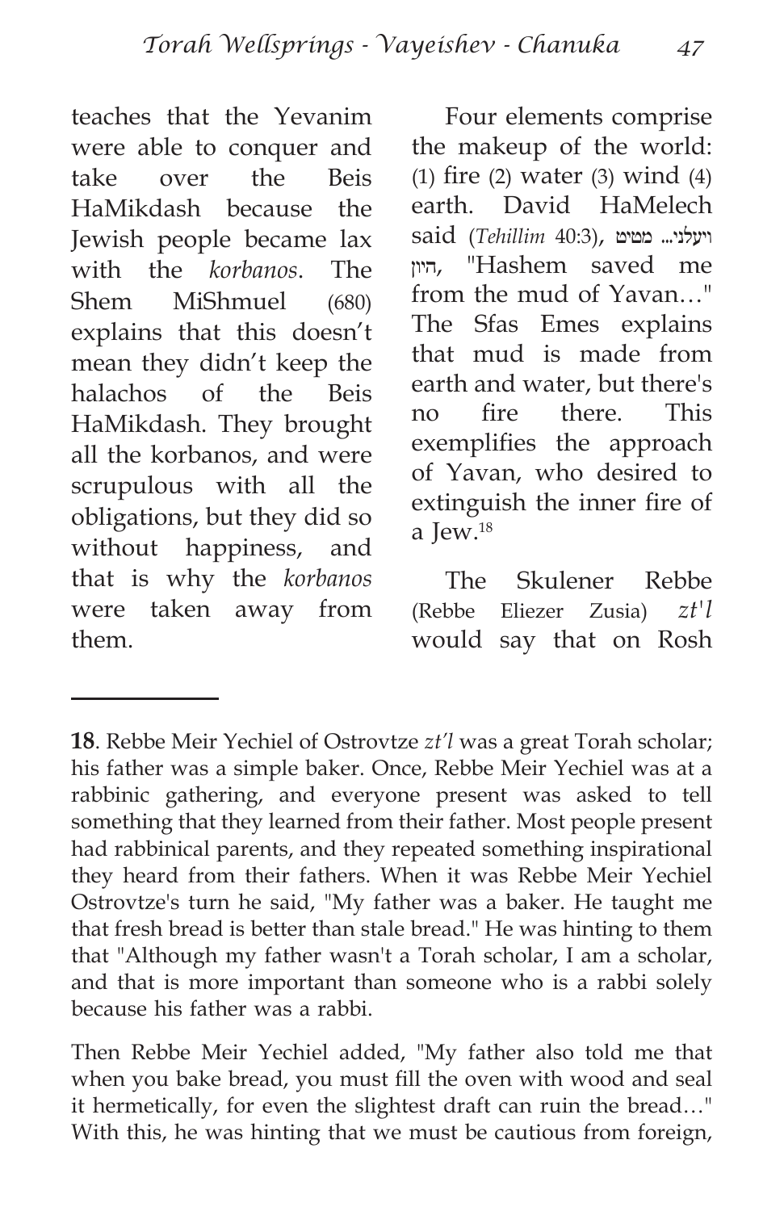teaches that the Yevanim were able to conquer and take over the Beis HaMikdash because the Jewish people became lax with the *korbanos*. The Shem MiShmuel (680) explains that this doesn't mean they didn't keep the halachos of the Beis HaMikdash. They brought all the korbanos, and were scrupulous with all the obligations, but they did so without happiness, and that is why the *korbanos* were taken away from them.

Four elements comprise the makeup of the world: (1) fire (2) water (3) wind (4) earth. David HaMelech said (*Tehillim* 40:3), ויעלני... מטיט היון, "Hashem saved me from the mud of Yavan…" The Sfas Emes explains that mud is made from earth and water, but there's no fire there. This exemplifies the approach of Yavan, who desired to extinguish the inner fire of a Jew.[18]

The Skulener Rebbe (Rebbe Eliezer Zusia) *zt'l* would say that on Rosh

---

**18**. Rebbe Meir Yechiel of Ostrovtze *zt'l* was a great Torah scholar; his father was a simple baker. Once, Rebbe Meir Yechiel was at a rabbinic gathering, and everyone present was asked to tell something that they learned from their father. Most people present had rabbinical parents, and they repeated something inspirational they heard from their fathers. When it was Rebbe Meir Yechiel Ostrovtze's turn he said, "My father was a baker. He taught me that fresh bread is better than stale bread." He was hinting to them that "Although my father wasn't a Torah scholar, I am a scholar, and that is more important than someone who is a rabbi solely because his father was a rabbi.

Then Rebbe Meir Yechiel added, "My father also told me that when you bake bread, you must fill the oven with wood and seal it hermetically, for even the slightest draft can ruin the bread…" With this, he was hinting that we must be cautious from foreign,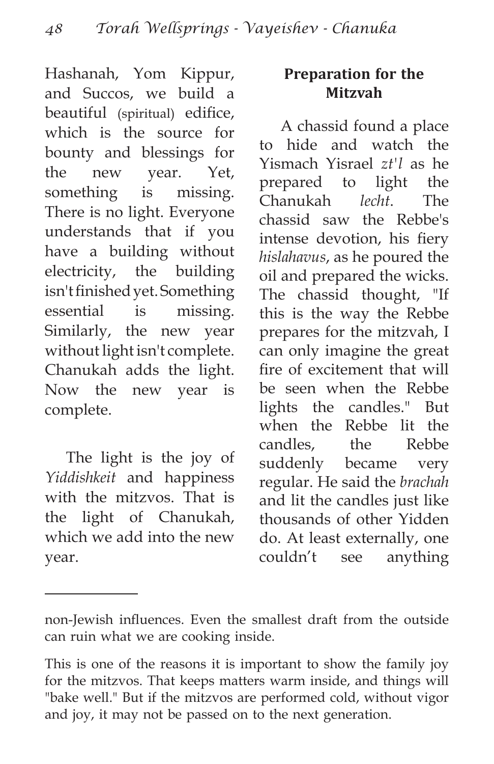Hashanah, Yom Kippur, and Succos, we build a beautiful (spiritual) edifice, which is the source for bounty and blessings for the new year. Yet, something is missing. There is no light. Everyone understands that if you have a building without electricity, the building isn't finished yet. Something essential is missing. Similarly, the new year without light isn't complete. Chanukah adds the light. Now the new year is complete.

The light is the joy of *Yiddishkeit* and happiness with the mitzvos. That is the light of Chanukah, which we add into the new year.

## Preparation for the Mitzvah

A chassid found a place to hide and watch the Yismach Yisrael *zt'l* as he prepared to light the Chanukah *lecht*. The chassid saw the Rebbe's intense devotion, his fiery *hislahavus*, as he poured the oil and prepared the wicks. The chassid thought, "If this is the way the Rebbe prepares for the mitzvah, I can only imagine the great fire of excitement that will be seen when the Rebbe lights the candles." But when the Rebbe lit the candles, the Rebbe suddenly became very regular. He said the *brachah* and lit the candles just like thousands of other Yidden do. At least externally, one couldn't see anything

---

non-Jewish influences. Even the smallest draft from the outside can ruin what we are cooking inside.

This is one of the reasons it is important to show the family joy for the mitzvos. That keeps matters warm inside, and things will "bake well." But if the mitzvos are performed cold, without vigor and joy, it may not be passed on to the next generation.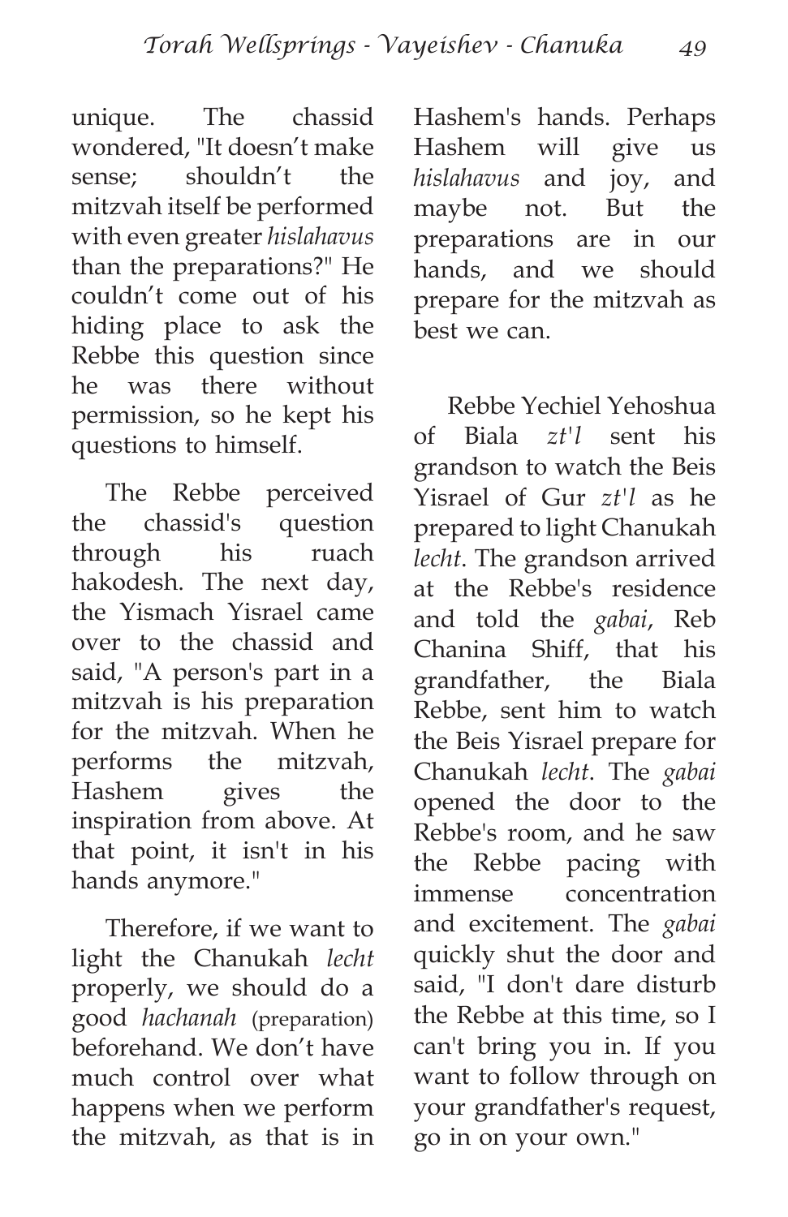unique. The chassid wondered, "It doesn't make sense; shouldn't the mitzvah itself be performed with even greater *hislahavus* than the preparations?" He couldn't come out of his hiding place to ask the Rebbe this question since he was there without permission, so he kept his questions to himself.

The Rebbe perceived the chassid's question through his ruach hakodesh. The next day, the Yismach Yisrael came over to the chassid and said, "A person's part in a mitzvah is his preparation for the mitzvah. When he performs the mitzvah, Hashem gives the inspiration from above. At that point, it isn't in his hands anymore."

Therefore, if we want to light the Chanukah *lecht* properly, we should do a good *hachanah* (preparation) beforehand. We don't have much control over what happens when we perform the mitzvah, as that is in Hashem's hands. Perhaps Hashem will give us *hislahavus* and joy, and maybe not. But the preparations are in our hands, and we should prepare for the mitzvah as best we can.

Rebbe Yechiel Yehoshua of Biala *zt'l* sent his grandson to watch the Beis Yisrael of Gur *zt'l* as he prepared to light Chanukah *lecht*. The grandson arrived at the Rebbe's residence and told the *gabai*, Reb Chanina Shiff, that his grandfather, the Biala Rebbe, sent him to watch the Beis Yisrael prepare for Chanukah *lecht*. The *gabai* opened the door to the Rebbe's room, and he saw the Rebbe pacing with immense concentration and excitement. The *gabai* quickly shut the door and said, "I don't dare disturb the Rebbe at this time, so I can't bring you in. If you want to follow through on your grandfather's request, go in on your own."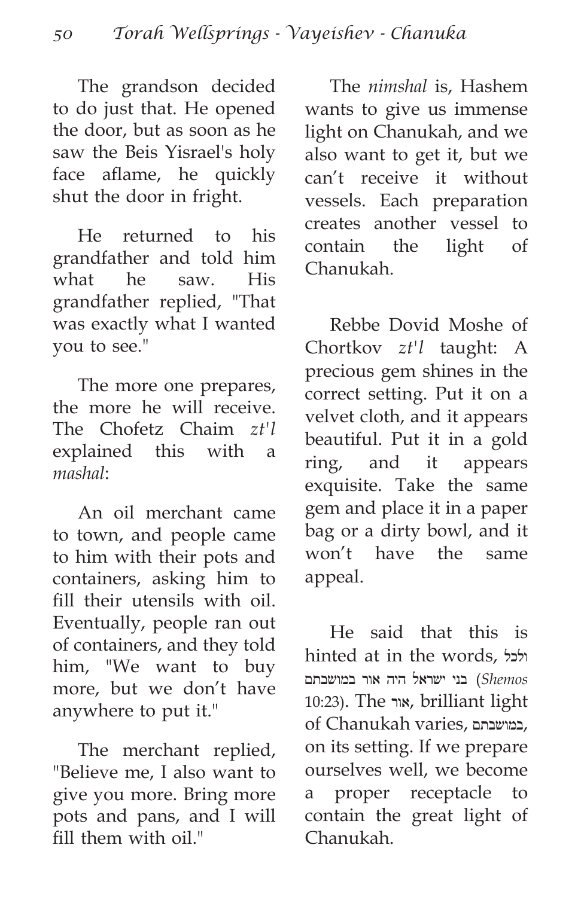The grandson decided to do just that. He opened the door, but as soon as he saw the Beis Yisrael's holy face aflame, he quickly shut the door in fright.

He returned to his grandfather and told him what he saw. His grandfather replied, "That was exactly what I wanted you to see."

The more one prepares, the more he will receive. The Chofetz Chaim *zt'l* explained this with a *mashal*:

An oil merchant came to town, and people came to him with their pots and containers, asking him to fill their utensils with oil. Eventually, people ran out of containers, and they told him, "We want to buy more, but we don't have anywhere to put it."

The merchant replied, "Believe me, I also want to give you more. Bring more pots and pans, and I will fill them with oil."

The *nimshal* is, Hashem wants to give us immense light on Chanukah, and we also want to get it, but we can't receive it without vessels. Each preparation creates another vessel to contain the light of Chanukah.

Rebbe Dovid Moshe of Chortkov *zt'l* taught: A precious gem shines in the correct setting. Put it on a velvet cloth, and it appears beautiful. Put it in a gold ring, and it appears exquisite. Take the same gem and place it in a paper bag or a dirty bowl, and it won't have the same appeal.

He said that this is hinted at in the words, ולכל בני ישראל היה אור במושבתם (*Shemos* 10:23). The אור, brilliant light of Chanukah varies, במושבתם, on its setting. If we prepare ourselves well, we become a proper receptacle to contain the great light of Chanukah.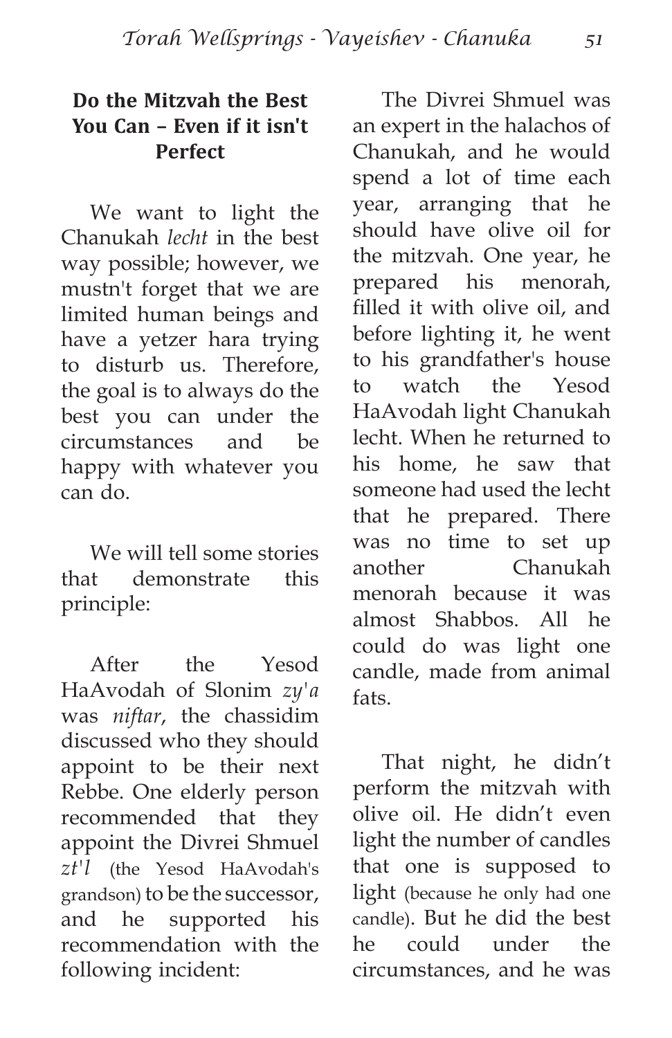### Do the Mitzvah the Best You Can – Even if it isn't Perfect

We want to light the Chanukah *lecht* in the best way possible; however, we mustn't forget that we are limited human beings and have a yetzer hara trying to disturb us. Therefore, the goal is to always do the best you can under the circumstances and be happy with whatever you can do.

We will tell some stories that demonstrate this principle:

After the Yesod HaAvodah of Slonim *zy'a* was *niftar*, the chassidim discussed who they should appoint to be their next Rebbe. One elderly person recommended that they appoint the Divrei Shmuel *zt'l* (the Yesod HaAvodah's grandson) to be the successor, and he supported his recommendation with the following incident:

The Divrei Shmuel was an expert in the halachos of Chanukah, and he would spend a lot of time each year, arranging that he should have olive oil for the mitzvah. One year, he prepared his menorah, filled it with olive oil, and before lighting it, he went to his grandfather's house to watch the Yesod HaAvodah light Chanukah lecht. When he returned to his home, he saw that someone had used the lecht that he prepared. There was no time to set up another Chanukah menorah because it was almost Shabbos. All he could do was light one candle, made from animal fats.

That night, he didn't perform the mitzvah with olive oil. He didn't even light the number of candles that one is supposed to light (because he only had one candle). But he did the best he could under the circumstances, and he was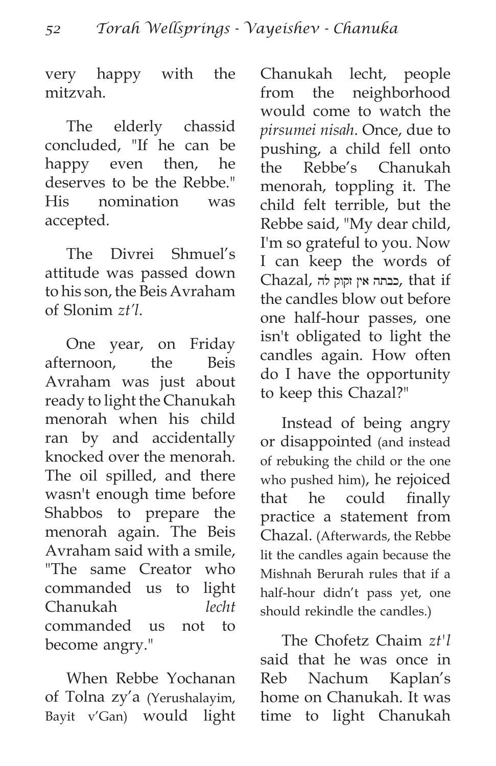very happy with the mitzvah.

The elderly chassid concluded, "If he can be happy even then, he deserves to be the Rebbe." His nomination was accepted.

The Divrei Shmuel's attitude was passed down to his son, the Beis Avraham of Slonim *zt'l*.

One year, on Friday afternoon, the Beis Avraham was just about ready to light the Chanukah menorah when his child ran by and accidentally knocked over the menorah. The oil spilled, and there wasn't enough time before Shabbos to prepare the menorah again. The Beis Avraham said with a smile, "The same Creator who commanded us to light Chanukah *lecht* commanded us not to become angry."

When Rebbe Yochanan of Tolna zy'a (Yerushalayim, Bayit v'Gan) would light Chanukah lecht, people from the neighborhood would come to watch the *pirsumei nisah*. Once, due to pushing, a child fell onto the Rebbe's Chanukah menorah, toppling it. The child felt terrible, but the Rebbe said, "My dear child, I'm so grateful to you. Now I can keep the words of Chazal, כבתה אין זקוק לה, that if the candles blow out before one half-hour passes, one isn't obligated to light the candles again. How often do I have the opportunity to keep this Chazal?"

Instead of being angry or disappointed (and instead of rebuking the child or the one who pushed him), he rejoiced that he could finally practice a statement from Chazal. (Afterwards, the Rebbe lit the candles again because the Mishnah Berurah rules that if a half-hour didn't pass yet, one should rekindle the candles.)

The Chofetz Chaim *zt'l* said that he was once in Reb Nachum Kaplan's home on Chanukah. It was time to light Chanukah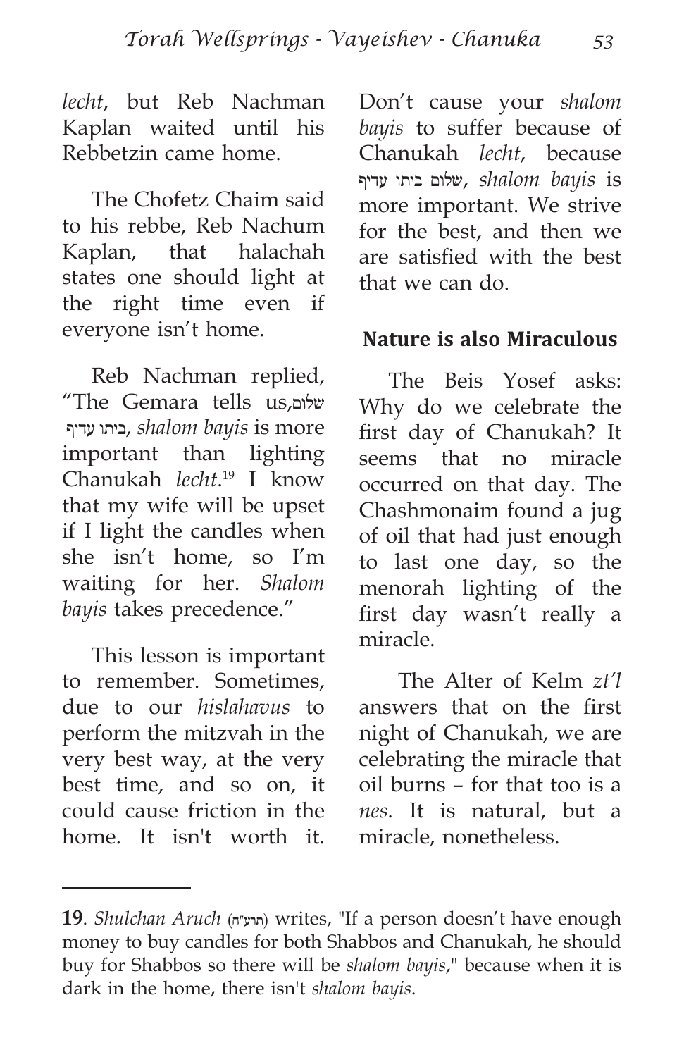*lecht*, but Reb Nachman Kaplan waited until his Rebbetzin came home.

The Chofetz Chaim said to his rebbe, Reb Nachum Kaplan, that halachah states one should light at the right time even if everyone isn't home.

Reb Nachman replied, "The Gemara tells us, שלום ביתו עדיף, *shalom bayis* is more important than lighting Chanukah *lecht*.[19] I know that my wife will be upset if I light the candles when she isn't home, so I'm waiting for her. *Shalom bayis* takes precedence."

This lesson is important to remember. Sometimes, due to our *hislahavus* to perform the mitzvah in the very best way, at the very best time, and so on, it could cause friction in the home. It isn't worth it. Don't cause your *shalom bayis* to suffer because of Chanukah *lecht*, because שלום ביתו עדיף, *shalom bayis* is more important. We strive for the best, and then we are satisfied with the best that we can do.

## Nature is also Miraculous

The Beis Yosef asks: Why do we celebrate the first day of Chanukah? It seems that no miracle occurred on that day. The Chashmonaim found a jug of oil that had just enough to last one day, so the menorah lighting of the first day wasn't really a miracle.

The Alter of Kelm *zt'l* answers that on the first night of Chanukah, we are celebrating the miracle that oil burns – for that too is a *nes*. It is natural, but a miracle, nonetheless.

---

**19**. *Shulchan Aruch* (תרע"ח) writes, "If a person doesn't have enough money to buy candles for both Shabbos and Chanukah, he should buy for Shabbos so there will be *shalom bayis*," because when it is dark in the home, there isn't *shalom bayis*.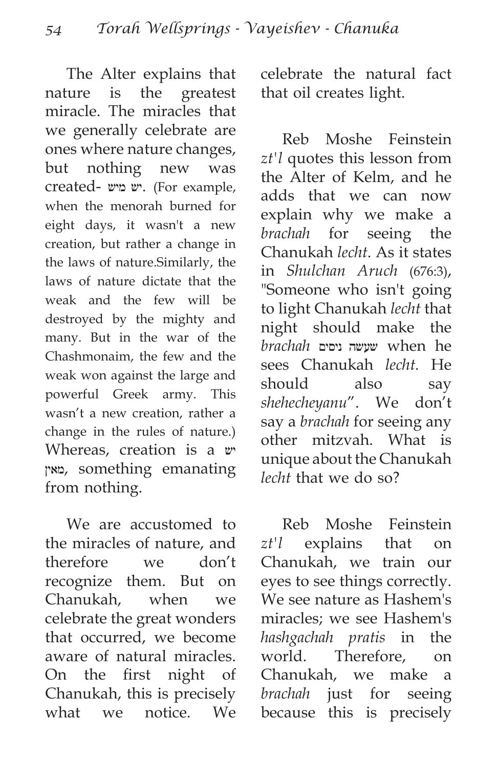The Alter explains that nature is the greatest miracle. The miracles that we generally celebrate are ones where nature changes, but nothing new was created- יש מיש. (For example, when the menorah burned for eight days, it wasn't a new creation, but rather a change in the laws of nature.Similarly, the laws of nature dictate that the weak and the few will be destroyed by the mighty and many. But in the war of the Chashmonaim, the few and the weak won against the large and powerful Greek army. This wasn't a new creation, rather a change in the rules of nature.) Whereas, creation is a יש מאין, something emanating from nothing.

We are accustomed to the miracles of nature, and therefore we don't recognize them. But on Chanukah, when we celebrate the great wonders that occurred, we become aware of natural miracles. On the first night of Chanukah, this is precisely what we notice. We celebrate the natural fact that oil creates light.

Reb Moshe Feinstein *zt'l* quotes this lesson from the Alter of Kelm, and he adds that we can now explain why we make a *brachah* for seeing the Chanukah *lecht*. As it states in *Shulchan Aruch* (676:3), "Someone who isn't going to light Chanukah *lecht* that night should make the *brachah* שעשה ניסים when he sees Chanukah *lecht.* He should also say *shehecheyanu*". We don't say a *brachah* for seeing any other mitzvah. What is unique about the Chanukah *lecht* that we do so?

Reb Moshe Feinstein *zt'l* explains that on Chanukah, we train our eyes to see things correctly. We see nature as Hashem's miracles; we see Hashem's *hashgachah pratis* in the world. Therefore, on Chanukah, we make a *brachah* just for seeing because this is precisely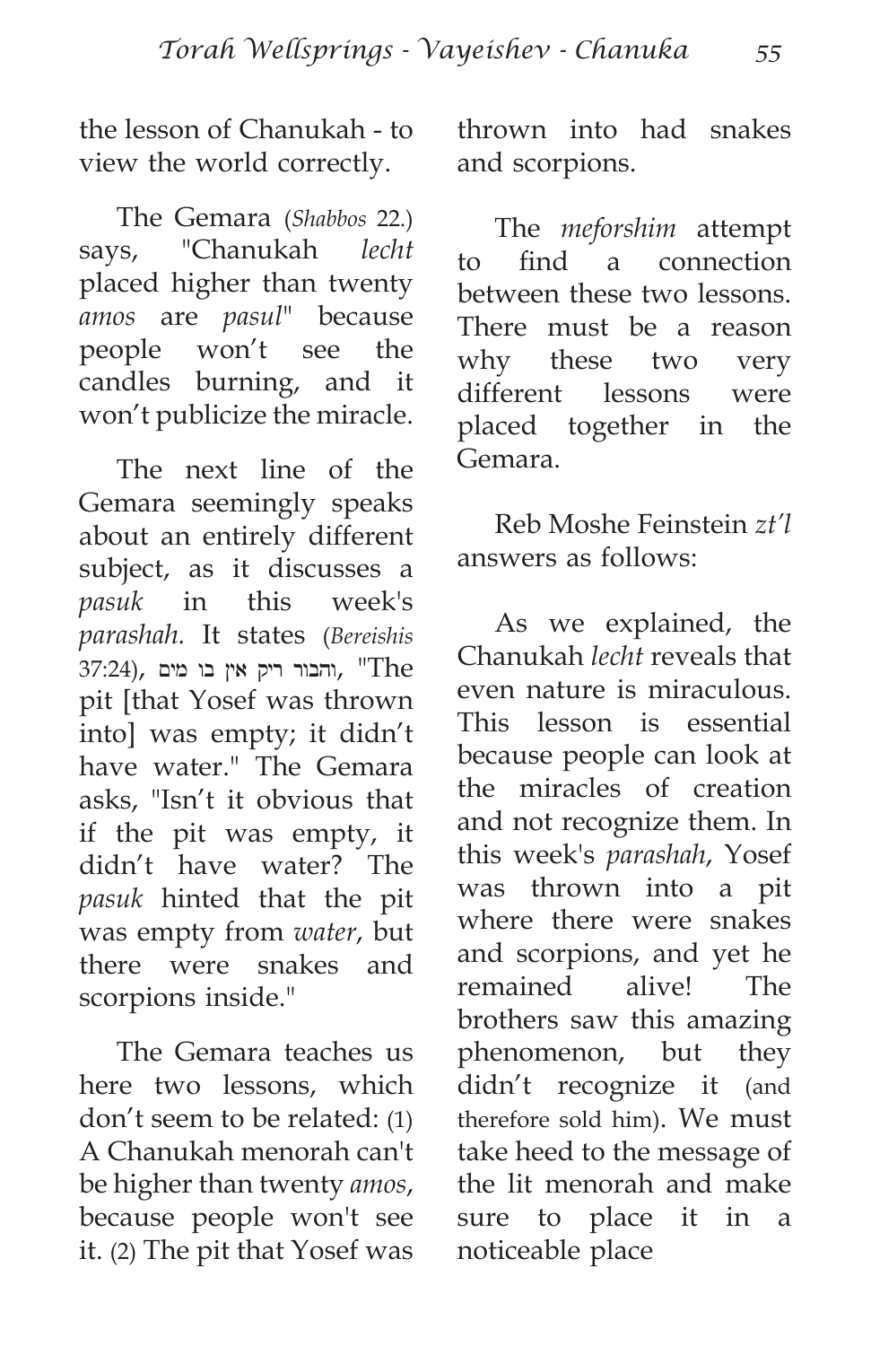the lesson of Chanukah - to view the world correctly.

The Gemara (*Shabbos* 22.) says, "Chanukah *lecht* placed higher than twenty *amos* are *pasul*" because people won't see the candles burning, and it won't publicize the miracle.

The next line of the Gemara seemingly speaks about an entirely different subject, as it discusses a *pasuk* in this week's *parashah*. It states (*Bereishis* 37:24), והבור ריק אין בו מים, "The pit [that Yosef was thrown into] was empty; it didn't have water." The Gemara asks, "Isn't it obvious that if the pit was empty, it didn't have water? The *pasuk* hinted that the pit was empty from *water*, but there were snakes and scorpions inside."

The Gemara teaches us here two lessons, which don't seem to be related: (1) A Chanukah menorah can't be higher than twenty *amos*, because people won't see it. (2) The pit that Yosef was thrown into had snakes and scorpions.

The *meforshim* attempt to find a connection between these two lessons. There must be a reason why these two very different lessons were placed together in the Gemara.

Reb Moshe Feinstein *zt'l* answers as follows:

As we explained, the Chanukah *lecht* reveals that even nature is miraculous. This lesson is essential because people can look at the miracles of creation and not recognize them. In this week's *parashah*, Yosef was thrown into a pit where there were snakes and scorpions, and yet he remained alive! The brothers saw this amazing phenomenon, but they didn't recognize it (and therefore sold him). We must take heed to the message of the lit menorah and make sure to place it in a noticeable place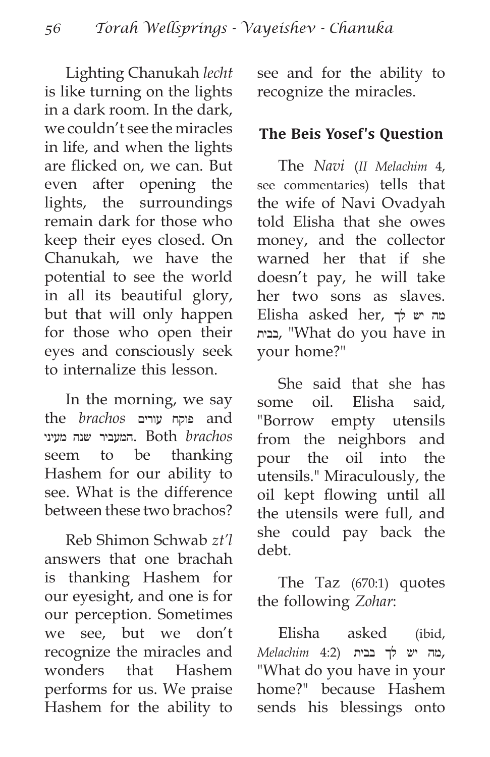Lighting Chanukah *lecht* is like turning on the lights in a dark room. In the dark, we couldn't see the miracles in life, and when the lights are flicked on, we can. But even after opening the lights, the surroundings remain dark for those who keep their eyes closed. On Chanukah, we have the potential to see the world in all its beautiful glory, but that will only happen for those who open their eyes and consciously seek to internalize this lesson.

In the morning, we say the *brachos* פוקח עורים and המעביר שנה מעיני. Both *brachos* seem to be thanking Hashem for our ability to see. What is the difference between these two brachos?

Reb Shimon Schwab *zt'l* answers that one brachah is thanking Hashem for our eyesight, and one is for our perception. Sometimes we see, but we don't recognize the miracles and wonders that Hashem performs for us. We praise Hashem for the ability to see and for the ability to recognize the miracles.

### The Beis Yosef's Question

The *Navi* (*II Melachim* 4, see commentaries) tells that the wife of Navi Ovadyah told Elisha that she owes money, and the collector warned her that if she doesn't pay, he will take her two sons as slaves. Elisha asked her, מה יש לך בבית, "What do you have in your home?"

She said that she has some oil. Elisha said, "Borrow empty utensils from the neighbors and pour the oil into the utensils." Miraculously, the oil kept flowing until all the utensils were full, and she could pay back the debt.

The Taz (670:1) quotes the following *Zohar*:

Elisha asked (ibid, *Melachim* 4:2) מה יש לך בבית, "What do you have in your home?" because Hashem sends his blessings onto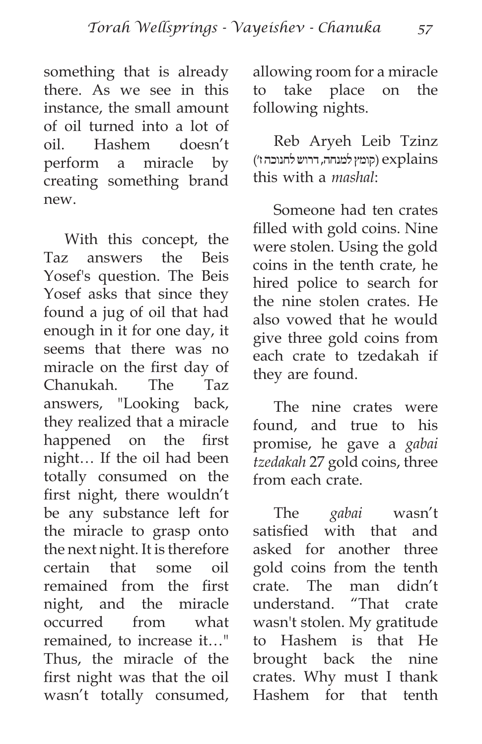something that is already there. As we see in this instance, the small amount of oil turned into a lot of oil. Hashem doesn't perform a miracle by creating something brand new.

With this concept, the Taz answers the Beis Yosef's question. The Beis Yosef asks that since they found a jug of oil that had enough in it for one day, it seems that there was no miracle on the first day of Chanukah. The Taz answers, "Looking back, they realized that a miracle happened on the first night… If the oil had been totally consumed on the first night, there wouldn't be any substance left for the miracle to grasp onto the next night. It is therefore certain that some oil remained from the first night, and the miracle occurred from what remained, to increase it…" Thus, the miracle of the first night was that the oil wasn't totally consumed, allowing room for a miracle to take place on the following nights.

Reb Aryeh Leib Tzinz (קומץ למנחה, דרוש לחנוכה ז') explains this with a *mashal*:

Someone had ten crates filled with gold coins. Nine were stolen. Using the gold coins in the tenth crate, he hired police to search for the nine stolen crates. He also vowed that he would give three gold coins from each crate to tzedakah if they are found.

The nine crates were found, and true to his promise, he gave a *gabai tzedakah* 27 gold coins, three from each crate.

The *gabai* wasn't satisfied with that and asked for another three gold coins from the tenth crate. The man didn't understand. "That crate wasn't stolen. My gratitude to Hashem is that He brought back the nine crates. Why must I thank Hashem for that tenth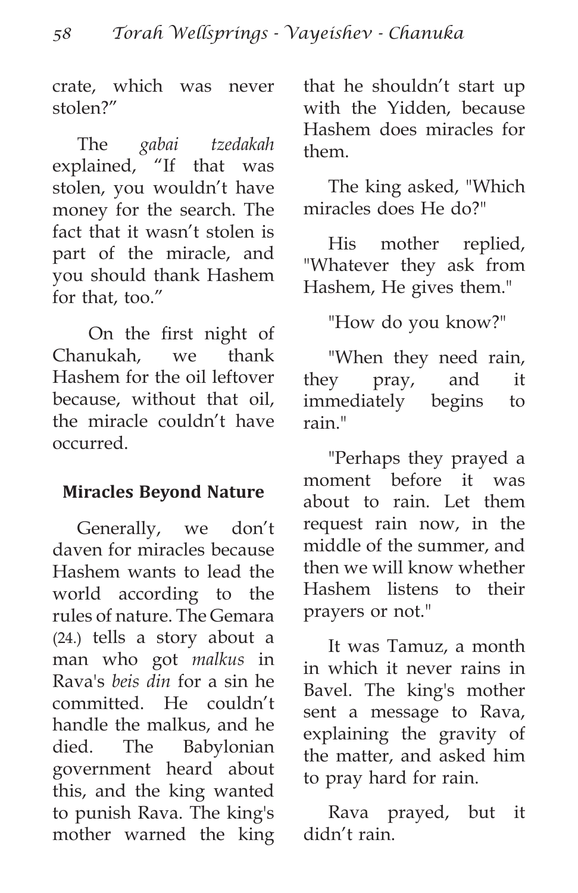crate, which was never stolen?"

The *gabai tzedakah* explained, "If that was stolen, you wouldn't have money for the search. The fact that it wasn't stolen is part of the miracle, and you should thank Hashem for that, too."

On the first night of Chanukah, we thank Hashem for the oil leftover because, without that oil, the miracle couldn't have occurred.

### Miracles Beyond Nature

Generally, we don't daven for miracles because Hashem wants to lead the world according to the rules of nature. The Gemara (24.) tells a story about a man who got *malkus* in Rava's *beis din* for a sin he committed. He couldn't handle the malkus, and he died. The Babylonian government heard about this, and the king wanted to punish Rava. The king's mother warned the king that he shouldn't start up with the Yidden, because Hashem does miracles for them.

The king asked, "Which miracles does He do?"

His mother replied, "Whatever they ask from Hashem, He gives them."

"How do you know?"

"When they need rain, they pray, and it immediately begins to rain."

"Perhaps they prayed a moment before it was about to rain. Let them request rain now, in the middle of the summer, and then we will know whether Hashem listens to their prayers or not."

It was Tamuz, a month in which it never rains in Bavel. The king's mother sent a message to Rava, explaining the gravity of the matter, and asked him to pray hard for rain.

Rava prayed, but it didn't rain.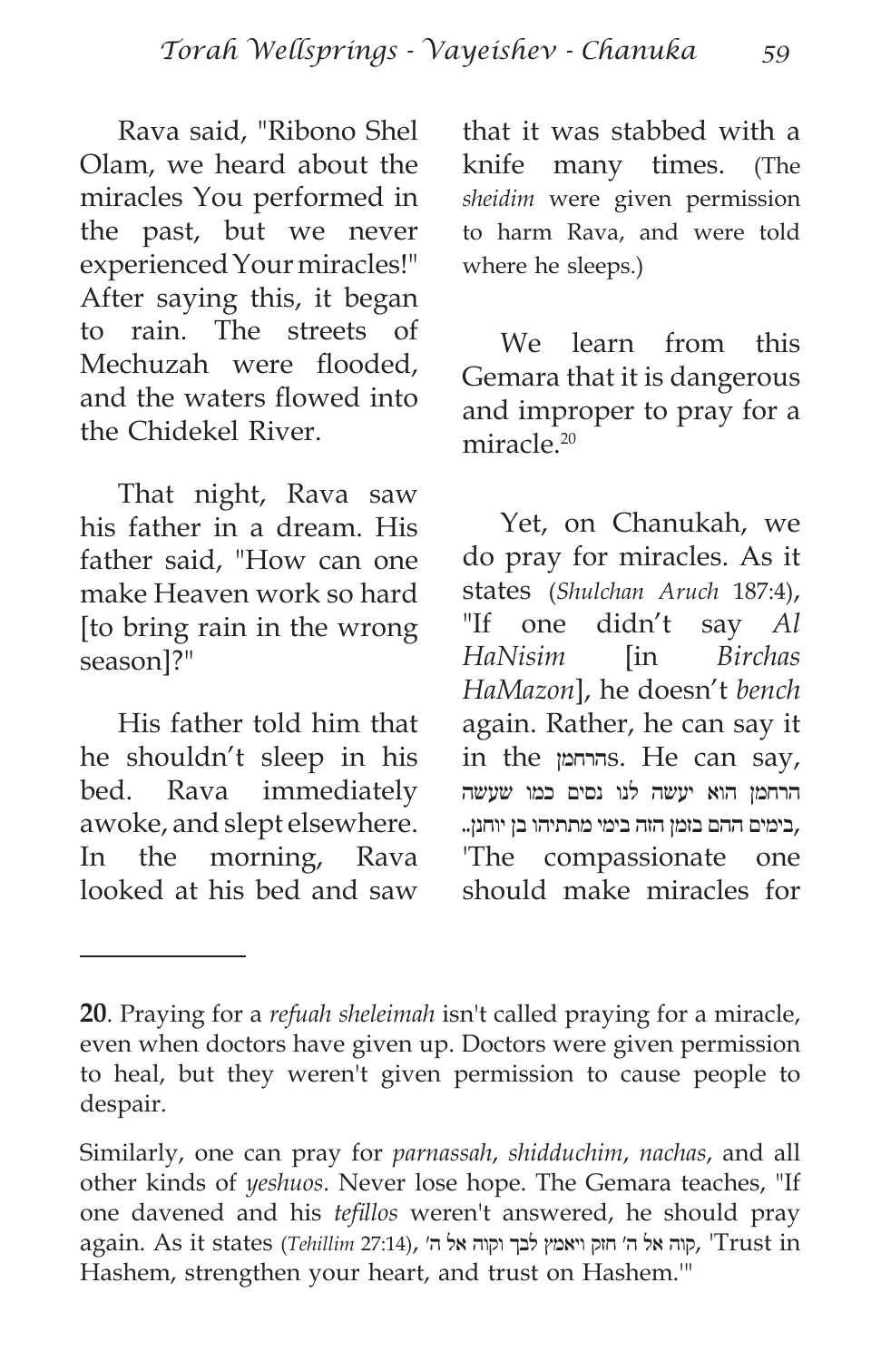Rava said, "Ribono Shel Olam, we heard about the miracles You performed in the past, but we never experienced Your miracles!" After saying this, it began to rain. The streets of Mechuzah were flooded, and the waters flowed into the Chidekel River.

That night, Rava saw his father in a dream. His father said, "How can one make Heaven work so hard [to bring rain in the wrong season]?"

His father told him that he shouldn't sleep in his bed. Rava immediately awoke, and slept elsewhere. In the morning, Rava looked at his bed and saw that it was stabbed with a knife many times. (The *sheidim* were given permission to harm Rava, and were told where he sleeps.)

We learn from this Gemara that it is dangerous and improper to pray for a miracle.[20]

Yet, on Chanukah, we do pray for miracles. As it states (*Shulchan Aruch* 187:4), "If one didn't say *Al HaNisim* [in *Birchas HaMazon*], he doesn't *bench* again. Rather, he can say it in the הרחמןs. He can say, הרחמן הוא יעשה לנו נסים כמו שעשה בימים ההם בזמן הזה בימי מתתיהו בן יוחנן.., 'The compassionate one should make miracles for

---

**20**. Praying for a *refuah sheleimah* isn't called praying for a miracle, even when doctors have given up. Doctors were given permission to heal, but they weren't given permission to cause people to despair.

Similarly, one can pray for *parnassah*, *shidduchim*, *nachas*, and all other kinds of *yeshuos*. Never lose hope. The Gemara teaches, "If one davened and his *tefillos* weren't answered, he should pray again. As it states (*Tehillim* 27:14), קוה אל ה' חזק ויאמץ לבך וקוה אל ה', 'Trust in Hashem, strengthen your heart, and trust on Hashem.'"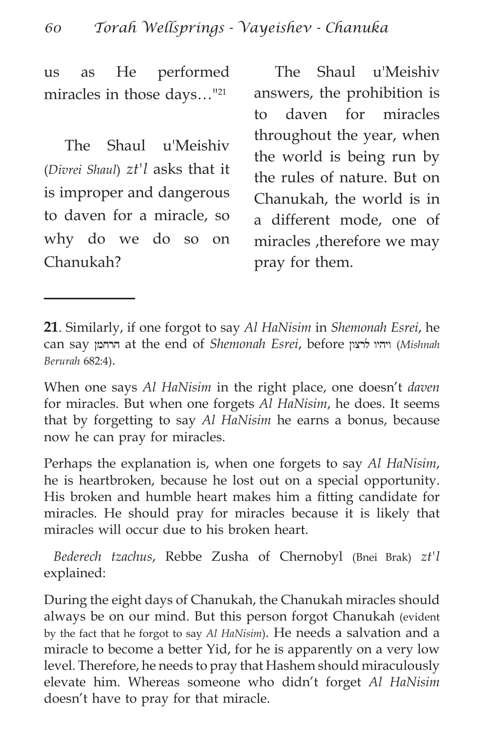us as He performed miracles in those days…"[21]

The Shaul u'Meishiv (*Divrei Shaul*) *zt'l* asks that it is improper and dangerous to daven for a miracle, so why do we do so on Chanukah?

The Shaul u'Meishiv answers, the prohibition is to daven for miracles throughout the year, when the world is being run by the rules of nature. But on Chanukah, the world is in a different mode, one of miracles ,therefore we may pray for them.

---

**21**. Similarly, if one forgot to say *Al HaNisim* in *Shemonah Esrei*, he can say הרחמן at the end of *Shemonah Esrei*, before ויהיו לרצון (*Mishnah Berurah* 682:4).

When one says *Al HaNisim* in the right place, one doesn't *daven* for miracles. But when one forgets *Al HaNisim*, he does. It seems that by forgetting to say *Al HaNisim* he earns a bonus, because now he can pray for miracles.

Perhaps the explanation is, when one forgets to say *Al HaNisim*, he is heartbroken, because he lost out on a special opportunity. His broken and humble heart makes him a fitting candidate for miracles. He should pray for miracles because it is likely that miracles will occur due to his broken heart.

*Bederech tzachus*, Rebbe Zusha of Chernobyl (Bnei Brak) *zt'l* explained:

During the eight days of Chanukah, the Chanukah miracles should always be on our mind. But this person forgot Chanukah (evident by the fact that he forgot to say *Al HaNisim*). He needs a salvation and a miracle to become a better Yid, for he is apparently on a very low level. Therefore, he needs to pray that Hashem should miraculously elevate him. Whereas someone who didn't forget *Al HaNisim* doesn't have to pray for that miracle.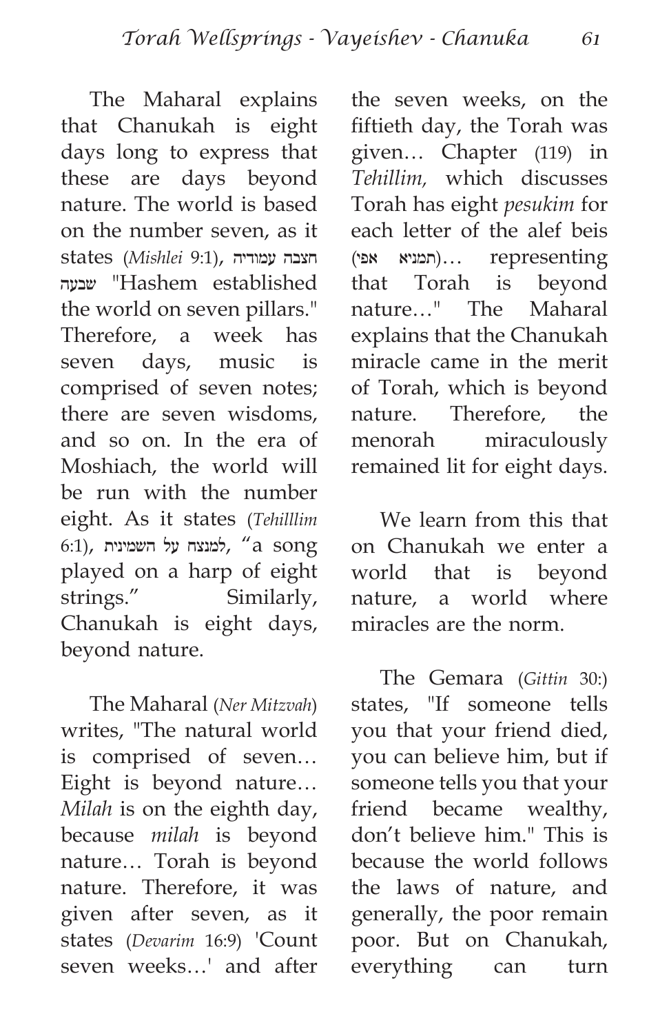The Maharal explains that Chanukah is eight days long to express that these are days beyond nature. The world is based on the number seven, as it states (*Mishlei* 9:1), חצבה עמודיה שבעה "Hashem established the world on seven pillars." Therefore, a week has seven days, music is comprised of seven notes; there are seven wisdoms, and so on. In the era of Moshiach, the world will be run with the number eight. As it states (*Tehilllim* 6:1), למנצח על השמינית, "a song played on a harp of eight strings." Similarly, Chanukah is eight days, beyond nature.

The Maharal (*Ner Mitzvah*) writes, "The natural world is comprised of seven… Eight is beyond nature… *Milah* is on the eighth day, because *milah* is beyond nature… Torah is beyond nature. Therefore, it was given after seven, as it states (*Devarim* 16:9) 'Count seven weeks…' and after the seven weeks, on the fiftieth day, the Torah was given… Chapter (119) in *Tehillim,* which discusses Torah has eight *pesukim* for each letter of the alef beis (תמניא אפי)… representing that Torah is beyond nature…" The Maharal explains that the Chanukah miracle came in the merit of Torah, which is beyond nature. Therefore, the menorah miraculously remained lit for eight days.

We learn from this that on Chanukah we enter a world that is beyond nature, a world where miracles are the norm.

The Gemara (*Gittin* 30:) states, "If someone tells you that your friend died, you can believe him, but if someone tells you that your friend became wealthy, don't believe him." This is because the world follows the laws of nature, and generally, the poor remain poor. But on Chanukah, everything can turn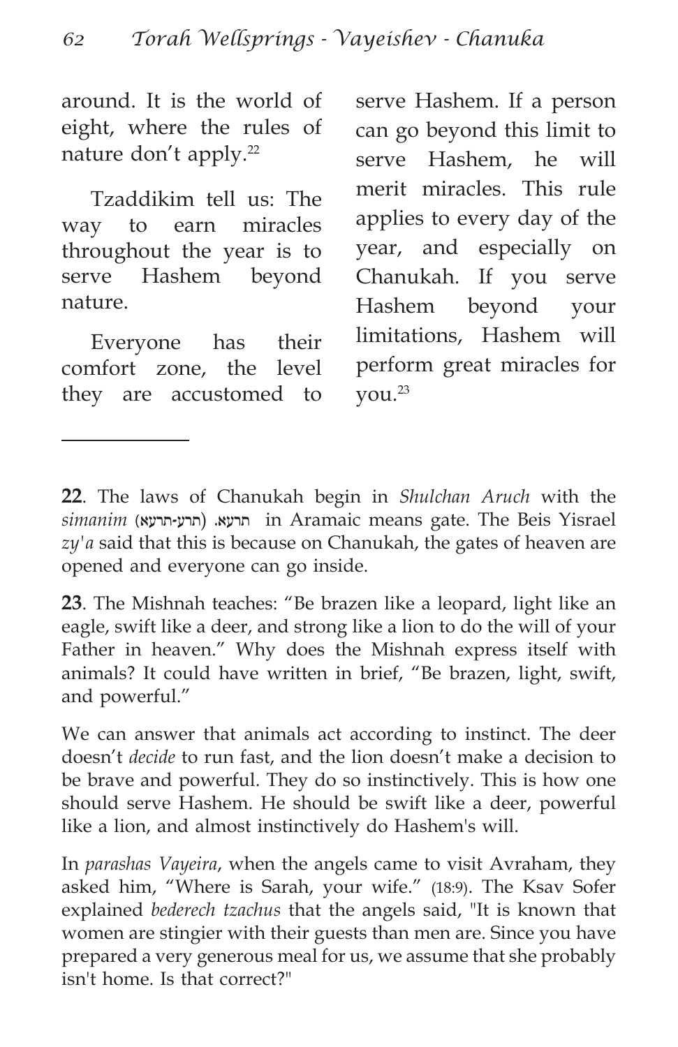around. It is the world of eight, where the rules of nature don't apply.[22]

Tzaddikim tell us: The way to earn miracles throughout the year is to serve Hashem beyond nature.

Everyone has their comfort zone, the level they are accustomed to serve Hashem. If a person can go beyond this limit to serve Hashem, he will merit miracles. This rule applies to every day of the year, and especially on Chanukah. If you serve Hashem beyond your limitations, Hashem will perform great miracles for you.[23]

---

**22**. The laws of Chanukah begin in *Shulchan Aruch* with the *simanim* (תרע-תרעא). תרעא in Aramaic means gate. The Beis Yisrael *zy'a* said that this is because on Chanukah, the gates of heaven are opened and everyone can go inside.

**23**. The Mishnah teaches: "Be brazen like a leopard, light like an eagle, swift like a deer, and strong like a lion to do the will of your Father in heaven." Why does the Mishnah express itself with animals? It could have written in brief, "Be brazen, light, swift, and powerful."

We can answer that animals act according to instinct. The deer doesn't *decide* to run fast, and the lion doesn't make a decision to be brave and powerful. They do so instinctively. This is how one should serve Hashem. He should be swift like a deer, powerful like a lion, and almost instinctively do Hashem's will.

In *parashas Vayeira*, when the angels came to visit Avraham, they asked him, "Where is Sarah, your wife." (18:9). The Ksav Sofer explained *bederech tzachus* that the angels said, "It is known that women are stingier with their guests than men are. Since you have prepared a very generous meal for us, we assume that she probably isn't home. Is that correct?"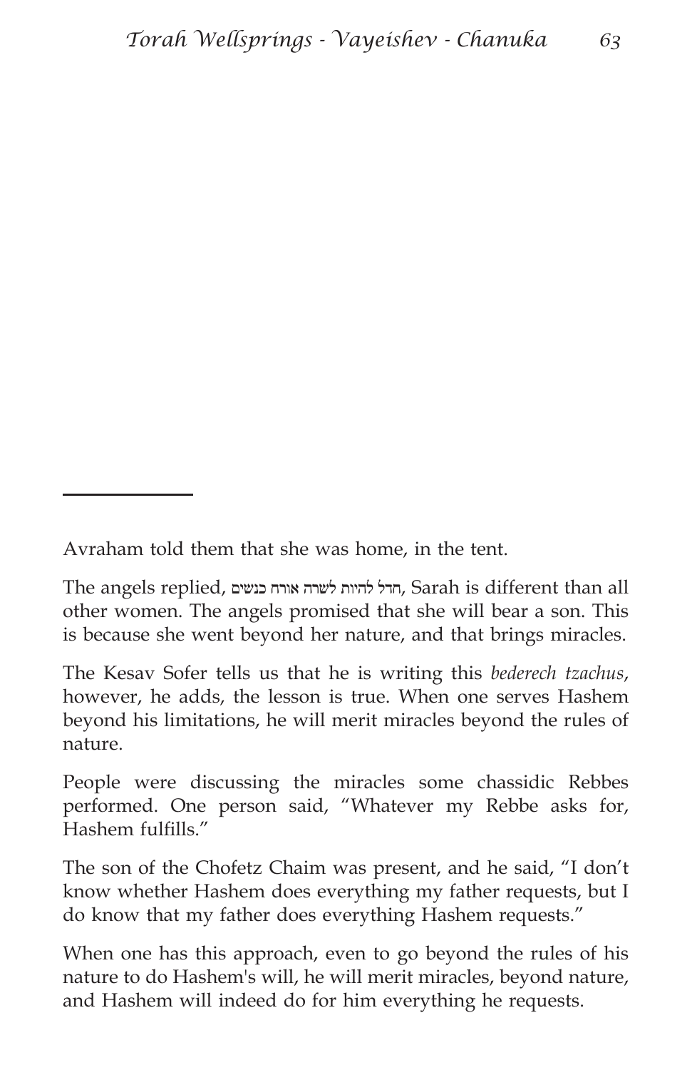---

Avraham told them that she was home, in the tent.

The angels replied, חדל להיות לשרה אורח כנשים, Sarah is different than all other women. The angels promised that she will bear a son. This is because she went beyond her nature, and that brings miracles.

The Kesav Sofer tells us that he is writing this *bederech tzachus*, however, he adds, the lesson is true. When one serves Hashem beyond his limitations, he will merit miracles beyond the rules of nature.

People were discussing the miracles some chassidic Rebbes performed. One person said, "Whatever my Rebbe asks for, Hashem fulfills."

The son of the Chofetz Chaim was present, and he said, "I don't know whether Hashem does everything my father requests, but I do know that my father does everything Hashem requests."

When one has this approach, even to go beyond the rules of his nature to do Hashem's will, he will merit miracles, beyond nature, and Hashem will indeed do for him everything he requests.